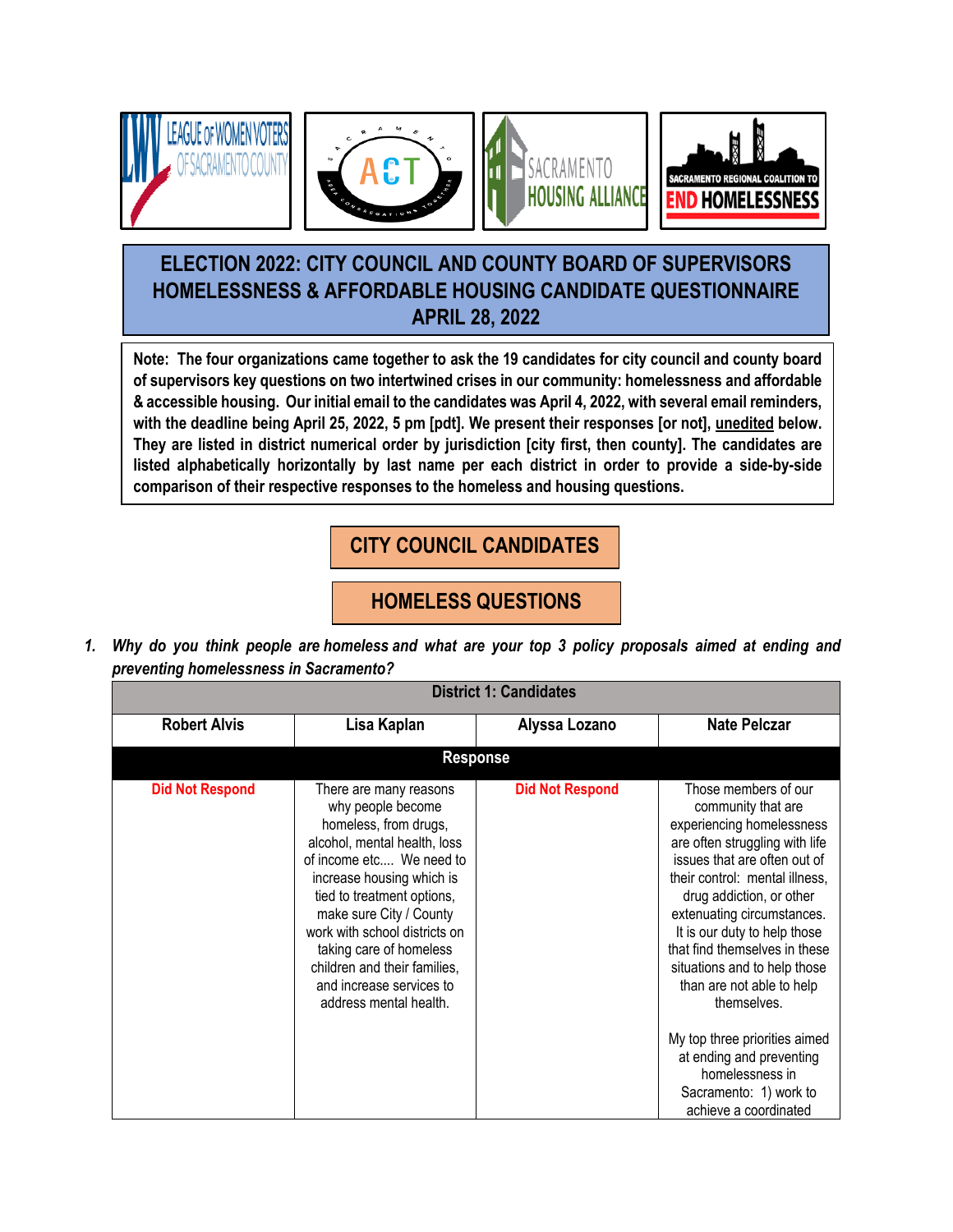# ELECTION 2022: CITY COUNCIL AND COUNTY BOARD OF SUPERVISORS HOMELESSNESS & AFFORDABLE HOUSING CANDIDATE QUESTIONNAIRE APRIL 28, 2022

**Note: The four organizations came together to ask the 19 candidates for city council and county board of supervisors key questions on two intertwined crises in our community: homelessness and affordable & accessible housing. Our initial email to the candidates was April 4, 2022, with several email reminders, with the deadline being April 25, 2022, 5 pm [pdt]. We present their responses [or not], unedited below. They are listed in district numerical order by jurisdiction [city first, then county]. The candidates are listed alphabetically horizontally by last name per each district in order to provide a side-by-side comparison of their respective responses to the homeless and housing questions.**

## CITY COUNCIL CANDIDATES

## HOMELESS QUESTIONS

1. ***Why do you think people are homeless and what are your top 3 policy proposals aimed at ending and preventing homelessness in Sacramento?***

| District 1: Candidates | | | |
|---|---|---|---|
| **Robert Alvis** | **Lisa Kaplan** | **Alyssa Lozano** | **Nate Pelczar** |
| **Response** | | | |
| Did Not Respond | There are many reasons why people become homeless, from drugs, alcohol, mental health, loss of income etc.... We need to increase housing which is tied to treatment options, make sure City / County work with school districts on taking care of homeless children and their families, and increase services to address mental health. | Did Not Respond | Those members of our community that are experiencing homelessness are often struggling with life issues that are often out of their control: mental illness, drug addiction, or other extenuating circumstances. It is our duty to help those that find themselves in these situations and to help those than are not able to help themselves.<br><br>My top three priorities aimed at ending and preventing homelessness in Sacramento: 1) work to achieve a coordinated |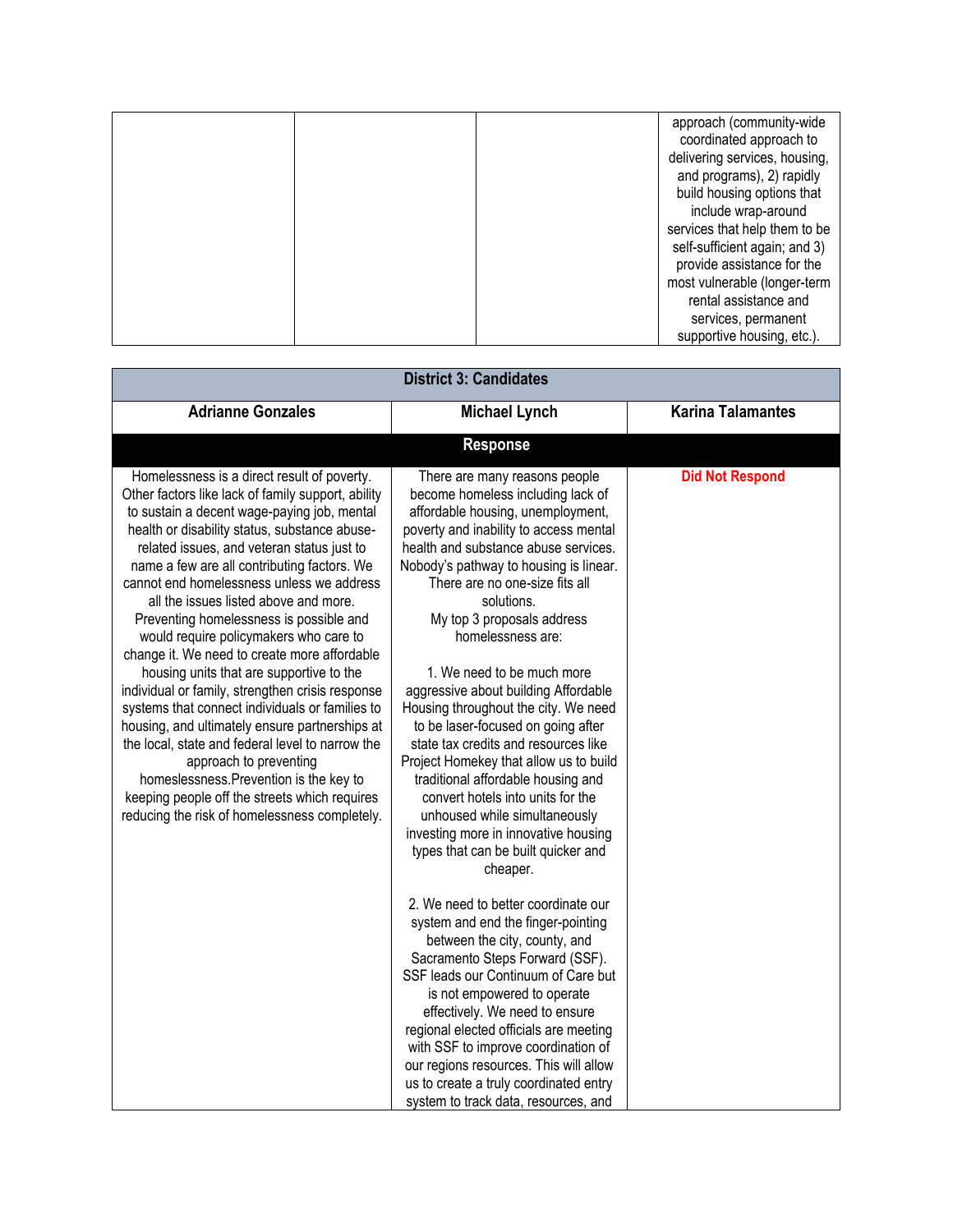|  |  |  | approach (community-wide coordinated approach to delivering services, housing, and programs), 2) rapidly build housing options that include wrap-around services that help them to be self-sufficient again; and 3) provide assistance for the most vulnerable (longer-term rental assistance and services, permanent supportive housing, etc.). |
|---|---|---|---|

| District 3: Candidates | | |
|---|---|---|
| **Adrianne Gonzales** | **Michael Lynch** | **Karina Talamantes** |
| **Response** | | |
| Homelessness is a direct result of poverty. Other factors like lack of family support, ability to sustain a decent wage-paying job, mental health or disability status, substance abuse-related issues, and veteran status just to name a few are all contributing factors. We cannot end homelessness unless we address all the issues listed above and more. Preventing homelessness is possible and would require policymakers who care to change it. We need to create more affordable housing units that are supportive to the individual or family, strengthen crisis response systems that connect individuals or families to housing, and ultimately ensure partnerships at the local, state and federal level to narrow the approach to preventing homeslessness.Prevention is the key to keeping people off the streets which requires reducing the risk of homelessness completely. | There are many reasons people become homeless including lack of affordable housing, unemployment, poverty and inability to access mental health and substance abuse services. Nobody's pathway to housing is linear. There are no one-size fits all solutions.<br>My top 3 proposals address homelessness are:<br><br>1. We need to be much more aggressive about building Affordable Housing throughout the city. We need to be laser-focused on going after state tax credits and resources like Project Homekey that allow us to build traditional affordable housing and convert hotels into units for the unhoused while simultaneously investing more in innovative housing types that can be built quicker and cheaper.<br><br>2. We need to better coordinate our system and end the finger-pointing between the city, county, and Sacramento Steps Forward (SSF). SSF leads our Continuum of Care but is not empowered to operate effectively. We need to ensure regional elected officials are meeting with SSF to improve coordination of our regions resources. This will allow us to create a truly coordinated entry system to track data, resources, and | **Did Not Respond** |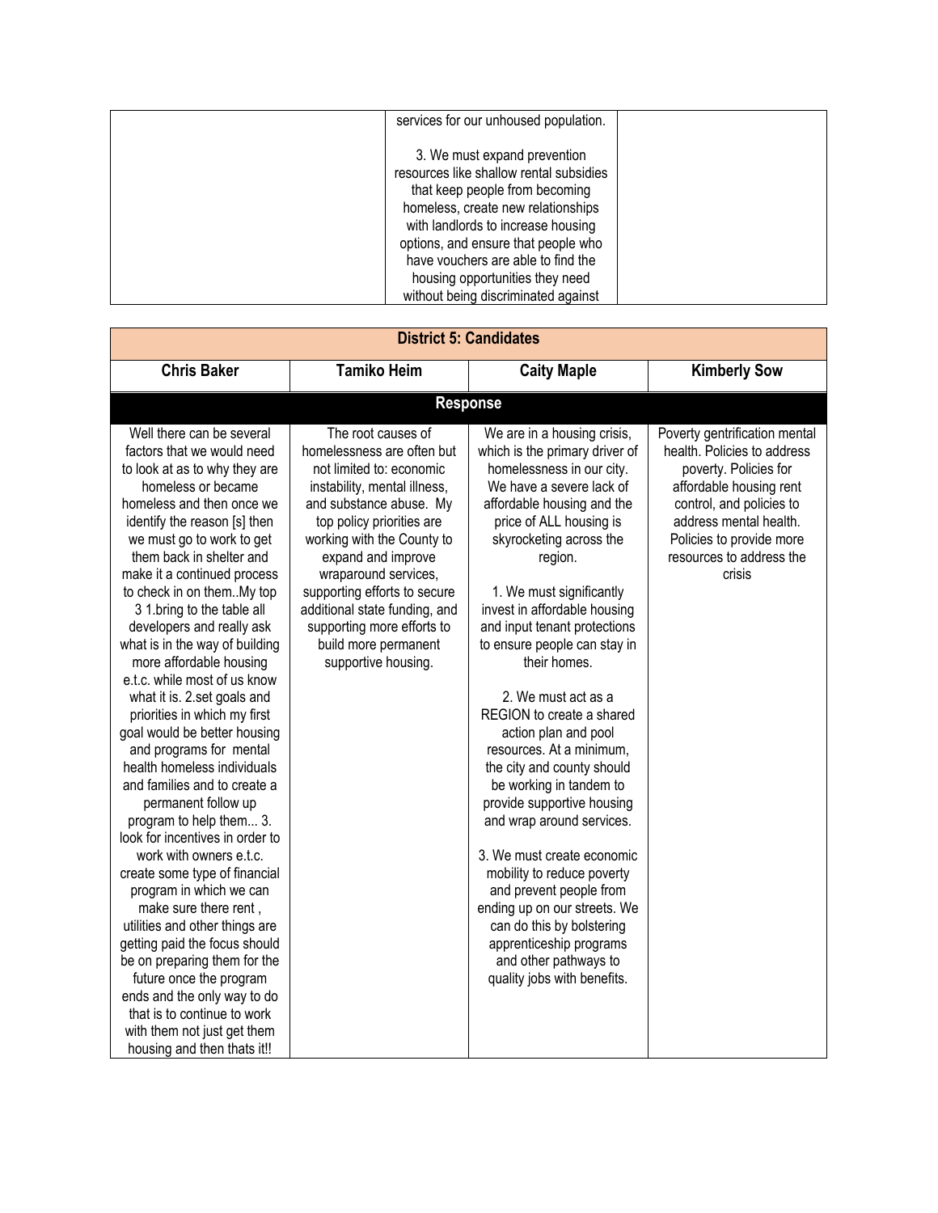| | | | |
|---|---|---|---|
| | | services for our unhoused population.<br><br>3. We must expand prevention resources like shallow rental subsidies that keep people from becoming homeless, create new relationships with landlords to increase housing options, and ensure that people who have vouchers are able to find the housing opportunities they need without being discriminated against | |

| **District 5: Candidates** | | | |
|---|---|---|---|
| **Chris Baker** | **Tamiko Heim** | **Caity Maple** | **Kimberly Sow** |
| **Response** | | | |
| Well there can be several factors that we would need to look at as to why they are homeless or became homeless and then once we identify the reason [s] then we must go to work to get them back in shelter and make it a continued process to check in on them..My top 3 1.bring to the table all developers and really ask what is in the way of building more affordable housing e.t.c. while most of us know what it is. 2.set goals and priorities in which my first goal would be better housing and programs for mental health homeless individuals and families and to create a permanent follow up program to help them... 3. look for incentives in order to work with owners e.t.c. create some type of financial program in which we can make sure there rent , utilities and other things are getting paid the focus should be on preparing them for the future once the program ends and the only way to do that is to continue to work with them not just get them housing and then thats it!! | The root causes of homelessness are often but not limited to: economic instability, mental illness, and substance abuse. My top policy priorities are working with the County to expand and improve wraparound services, supporting efforts to secure additional state funding, and supporting more efforts to build more permanent supportive housing. | We are in a housing crisis, which is the primary driver of homelessness in our city. We have a severe lack of affordable housing and the price of ALL housing is skyrocketing across the region.<br><br>1. We must significantly invest in affordable housing and input tenant protections to ensure people can stay in their homes.<br><br>2. We must act as a REGION to create a shared action plan and pool resources. At a minimum, the city and county should be working in tandem to provide supportive housing and wrap around services.<br><br>3. We must create economic mobility to reduce poverty and prevent people from ending up on our streets. We can do this by bolstering apprenticeship programs and other pathways to quality jobs with benefits. | Poverty gentrification mental health. Policies to address poverty. Policies for affordable housing rent control, and policies to address mental health. Policies to provide more resources to address the crisis |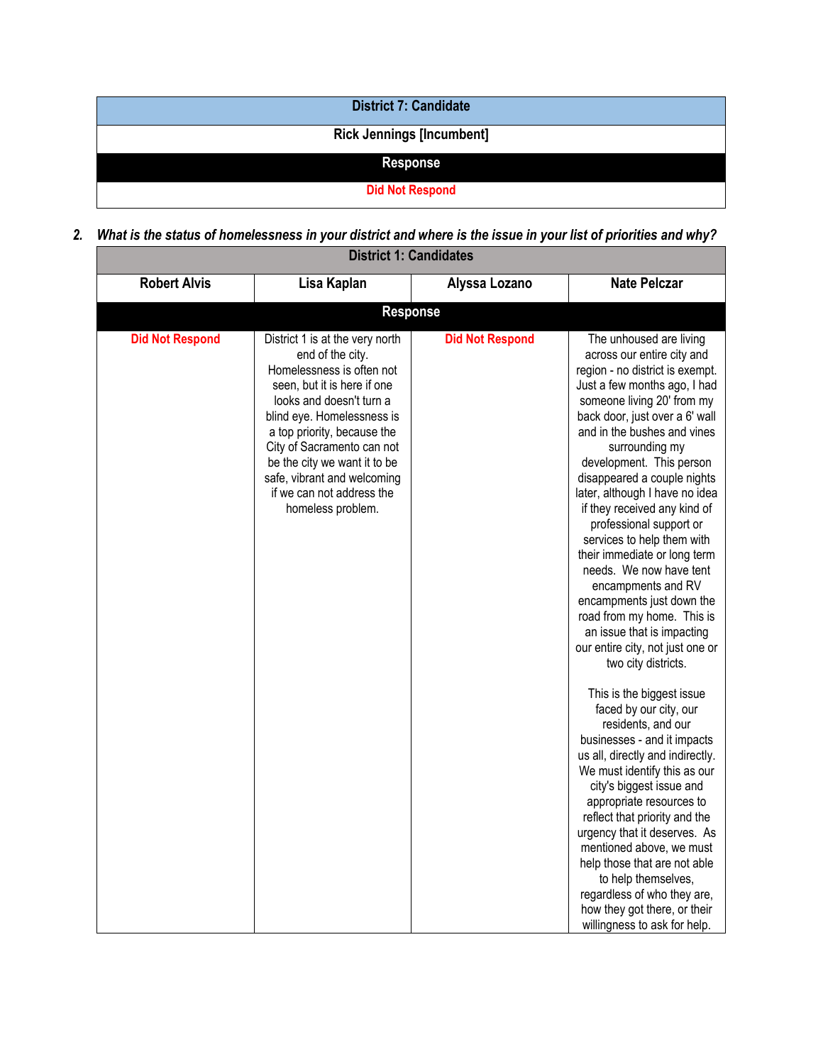| District 7: Candidate |
|---|
| **Rick Jennings [Incumbent]** |
| **Response** |
| Did Not Respond |

***2. What is the status of homelessness in your district and where is the issue in your list of priorities and why?***

| District 1: Candidates | | | |
|---|---|---|---|
| **Robert Alvis** | **Lisa Kaplan** | **Alyssa Lozano** | **Nate Pelczar** |
| **Response** | | | |
| Did Not Respond | District 1 is at the very north end of the city. Homelessness is often not seen, but it is here if one looks and doesn't turn a blind eye. Homelessness is a top priority, because the City of Sacramento can not be the city we want it to be safe, vibrant and welcoming if we can not address the homeless problem. | Did Not Respond | The unhoused are living across our entire city and region - no district is exempt. Just a few months ago, I had someone living 20' from my back door, just over a 6' wall and in the bushes and vines surrounding my development. This person disappeared a couple nights later, although I have no idea if they received any kind of professional support or services to help them with their immediate or long term needs. We now have tent encampments and RV encampments just down the road from my home. This is an issue that is impacting our entire city, not just one or two city districts.<br><br>This is the biggest issue faced by our city, our residents, and our businesses - and it impacts us all, directly and indirectly. We must identify this as our city's biggest issue and appropriate resources to reflect that priority and the urgency that it deserves. As mentioned above, we must help those that are not able to help themselves, regardless of who they are, how they got there, or their willingness to ask for help. |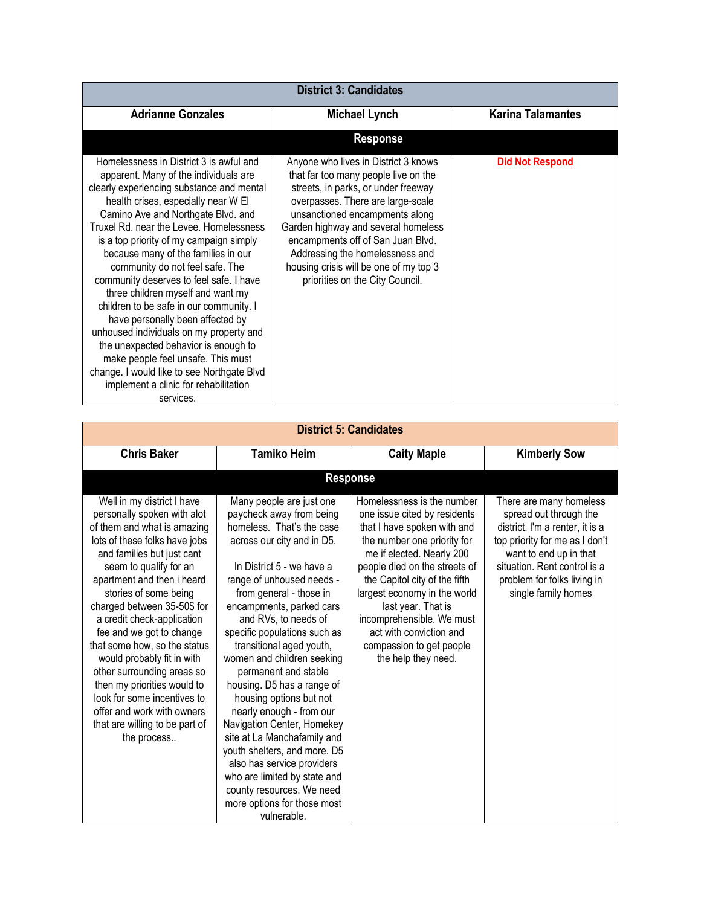| District 3: Candidates | | |
|---|---|---|
| **Adrianne Gonzales** | **Michael Lynch** | **Karina Talamantes** |
| **Response** | | |
| Homelessness in District 3 is awful and apparent. Many of the individuals are clearly experiencing substance and mental health crises, especially near W El Camino Ave and Northgate Blvd. and Truxel Rd. near the Levee. Homelessness is a top priority of my campaign simply because many of the families in our community do not feel safe. The community deserves to feel safe. I have three children myself and want my children to be safe in our community. I have personally been affected by unhoused individuals on my property and the unexpected behavior is enough to make people feel unsafe. This must change. I would like to see Northgate Blvd implement a clinic for rehabilitation services. | Anyone who lives in District 3 knows that far too many people live on the streets, in parks, or under freeway overpasses. There are large-scale unsanctioned encampments along Garden highway and several homeless encampments off of San Juan Blvd. Addressing the homelessness and housing crisis will be one of my top 3 priorities on the City Council. | Did Not Respond |

| District 5: Candidates | | | |
|---|---|---|---|
| **Chris Baker** | **Tamiko Heim** | **Caity Maple** | **Kimberly Sow** |
| **Response** | | | |
| Well in my district I have personally spoken with alot of them and what is amazing lots of these folks have jobs and families but just cant seem to qualify for an apartment and then i heard stories of some being charged between 35-50$ for a credit check-application fee and we got to change that some how, so the status would probably fit in with other surrounding areas so then my priorities would to look for some incentives to offer and work with owners that are willing to be part of the process.. | Many people are just one paycheck away from being homeless. That's the case across our city and in D5.<br><br>In District 5 - we have a range of unhoused needs - from general - those in encampments, parked cars and RVs, to needs of specific populations such as transitional aged youth, women and children seeking permanent and stable housing. D5 has a range of housing options but not nearly enough - from our Navigation Center, Homekey site at La Manchafamily and youth shelters, and more. D5 also has service providers who are limited by state and county resources. We need more options for those most vulnerable. | Homelessness is the number one issue cited by residents that I have spoken with and the number one priority for me if elected. Nearly 200 people died on the streets of the Capitol city of the fifth largest economy in the world last year. That is incomprehensible. We must act with conviction and compassion to get people the help they need. | There are many homeless spread out through the district. I'm a renter, it is a top priority for me as I don't want to end up in that situation. Rent control is a problem for folks living in single family homes |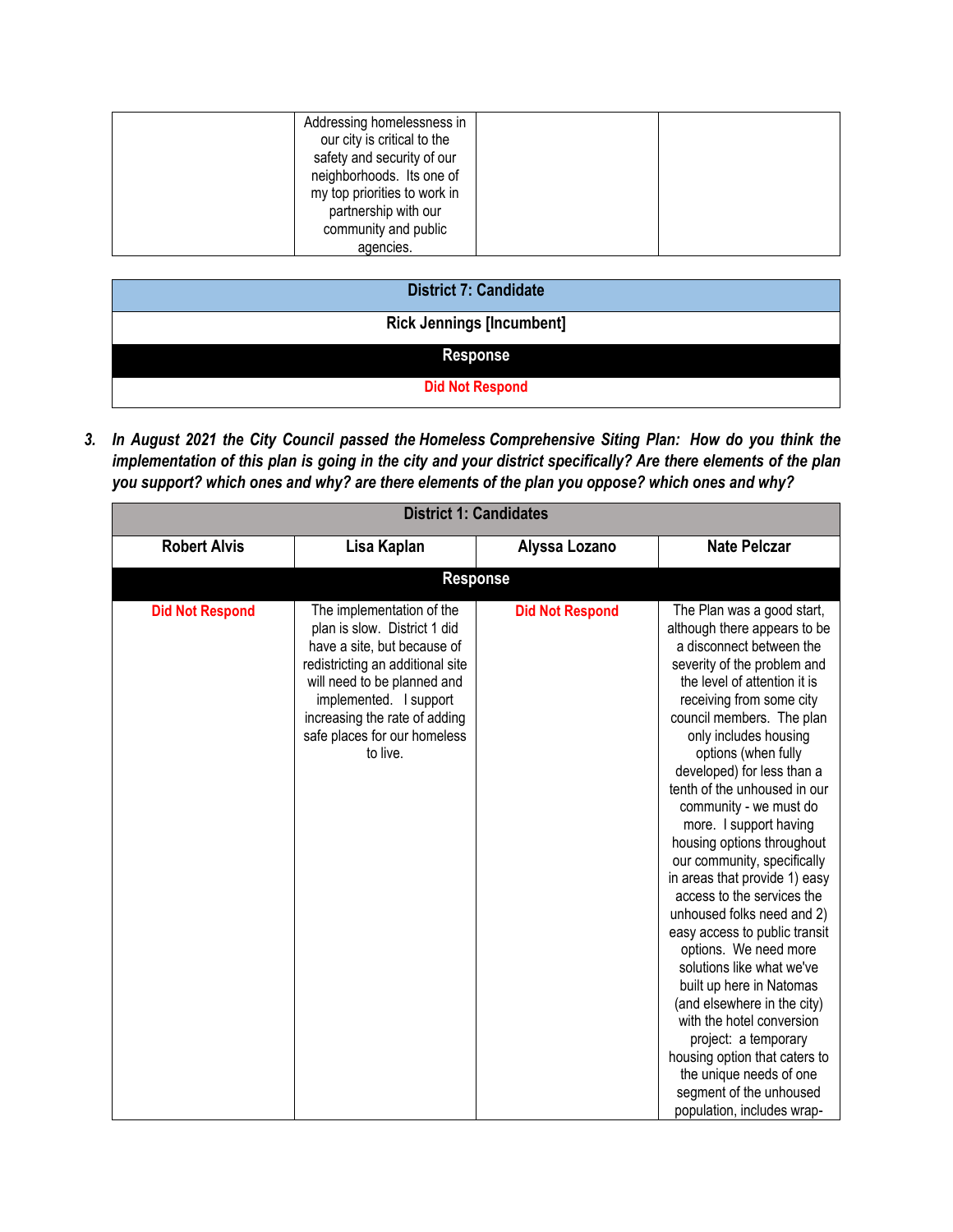| | | | |
|---|---|---|---|
| | Addressing homelessness in our city is critical to the safety and security of our neighborhoods. Its one of my top priorities to work in partnership with our community and public agencies. | | |

| District 7: Candidate |
|---|
| **Rick Jennings [Incumbent]** |
| **Response** |
| Did Not Respond |

3. ***In August 2021 the City Council passed the Homeless Comprehensive Siting Plan: How do you think the implementation of this plan is going in the city and your district specifically? Are there elements of the plan you support? which ones and why? are there elements of the plan you oppose? which ones and why?***

| District 1: Candidates | | | |
|---|---|---|---|
| **Robert Alvis** | **Lisa Kaplan** | **Alyssa Lozano** | **Nate Pelczar** |
| **Response** | | | |
| Did Not Respond | The implementation of the plan is slow. District 1 did have a site, but because of redistricting an additional site will need to be planned and implemented. I support increasing the rate of adding safe places for our homeless to live. | Did Not Respond | The Plan was a good start, although there appears to be a disconnect between the severity of the problem and the level of attention it is receiving from some city council members. The plan only includes housing options (when fully developed) for less than a tenth of the unhoused in our community - we must do more. I support having housing options throughout our community, specifically in areas that provide 1) easy access to the services the unhoused folks need and 2) easy access to public transit options. We need more solutions like what we've built up here in Natomas (and elsewhere in the city) with the hotel conversion project: a temporary housing option that caters to the unique needs of one segment of the unhoused population, includes wrap- |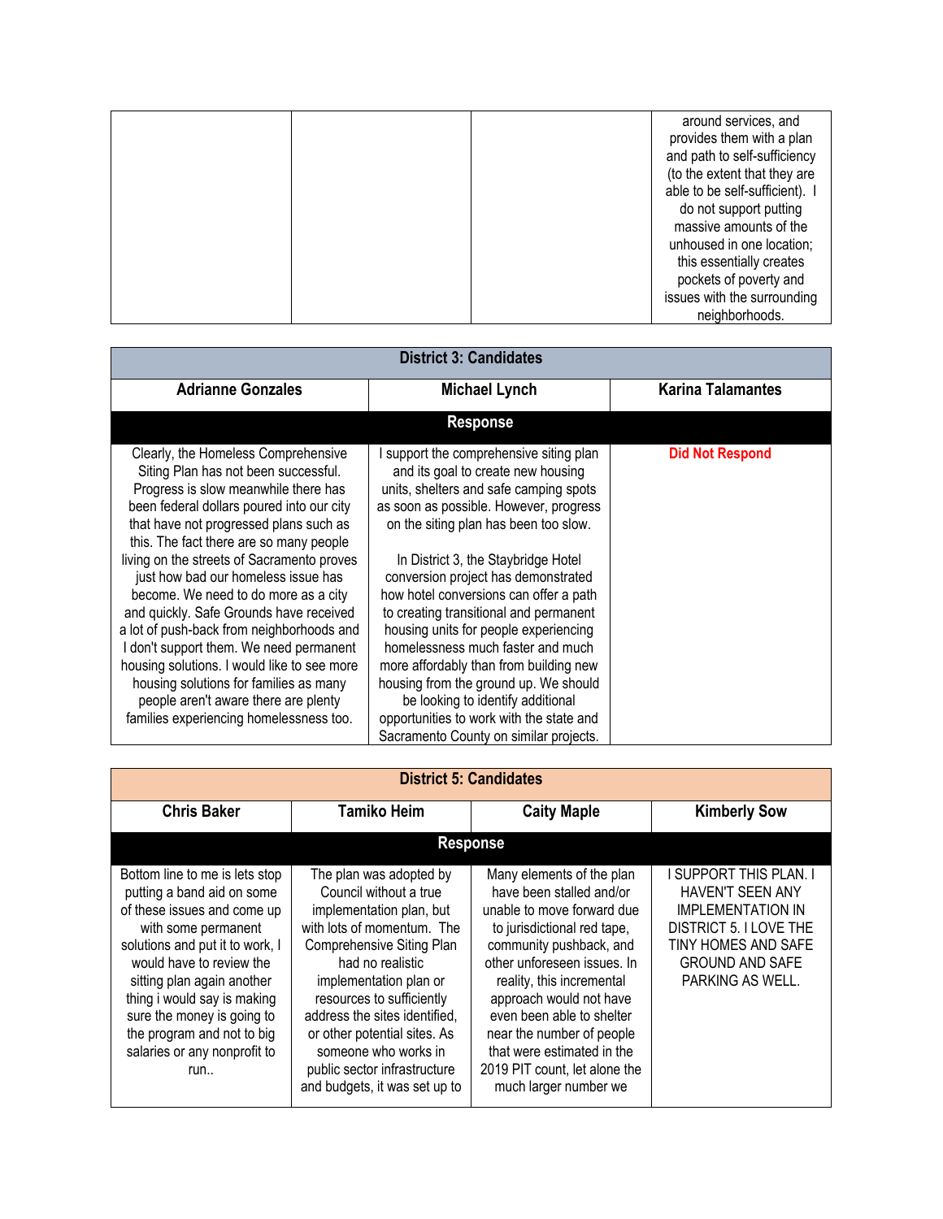| | | | |
|---|---|---|---|
| | | | around services, and provides them with a plan and path to self-sufficiency (to the extent that they are able to be self-sufficient). I do not support putting massive amounts of the unhoused in one location; this essentially creates pockets of poverty and issues with the surrounding neighborhoods. |

| District 3: Candidates | | |
|---|---|---|
| **Adrianne Gonzales** | **Michael Lynch** | **Karina Talamantes** |
| **Response** | | |
| Clearly, the Homeless Comprehensive Siting Plan has not been successful. Progress is slow meanwhile there has been federal dollars poured into our city that have not progressed plans such as this. The fact there are so many people living on the streets of Sacramento proves just how bad our homeless issue has become. We need to do more as a city and quickly. Safe Grounds have received a lot of push-back from neighborhoods and I don't support them. We need permanent housing solutions. I would like to see more housing solutions for families as many people aren't aware there are plenty families experiencing homelessness too. | I support the comprehensive siting plan and its goal to create new housing units, shelters and safe camping spots as soon as possible. However, progress on the siting plan has been too slow.<br><br>In District 3, the Staybridge Hotel conversion project has demonstrated how hotel conversions can offer a path to creating transitional and permanent housing units for people experiencing homelessness much faster and much more affordably than from building new housing from the ground up. We should be looking to identify additional opportunities to work with the state and Sacramento County on similar projects. | **Did Not Respond** |

| District 5: Candidates | | | |
|---|---|---|---|
| **Chris Baker** | **Tamiko Heim** | **Caity Maple** | **Kimberly Sow** |
| **Response** | | | |
| Bottom line to me is lets stop putting a band aid on some of these issues and come up with some permanent solutions and put it to work, I would have to review the sitting plan again another thing i would say is making sure the money is going to the program and not to big salaries or any nonprofit to run.. | The plan was adopted by Council without a true implementation plan, but with lots of momentum. The Comprehensive Siting Plan had no realistic implementation plan or resources to sufficiently address the sites identified, or other potential sites. As someone who works in public sector infrastructure and budgets, it was set up to | Many elements of the plan have been stalled and/or unable to move forward due to jurisdictional red tape, community pushback, and other unforeseen issues. In reality, this incremental approach would not have even been able to shelter near the number of people that were estimated in the 2019 PIT count, let alone the much larger number we | I SUPPORT THIS PLAN. I HAVEN'T SEEN ANY IMPLEMENTATION IN DISTRICT 5. I LOVE THE TINY HOMES AND SAFE GROUND AND SAFE PARKING AS WELL. |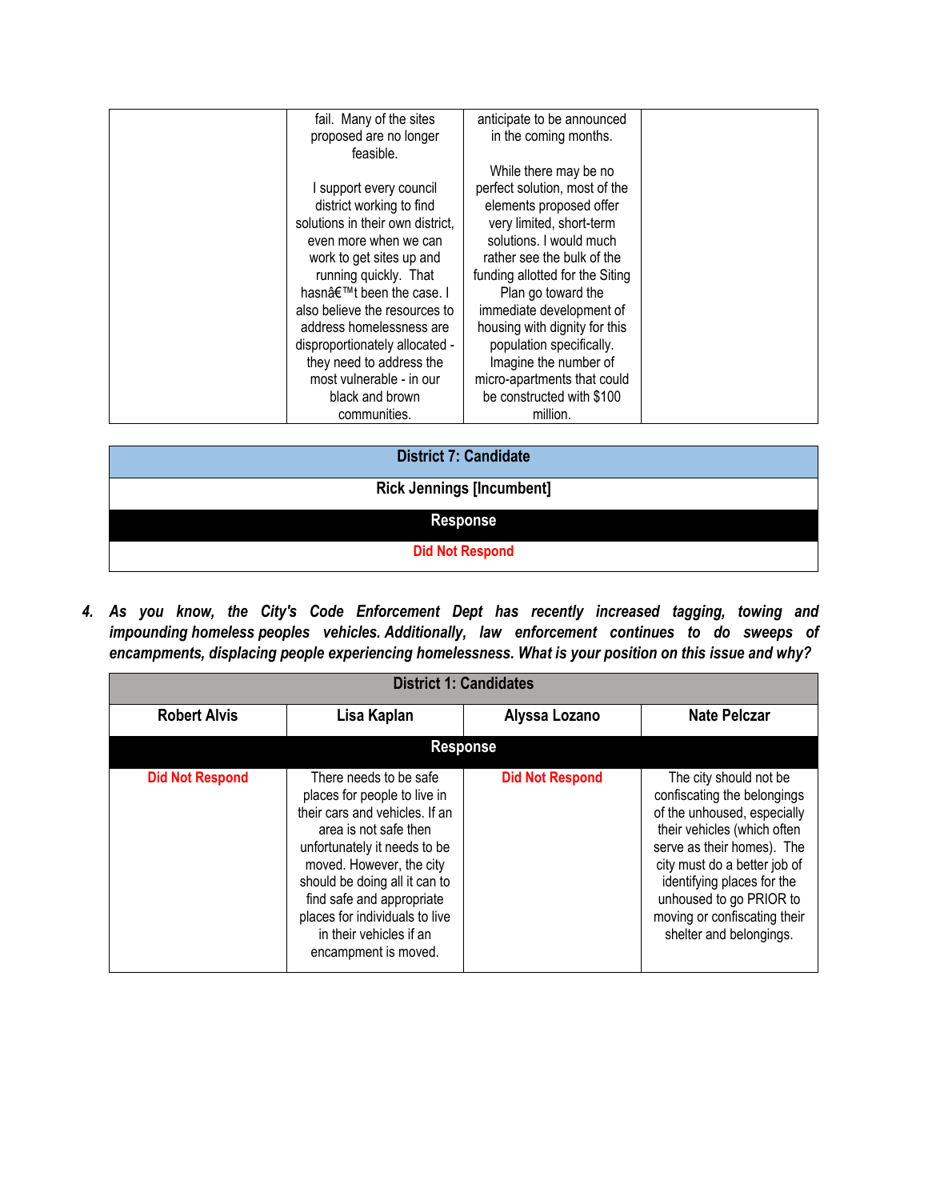| | | | |
|---|---|---|---|
| | fail. Many of the sites proposed are no longer feasible.<br><br>I support every council district working to find solutions in their own district, even more when we can work to get sites up and running quickly. That hasnâ€™t been the case. I also believe the resources to address homelessness are disproportionately allocated - they need to address the most vulnerable - in our black and brown communities. | anticipate to be announced in the coming months.<br><br>While there may be no perfect solution, most of the elements proposed offer very limited, short-term solutions. I would much rather see the bulk of the funding allotted for the Siting Plan go toward the immediate development of housing with dignity for this population specifically. Imagine the number of micro-apartments that could be constructed with $100 million. | |

| District 7: Candidate |
|---|
| **Rick Jennings [Incumbent]** |
| **Response** |
| Did Not Respond |

**4. *As you know, the City's Code Enforcement Dept has recently increased tagging, towing and impounding homeless peoples vehicles. Additionally, law enforcement continues to do sweeps of encampments, displacing people experiencing homelessness. What is your position on this issue and why?***

| District 1: Candidates | | | |
|---|---|---|---|
| **Robert Alvis** | **Lisa Kaplan** | **Alyssa Lozano** | **Nate Pelczar** |
| **Response** | | | |
| Did Not Respond | There needs to be safe places for people to live in their cars and vehicles. If an area is not safe then unfortunately it needs to be moved. However, the city should be doing all it can to find safe and appropriate places for individuals to live in their vehicles if an encampment is moved. | Did Not Respond | The city should not be confiscating the belongings of the unhoused, especially their vehicles (which often serve as their homes). The city must do a better job of identifying places for the unhoused to go PRIOR to moving or confiscating their shelter and belongings. |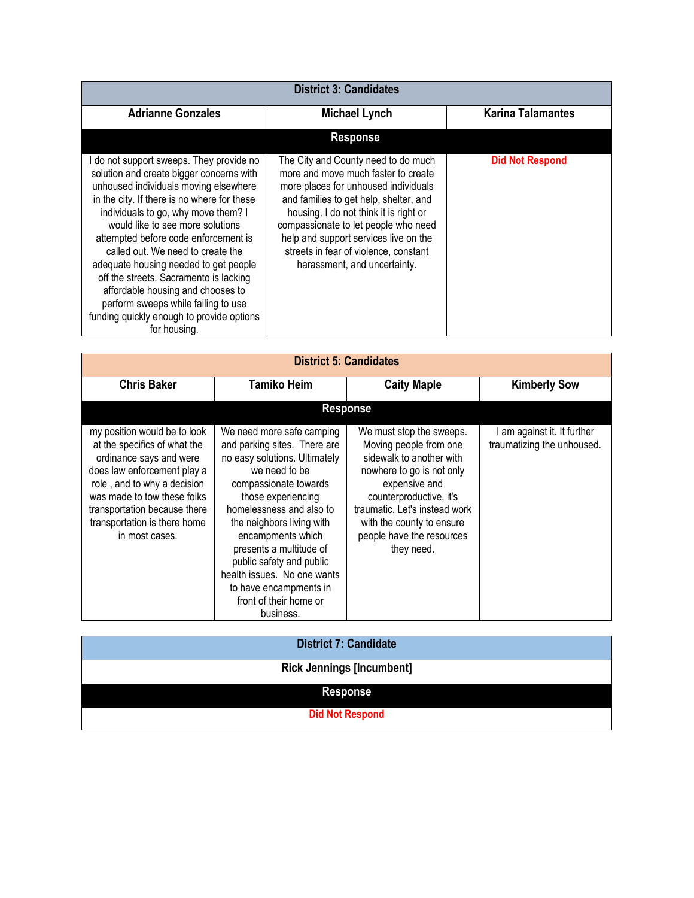| District 3: Candidates | | |
|---|---|---|
| **Adrianne Gonzales** | **Michael Lynch** | **Karina Talamantes** |
| **Response** | | |
| I do not support sweeps. They provide no solution and create bigger concerns with unhoused individuals moving elsewhere in the city. If there is no where for these individuals to go, why move them? I would like to see more solutions attempted before code enforcement is called out. We need to create the adequate housing needed to get people off the streets. Sacramento is lacking affordable housing and chooses to perform sweeps while failing to use funding quickly enough to provide options for housing. | The City and County need to do much more and move much faster to create more places for unhoused individuals and families to get help, shelter, and housing. I do not think it is right or compassionate to let people who need help and support services live on the streets in fear of violence, constant harassment, and uncertainty. | **Did Not Respond** |

| District 5: Candidates | | | |
|---|---|---|---|
| **Chris Baker** | **Tamiko Heim** | **Caity Maple** | **Kimberly Sow** |
| **Response** | | | |
| my position would be to look at the specifics of what the ordinance says and were does law enforcement play a role , and to why a decision was made to tow these folks transportation because there transportation is there home in most cases. | We need more safe camping and parking sites. There are no easy solutions. Ultimately we need to be compassionate towards those experiencing homelessness and also to the neighbors living with encampments which presents a multitude of public safety and public health issues. No one wants to have encampments in front of their home or business. | We must stop the sweeps. Moving people from one sidewalk to another with nowhere to go is not only expensive and counterproductive, it's traumatic. Let's instead work with the county to ensure people have the resources they need. | I am against it. It further traumatizing the unhoused. |

| District 7: Candidate |
|---|
| **Rick Jennings [Incumbent]** |
| **Response** |
| **Did Not Respond** |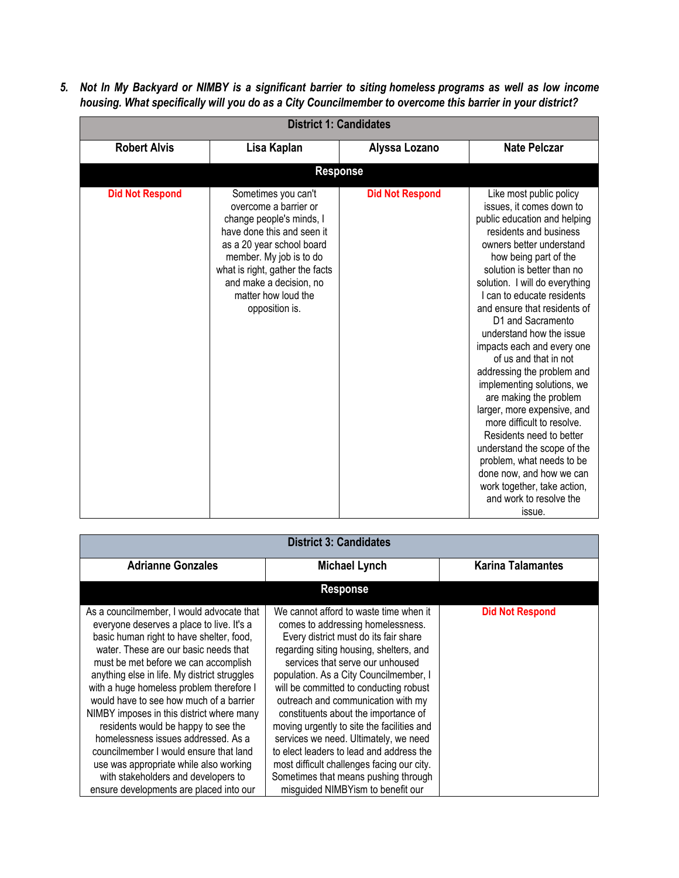***5. Not In My Backyard or NIMBY is a significant barrier to siting homeless programs as well as low income housing. What specifically will you do as a City Councilmember to overcome this barrier in your district?***

| **District 1: Candidates** | | | |
|---|---|---|---|
| **Robert Alvis** | **Lisa Kaplan** | **Alyssa Lozano** | **Nate Pelczar** |
| **Response** | | | |
| **Did Not Respond** | Sometimes you can't overcome a barrier or change people's minds, I have done this and seen it as a 20 year school board member. My job is to do what is right, gather the facts and make a decision, no matter how loud the opposition is. | **Did Not Respond** | Like most public policy issues, it comes down to public education and helping residents and business owners better understand how being part of the solution is better than no solution. I will do everything I can to educate residents and ensure that residents of D1 and Sacramento understand how the issue impacts each and every one of us and that in not addressing the problem and implementing solutions, we are making the problem larger, more expensive, and more difficult to resolve. Residents need to better understand the scope of the problem, what needs to be done now, and how we can work together, take action, and work to resolve the issue. |

| **District 3: Candidates** | | |
|---|---|---|
| **Adrianne Gonzales** | **Michael Lynch** | **Karina Talamantes** |
| **Response** | | |
| As a councilmember, I would advocate that everyone deserves a place to live. It's a basic human right to have shelter, food, water. These are our basic needs that must be met before we can accomplish anything else in life. My district struggles with a huge homeless problem therefore I would have to see how much of a barrier NIMBY imposes in this district where many residents would be happy to see the homelessness issues addressed. As a councilmember I would ensure that land use was appropriate while also working with stakeholders and developers to ensure developments are placed into our | We cannot afford to waste time when it comes to addressing homelessness. Every district must do its fair share regarding siting housing, shelters, and services that serve our unhoused population. As a City Councilmember, I will be committed to conducting robust outreach and communication with my constituents about the importance of moving urgently to site the facilities and services we need. Ultimately, we need to elect leaders to lead and address the most difficult challenges facing our city. Sometimes that means pushing through misguided NIMBYism to benefit our | **Did Not Respond** |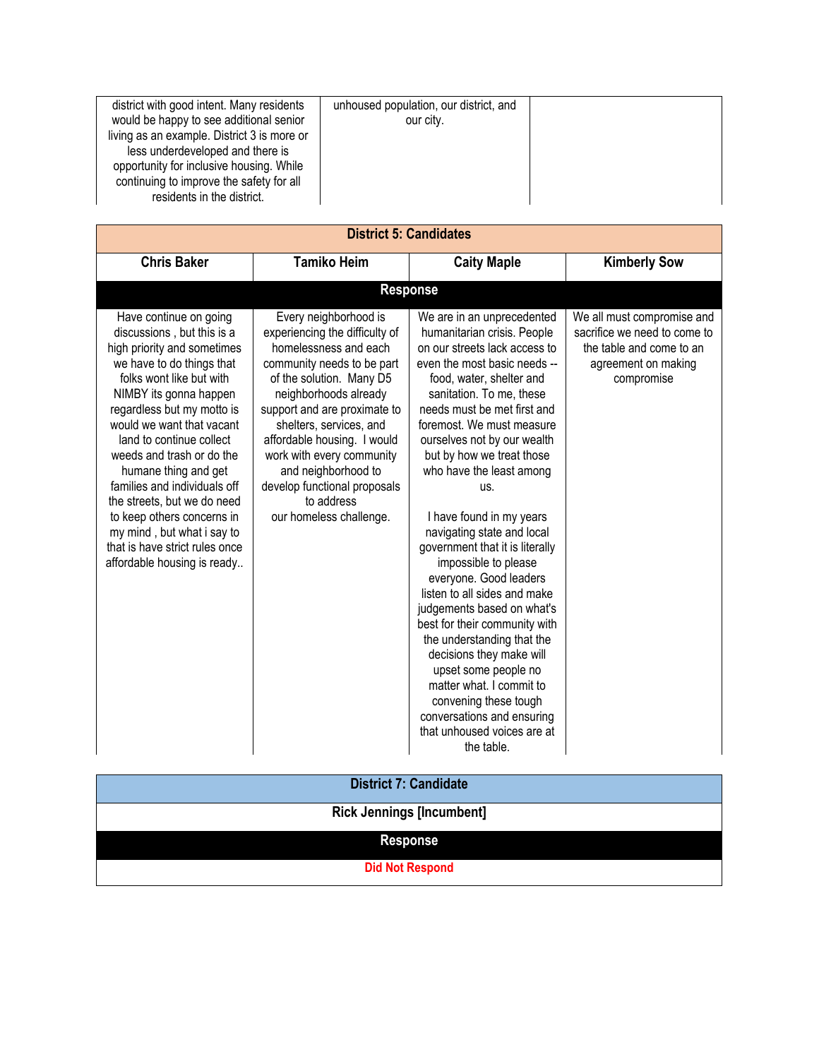| | | |
|---|---|---|
| district with good intent. Many residents would be happy to see additional senior living as an example. District 3 is more or less underdeveloped and there is opportunity for inclusive housing. While continuing to improve the safety for all residents in the district. | unhoused population, our district, and our city. | |

| District 5: Candidates | | | |
|---|---|---|---|
| **Chris Baker** | **Tamiko Heim** | **Caity Maple** | **Kimberly Sow** |
| **Response** | | | |
| Have continue on going discussions , but this is a high priority and sometimes we have to do things that folks wont like but with NIMBY its gonna happen regardless but my motto is would we want that vacant land to continue collect weeds and trash or do the humane thing and get families and individuals off the streets, but we do need to keep others concerns in my mind , but what i say to that is have strict rules once affordable housing is ready.. | Every neighborhood is experiencing the difficulty of homelessness and each community needs to be part of the solution. Many D5 neighborhoods already support and are proximate to shelters, services, and affordable housing. I would work with every community and neighborhood to develop functional proposals to address our homeless challenge. | We are in an unprecedented humanitarian crisis. People on our streets lack access to even the most basic needs -- food, water, shelter and sanitation. To me, these needs must be met first and foremost. We must measure ourselves not by our wealth but by how we treat those who have the least among us.<br><br>I have found in my years navigating state and local government that it is literally impossible to please everyone. Good leaders listen to all sides and make judgements based on what's best for their community with the understanding that the decisions they make will upset some people no matter what. I commit to convening these tough conversations and ensuring that unhoused voices are at the table. | We all must compromise and sacrifice we need to come to the table and come to an agreement on making compromise |

| District 7: Candidate |
|---|
| **Rick Jennings [Incumbent]** |
| **Response** |
| Did Not Respond |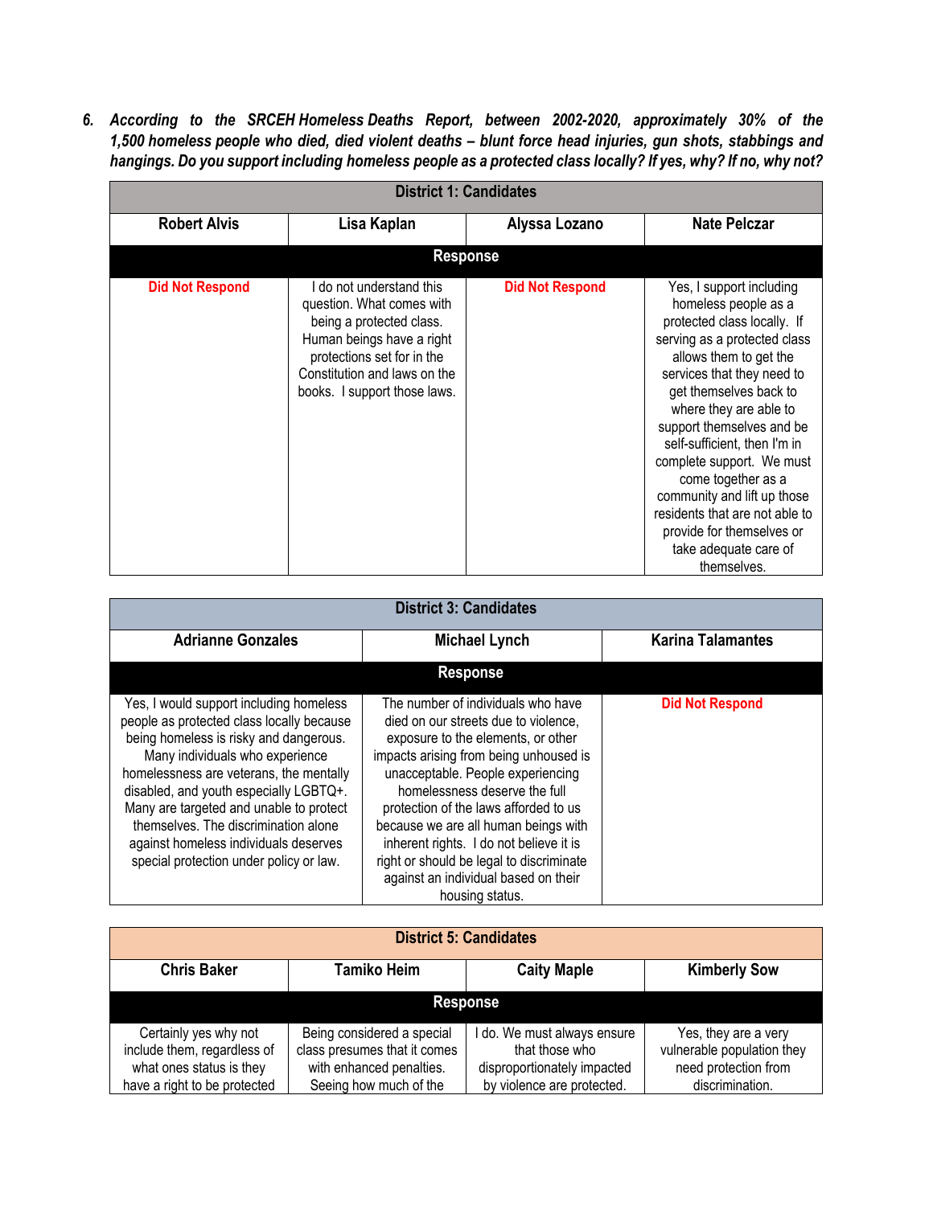*6. According to the SRCEH Homeless Deaths Report, between 2002-2020, approximately 30% of the 1,500 homeless people who died, died violent deaths – blunt force head injuries, gun shots, stabbings and hangings. Do you support including homeless people as a protected class locally? If yes, why? If no, why not?*

| District 1: Candidates | | | |
|---|---|---|---|
| **Robert Alvis** | **Lisa Kaplan** | **Alyssa Lozano** | **Nate Pelczar** |
| **Response** | | | |
| **Did Not Respond** | I do not understand this question. What comes with being a protected class. Human beings have a right protections set for in the Constitution and laws on the books. I support those laws. | **Did Not Respond** | Yes, I support including homeless people as a protected class locally. If serving as a protected class allows them to get the services that they need to get themselves back to where they are able to support themselves and be self-sufficient, then I'm in complete support. We must come together as a community and lift up those residents that are not able to provide for themselves or take adequate care of themselves. |

| District 3: Candidates | | |
|---|---|---|
| **Adrianne Gonzales** | **Michael Lynch** | **Karina Talamantes** |
| **Response** | | |
| Yes, I would support including homeless people as protected class locally because being homeless is risky and dangerous. Many individuals who experience homelessness are veterans, the mentally disabled, and youth especially LGBTQ+. Many are targeted and unable to protect themselves. The discrimination alone against homeless individuals deserves special protection under policy or law. | The number of individuals who have died on our streets due to violence, exposure to the elements, or other impacts arising from being unhoused is unacceptable. People experiencing homelessness deserve the full protection of the laws afforded to us because we are all human beings with inherent rights. I do not believe it is right or should be legal to discriminate against an individual based on their housing status. | **Did Not Respond** |

| District 5: Candidates | | | |
|---|---|---|---|
| **Chris Baker** | **Tamiko Heim** | **Caity Maple** | **Kimberly Sow** |
| **Response** | | | |
| Certainly yes why not include them, regardless of what ones status is they have a right to be protected | Being considered a special class presumes that it comes with enhanced penalties. Seeing how much of the | I do. We must always ensure that those who disproportionately impacted by violence are protected. | Yes, they are a very vulnerable population they need protection from discrimination. |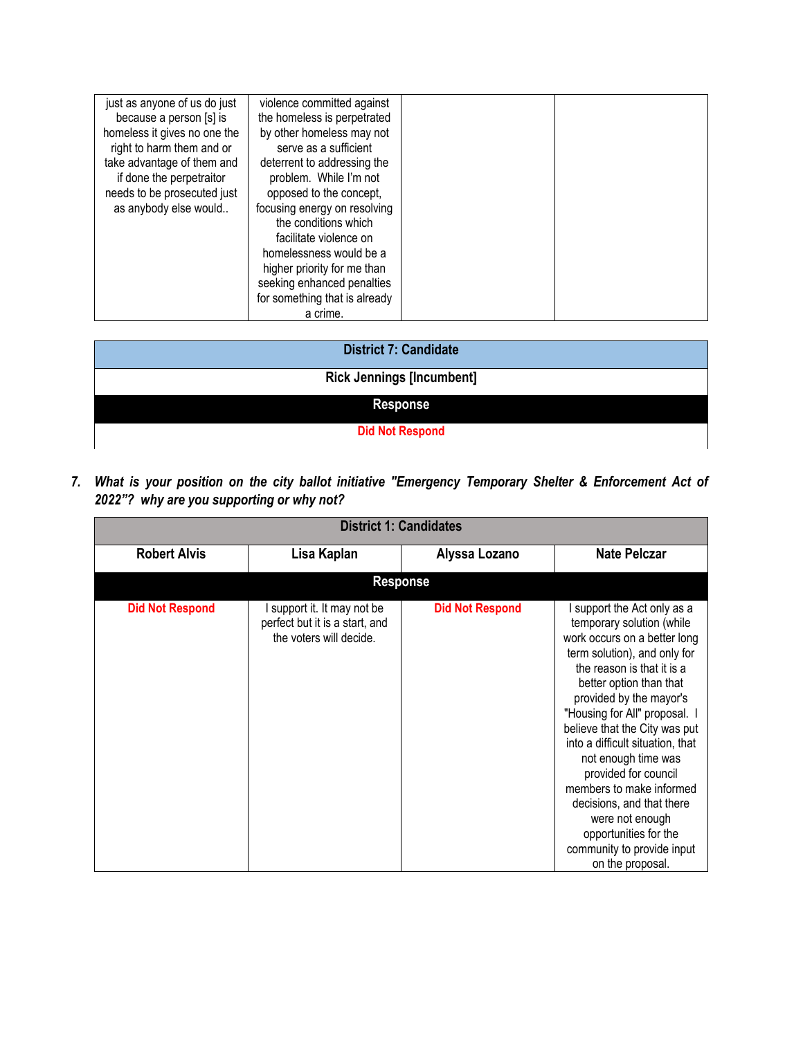| | | | |
|---|---|---|---|
| just as anyone of us do just because a person [s] is homeless it gives no one the right to harm them and or take advantage of them and if done the perpetraitor needs to be prosecuted just as anybody else would.. | violence committed against the homeless is perpetrated by other homeless may not serve as a sufficient deterrent to addressing the problem. While I'm not opposed to the concept, focusing energy on resolving the conditions which facilitate violence on homelessness would be a higher priority for me than seeking enhanced penalties for something that is already a crime. | | |

| District 7: Candidate |
|---|
| Rick Jennings [Incumbent] |
| **Response** |
| Did Not Respond |

***7. What is your position on the city ballot initiative "Emergency Temporary Shelter & Enforcement Act of 2022"? why are you supporting or why not?***

| District 1: Candidates | | | |
|---|---|---|---|
| **Robert Alvis** | **Lisa Kaplan** | **Alyssa Lozano** | **Nate Pelczar** |
| **Response** | | | |
| Did Not Respond | I support it. It may not be perfect but it is a start, and the voters will decide. | Did Not Respond | I support the Act only as a temporary solution (while work occurs on a better long term solution), and only for the reason is that it is a better option than that provided by the mayor's "Housing for All" proposal. I believe that the City was put into a difficult situation, that not enough time was provided for council members to make informed decisions, and that there were not enough opportunities for the community to provide input on the proposal. |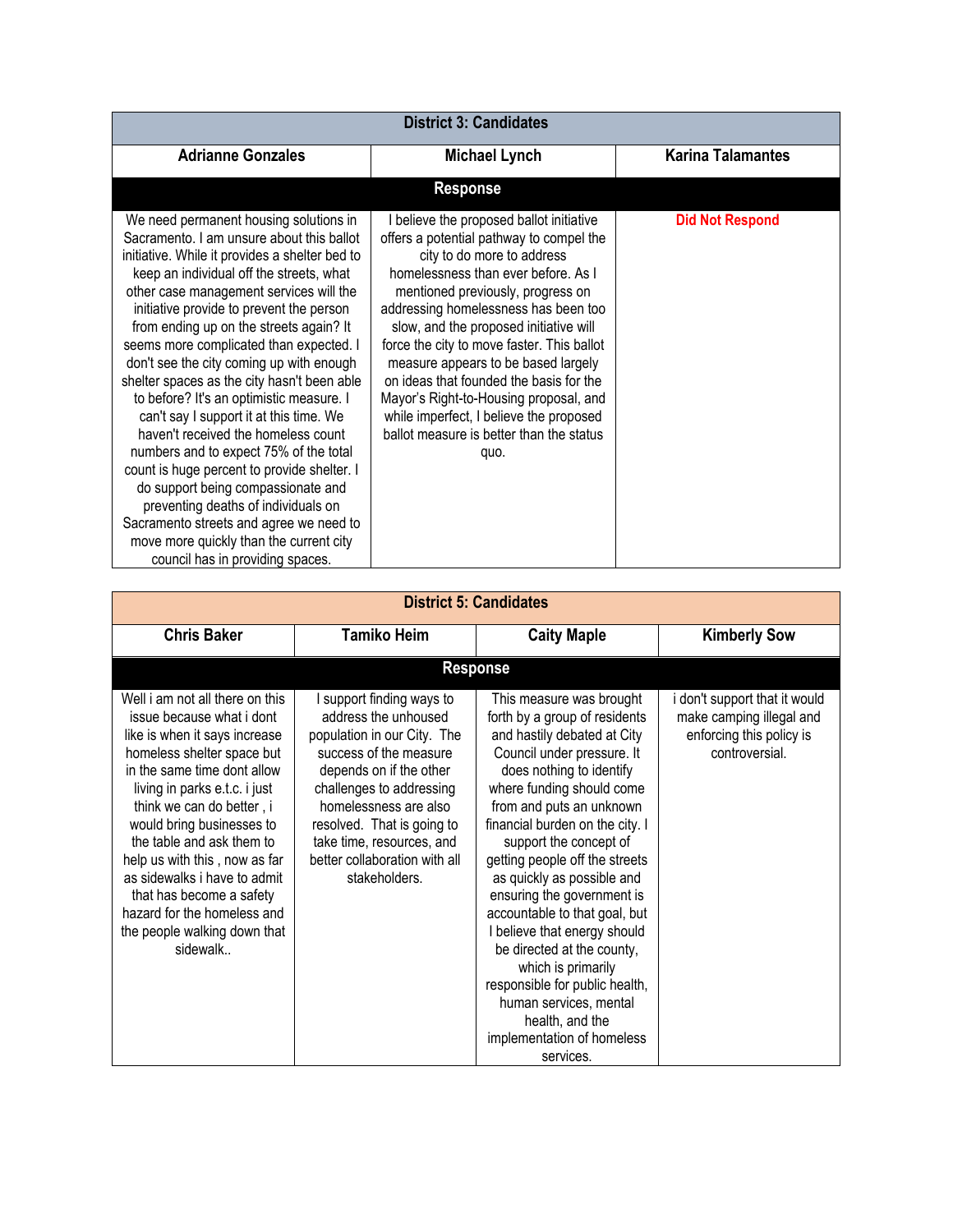| District 3: Candidates | | |
|---|---|---|
| **Adrianne Gonzales** | **Michael Lynch** | **Karina Talamantes** |
| **Response** | | |
| We need permanent housing solutions in Sacramento. I am unsure about this ballot initiative. While it provides a shelter bed to keep an individual off the streets, what other case management services will the initiative provide to prevent the person from ending up on the streets again? It seems more complicated than expected. I don't see the city coming up with enough shelter spaces as the city hasn't been able to before? It's an optimistic measure. I can't say I support it at this time. We haven't received the homeless count numbers and to expect 75% of the total count is huge percent to provide shelter. I do support being compassionate and preventing deaths of individuals on Sacramento streets and agree we need to move more quickly than the current city council has in providing spaces. | I believe the proposed ballot initiative offers a potential pathway to compel the city to do more to address homelessness than ever before. As I mentioned previously, progress on addressing homelessness has been too slow, and the proposed initiative will force the city to move faster. This ballot measure appears to be based largely on ideas that founded the basis for the Mayor's Right-to-Housing proposal, and while imperfect, I believe the proposed ballot measure is better than the status quo. | **Did Not Respond** |

| District 5: Candidates | | | |
|---|---|---|---|
| **Chris Baker** | **Tamiko Heim** | **Caity Maple** | **Kimberly Sow** |
| **Response** | | | |
| Well i am not all there on this issue because what i dont like is when it says increase homeless shelter space but in the same time dont allow living in parks e.t.c. i just think we can do better , i would bring businesses to the table and ask them to help us with this , now as far as sidewalks i have to admit that has become a safety hazard for the homeless and the people walking down that sidewalk.. | I support finding ways to address the unhoused population in our City. The success of the measure depends on if the other challenges to addressing homelessness are also resolved. That is going to take time, resources, and better collaboration with all stakeholders. | This measure was brought forth by a group of residents and hastily debated at City Council under pressure. It does nothing to identify where funding should come from and puts an unknown financial burden on the city. I support the concept of getting people off the streets as quickly as possible and ensuring the government is accountable to that goal, but I believe that energy should be directed at the county, which is primarily responsible for public health, human services, mental health, and the implementation of homeless services. | i don't support that it would make camping illegal and enforcing this policy is controversial. |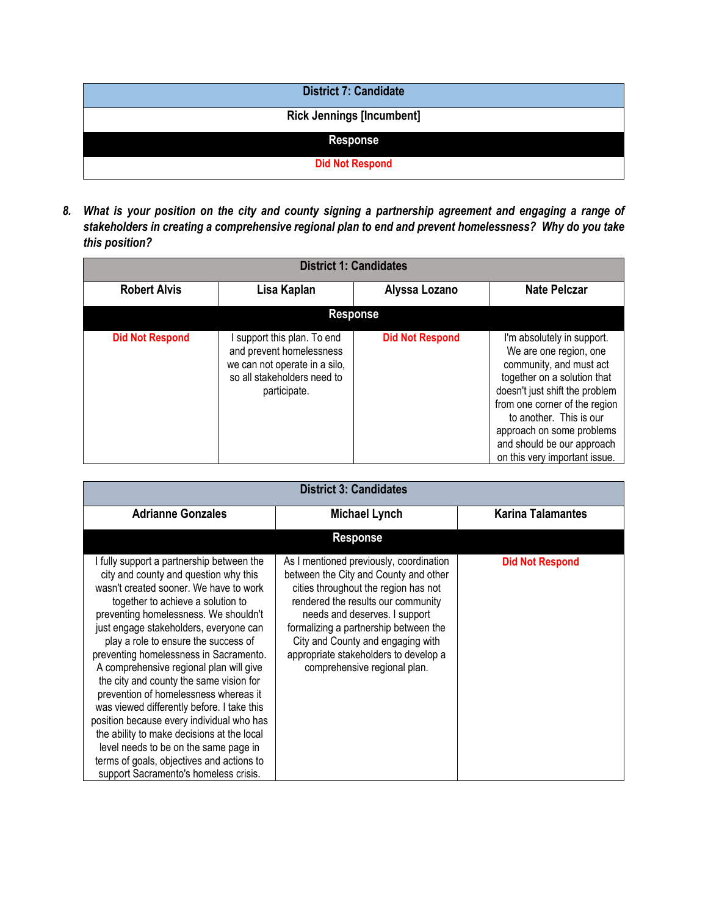| District 7: Candidate |
| --- |
| Rick Jennings [Incumbent] |
| **Response** |
| Did Not Respond |

8. ***What is your position on the city and county signing a partnership agreement and engaging a range of stakeholders in creating a comprehensive regional plan to end and prevent homelessness? Why do you take this position?***

| District 1: Candidates | | | |
| --- | --- | --- | --- |
| Robert Alvis | Lisa Kaplan | Alyssa Lozano | Nate Pelczar |
| **Response** | | | |
| Did Not Respond | I support this plan. To end and prevent homelessness we can not operate in a silo, so all stakeholders need to participate. | Did Not Respond | I'm absolutely in support. We are one region, one community, and must act together on a solution that doesn't just shift the problem from one corner of the region to another. This is our approach on some problems and should be our approach on this very important issue. |

| District 3: Candidates | | |
| --- | --- | --- |
| Adrianne Gonzales | Michael Lynch | Karina Talamantes |
| **Response** | | |
| I fully support a partnership between the city and county and question why this wasn't created sooner. We have to work together to achieve a solution to preventing homelessness. We shouldn't just engage stakeholders, everyone can play a role to ensure the success of preventing homelessness in Sacramento. A comprehensive regional plan will give the city and county the same vision for prevention of homelessness whereas it was viewed differently before. I take this position because every individual who has the ability to make decisions at the local level needs to be on the same page in terms of goals, objectives and actions to support Sacramento's homeless crisis. | As I mentioned previously, coordination between the City and County and other cities throughout the region has not rendered the results our community needs and deserves. I support formalizing a partnership between the City and County and engaging with appropriate stakeholders to develop a comprehensive regional plan. | Did Not Respond |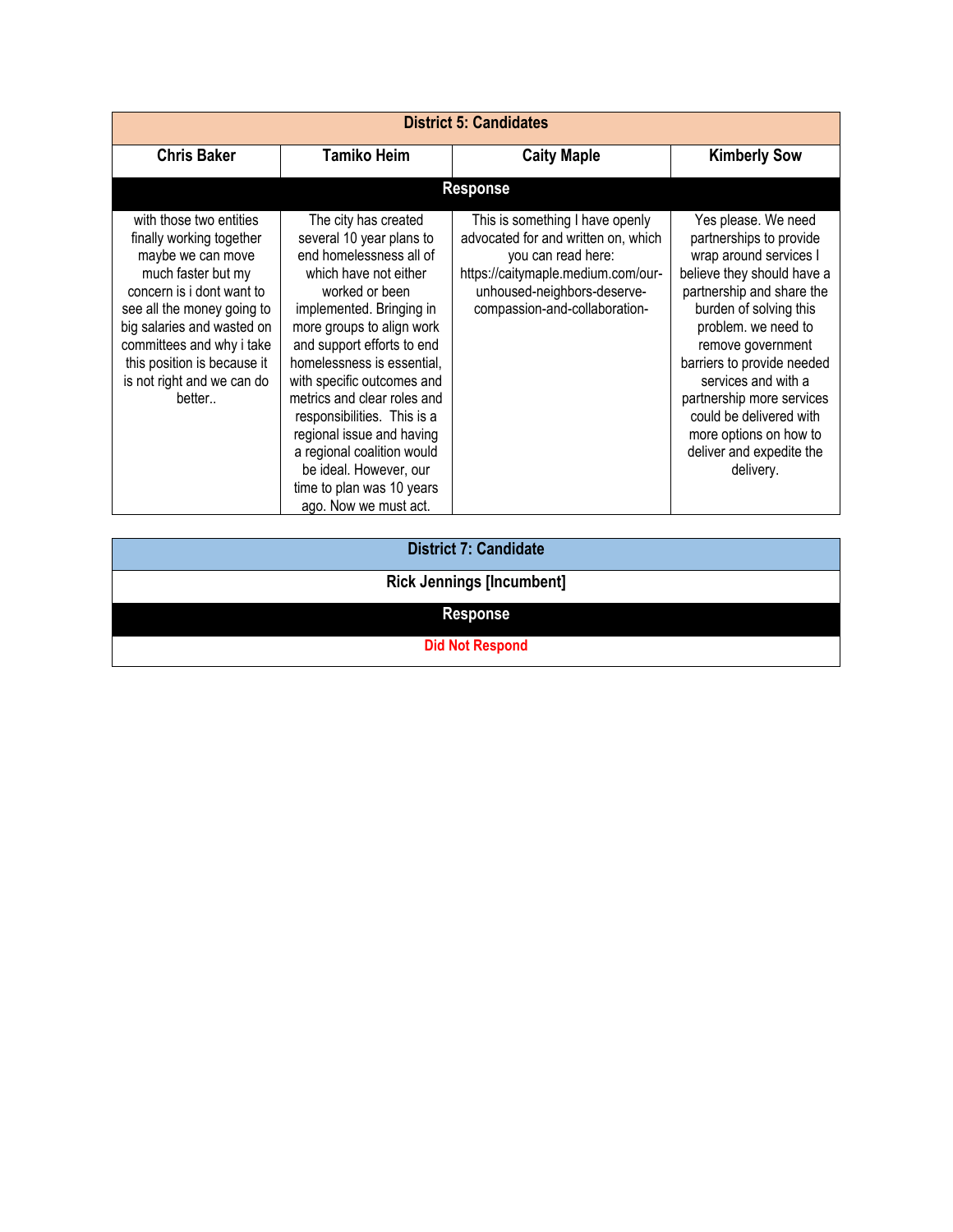| District 5: Candidates | | | |
|---|---|---|---|
| **Chris Baker** | **Tamiko Heim** | **Caity Maple** | **Kimberly Sow** |
| **Response** | | | |
| with those two entities finally working together maybe we can move much faster but my concern is i dont want to see all the money going to big salaries and wasted on committees and why i take this position is because it is not right and we can do better.. | The city has created several 10 year plans to end homelessness all of which have not either worked or been implemented. Bringing in more groups to align work and support efforts to end homelessness is essential, with specific outcomes and metrics and clear roles and responsibilities. This is a regional issue and having a regional coalition would be ideal. However, our time to plan was 10 years ago. Now we must act. | This is something I have openly advocated for and written on, which you can read here: https://caitymaple.medium.com/our-unhoused-neighbors-deserve-compassion-and-collaboration- | Yes please. We need partnerships to provide wrap around services I believe they should have a partnership and share the burden of solving this problem. we need to remove government barriers to provide needed services and with a partnership more services could be delivered with more options on how to deliver and expedite the delivery. |

| District 7: Candidate |
|---|
| **Rick Jennings [Incumbent]** |
| **Response** |
| **Did Not Respond** |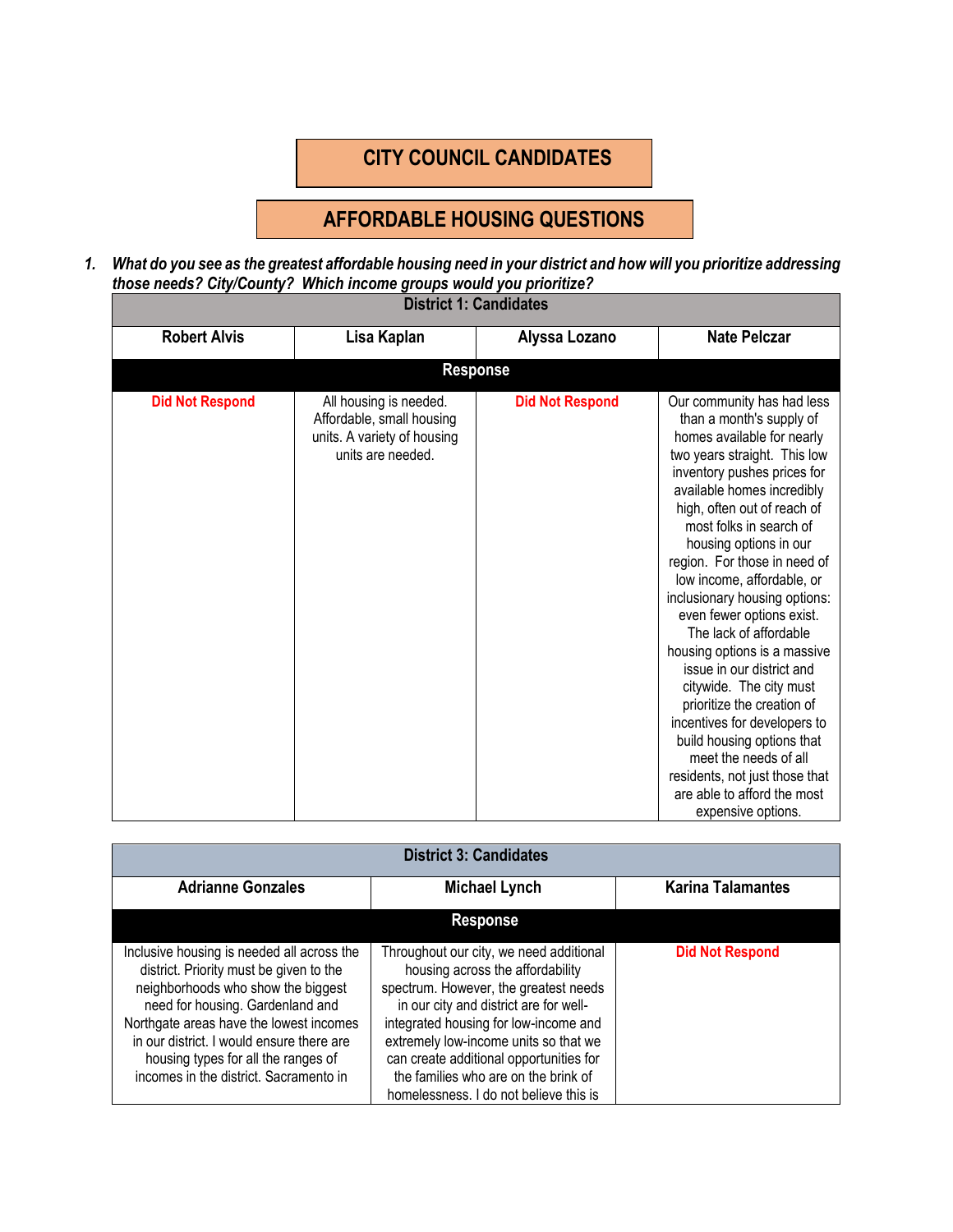# CITY COUNCIL CANDIDATES

## AFFORDABLE HOUSING QUESTIONS

1. ***What do you see as the greatest affordable housing need in your district and how will you prioritize addressing those needs? City/County? Which income groups would you prioritize?***

| District 1: Candidates | | | |
|---|---|---|---|
| **Robert Alvis** | **Lisa Kaplan** | **Alyssa Lozano** | **Nate Pelczar** |
| **Response** | | | |
| **Did Not Respond** | All housing is needed. Affordable, small housing units. A variety of housing units are needed. | **Did Not Respond** | Our community has had less than a month's supply of homes available for nearly two years straight. This low inventory pushes prices for available homes incredibly high, often out of reach of most folks in search of housing options in our region. For those in need of low income, affordable, or inclusionary housing options: even fewer options exist. The lack of affordable housing options is a massive issue in our district and citywide. The city must prioritize the creation of incentives for developers to build housing options that meet the needs of all residents, not just those that are able to afford the most expensive options. |

| District 3: Candidates | | |
|---|---|---|
| **Adrianne Gonzales** | **Michael Lynch** | **Karina Talamantes** |
| **Response** | | |
| Inclusive housing is needed all across the district. Priority must be given to the neighborhoods who show the biggest need for housing. Gardenland and Northgate areas have the lowest incomes in our district. I would ensure there are housing types for all the ranges of incomes in the district. Sacramento in | Throughout our city, we need additional housing across the affordability spectrum. However, the greatest needs in our city and district are for well-integrated housing for low-income and extremely low-income units so that we can create additional opportunities for the families who are on the brink of homelessness. I do not believe this is | **Did Not Respond** |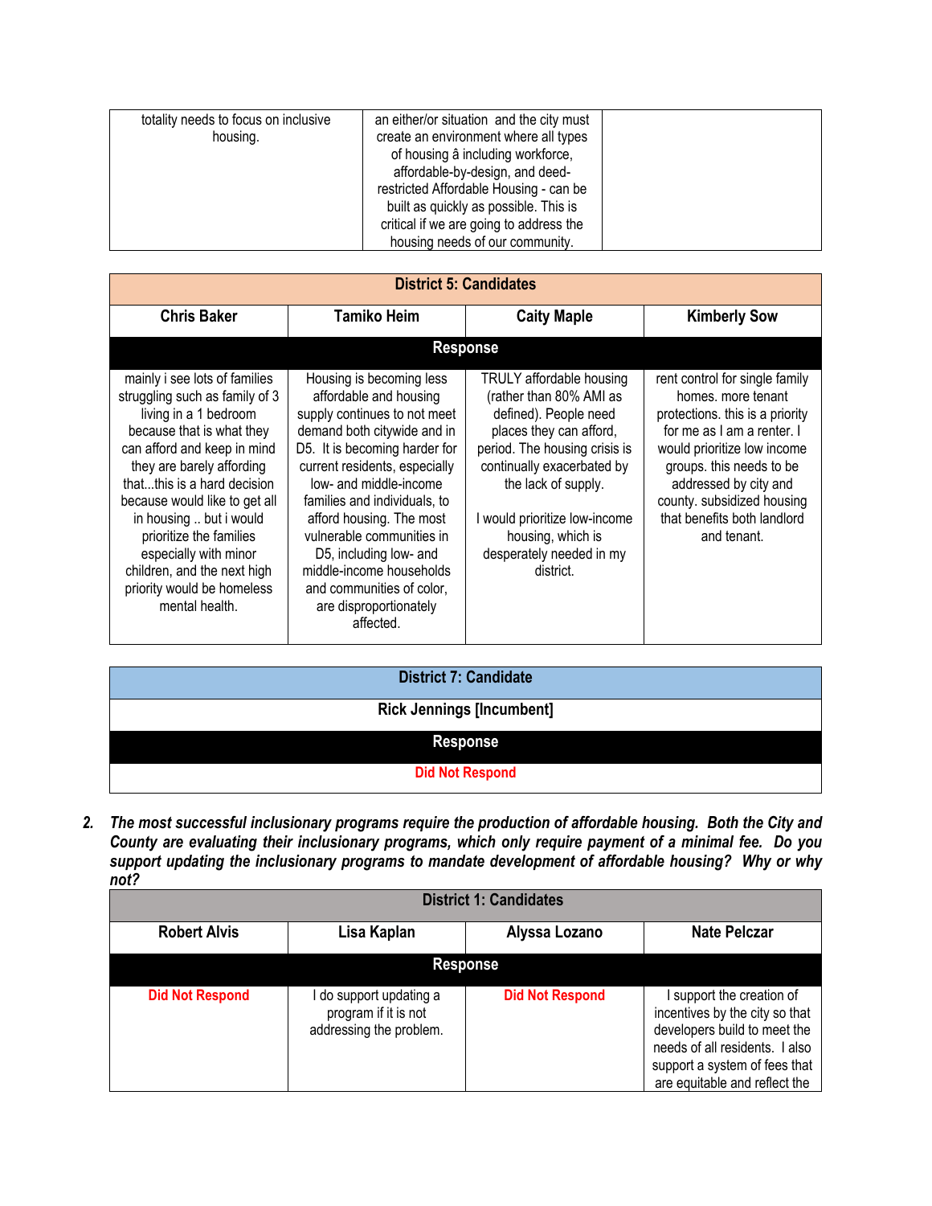| | | |
|---|---|---|
| totality needs to focus on inclusive housing. | an either/or situation and the city must create an environment where all types of housing â including workforce, affordable-by-design, and deed-restricted Affordable Housing - can be built as quickly as possible. This is critical if we are going to address the housing needs of our community. | |

| District 5: Candidates | | | |
|---|---|---|---|
| **Chris Baker** | **Tamiko Heim** | **Caity Maple** | **Kimberly Sow** |
| **Response** | | | |
| mainly i see lots of families struggling such as family of 3 living in a 1 bedroom because that is what they can afford and keep in mind they are barely affording that...this is a hard decision because would like to get all in housing .. but i would prioritize the families especially with minor children, and the next high priority would be homeless mental health. | Housing is becoming less affordable and housing supply continues to not meet demand both citywide and in D5. It is becoming harder for current residents, especially low- and middle-income families and individuals, to afford housing. The most vulnerable communities in D5, including low- and middle-income households and communities of color, are disproportionately affected. | TRULY affordable housing (rather than 80% AMI as defined). People need places they can afford, period. The housing crisis is continually exacerbated by the lack of supply.<br><br>I would prioritize low-income housing, which is desperately needed in my district. | rent control for single family homes. more tenant protections. this is a priority for me as I am a renter. I would prioritize low income groups. this needs to be addressed by city and county. subsidized housing that benefits both landlord and tenant. |

| District 7: Candidate |
|---|
| **Rick Jennings [Incumbent]** |
| **Response** |
| **Did Not Respond** |

2. ***The most successful inclusionary programs require the production of affordable housing. Both the City and County are evaluating their inclusionary programs, which only require payment of a minimal fee. Do you support updating the inclusionary programs to mandate development of affordable housing? Why or why not?***

| District 1: Candidates | | | |
|---|---|---|---|
| **Robert Alvis** | **Lisa Kaplan** | **Alyssa Lozano** | **Nate Pelczar** |
| **Response** | | | |
| **Did Not Respond** | I do support updating a program if it is not addressing the problem. | **Did Not Respond** | I support the creation of incentives by the city so that developers build to meet the needs of all residents. I also support a system of fees that are equitable and reflect the |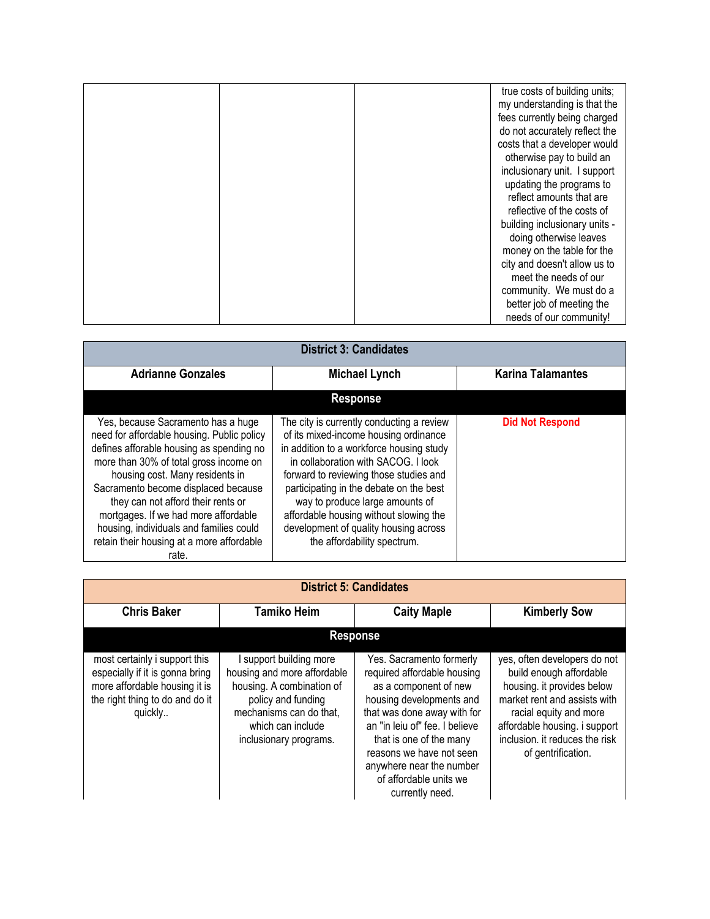| | | | |
|---|---|---|---|
| | | | true costs of building units; my understanding is that the fees currently being charged do not accurately reflect the costs that a developer would otherwise pay to build an inclusionary unit. I support updating the programs to reflect amounts that are reflective of the costs of building inclusionary units - doing otherwise leaves money on the table for the city and doesn't allow us to meet the needs of our community. We must do a better job of meeting the needs of our community! |

| District 3: Candidates | | |
|---|---|---|
| **Adrianne Gonzales** | **Michael Lynch** | **Karina Talamantes** |
| **Response** | | |
| Yes, because Sacramento has a huge need for affordable housing. Public policy defines aforable housing as spending no more than 30% of total gross income on housing cost. Many residents in Sacramento become displaced because they can not afford their rents or mortgages. If we had more affordable housing, individuals and families could retain their housing at a more affordable rate. | The city is currently conducting a review of its mixed-income housing ordinance in addition to a workforce housing study in collaboration with SACOG. I look forward to reviewing those studies and participating in the debate on the best way to produce large amounts of affordable housing without slowing the development of quality housing across the affordability spectrum. | Did Not Respond |

| District 5: Candidates | | | |
|---|---|---|---|
| **Chris Baker** | **Tamiko Heim** | **Caity Maple** | **Kimberly Sow** |
| **Response** | | | |
| most certainly i support this especially if it is gonna bring more affordable housing it is the right thing to do and do it quickly.. | I support building more housing and more affordable housing. A combination of policy and funding mechanisms can do that, which can include inclusionary programs. | Yes. Sacramento formerly required affordable housing as a component of new housing developments and that was done away with for an "in leiu of" fee. I believe that is one of the many reasons we have not seen anywhere near the number of affordable units we currently need. | yes, often developers do not build enough affordable housing. it provides below market rent and assists with racial equity and more affordable housing. i support inclusion. it reduces the risk of gentrification. |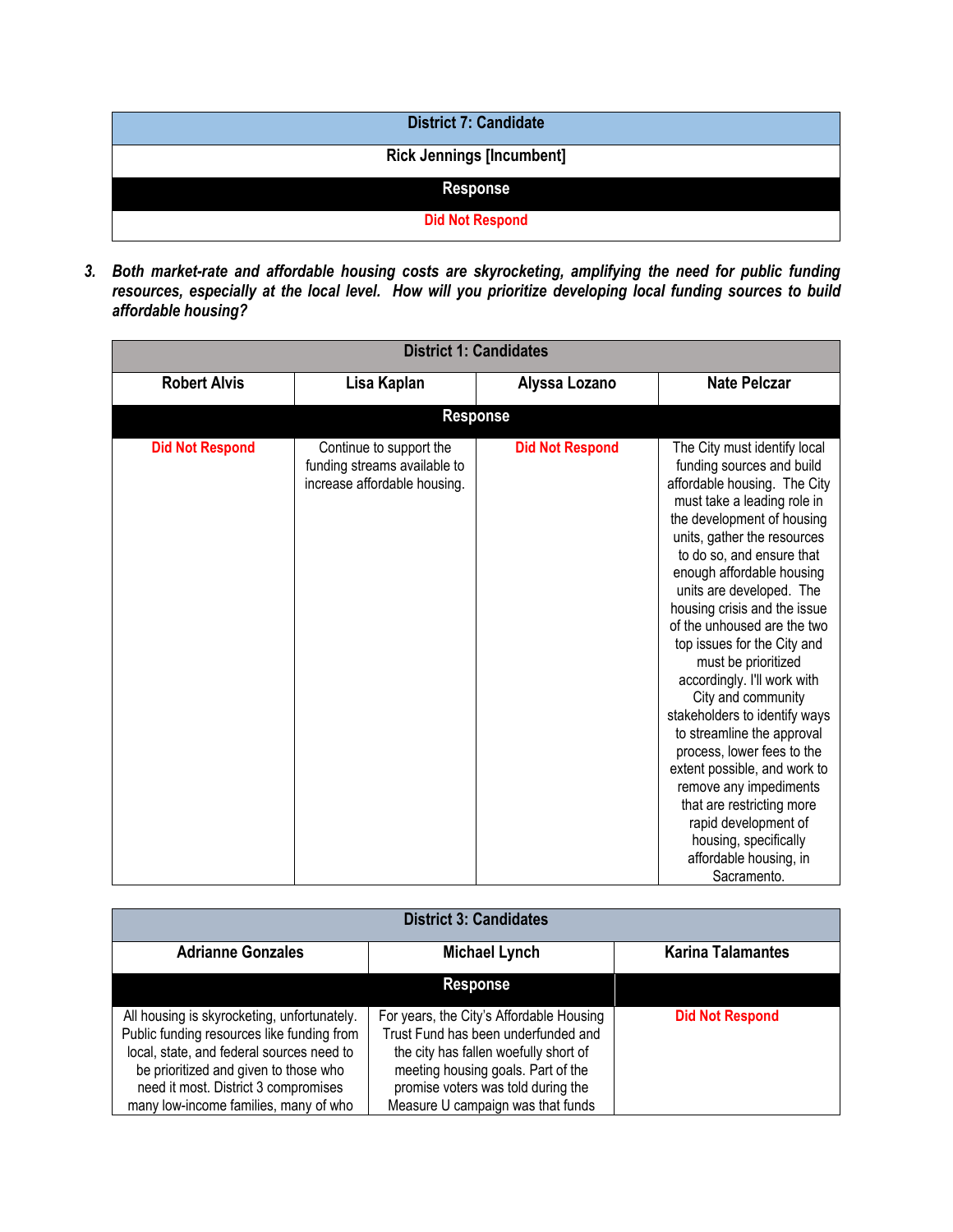| District 7: Candidate |
|---|
| Rick Jennings [Incumbent] |
| **Response** |
| Did Not Respond |

3. ***Both market-rate and affordable housing costs are skyrocketing, amplifying the need for public funding resources, especially at the local level. How will you prioritize developing local funding sources to build affordable housing?***

| District 1: Candidates | | | |
|---|---|---|---|
| **Robert Alvis** | **Lisa Kaplan** | **Alyssa Lozano** | **Nate Pelczar** |
| **Response** | | | |
| Did Not Respond | Continue to support the funding streams available to increase affordable housing. | Did Not Respond | The City must identify local funding sources and build affordable housing. The City must take a leading role in the development of housing units, gather the resources to do so, and ensure that enough affordable housing units are developed. The housing crisis and the issue of the unhoused are the two top issues for the City and must be prioritized accordingly. I'll work with City and community stakeholders to identify ways to streamline the approval process, lower fees to the extent possible, and work to remove any impediments that are restricting more rapid development of housing, specifically affordable housing, in Sacramento. |

| District 3: Candidates | | |
|---|---|---|
| **Adrianne Gonzales** | **Michael Lynch** | **Karina Talamantes** |
| **Response** | | |
| All housing is skyrocketing, unfortunately. Public funding resources like funding from local, state, and federal sources need to be prioritized and given to those who need it most. District 3 compromises many low-income families, many of who | For years, the City's Affordable Housing Trust Fund has been underfunded and the city has fallen woefully short of meeting housing goals. Part of the promise voters was told during the Measure U campaign was that funds | Did Not Respond |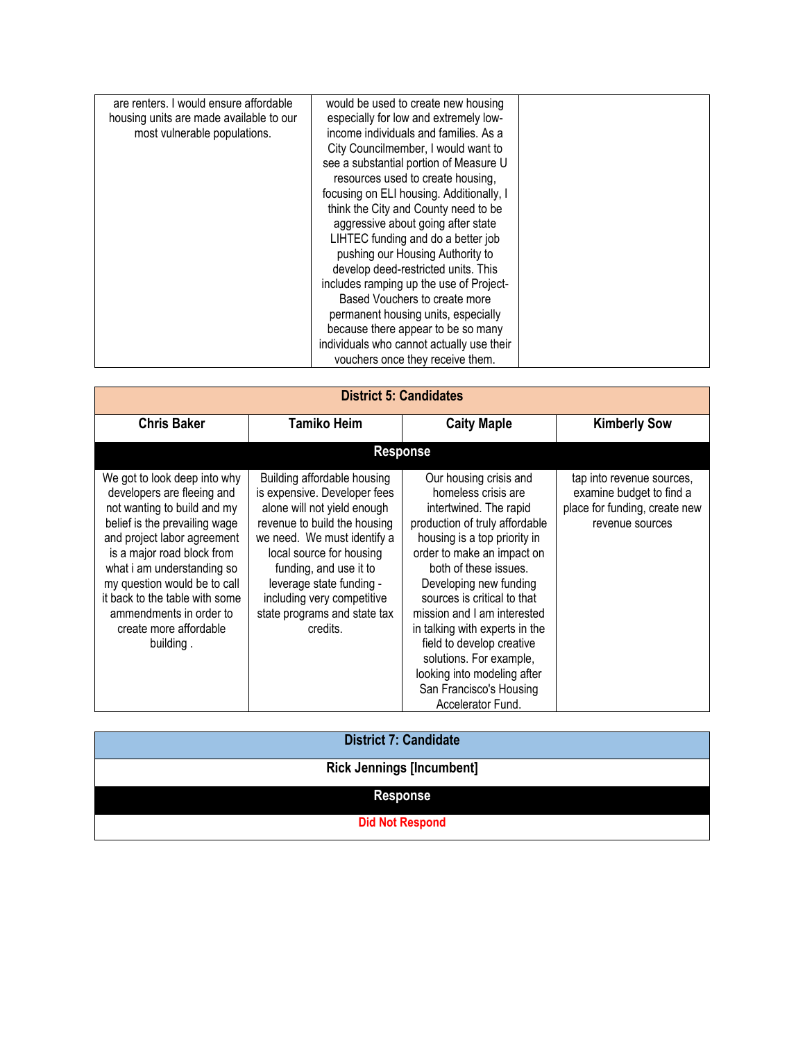| | | |
|---|---|---|
| are renters. I would ensure affordable housing units are made available to our most vulnerable populations. | would be used to create new housing especially for low and extremely low-income individuals and families. As a City Councilmember, I would want to see a substantial portion of Measure U resources used to create housing, focusing on ELI housing. Additionally, I think the City and County need to be aggressive about going after state LIHTEC funding and do a better job pushing our Housing Authority to develop deed-restricted units. This includes ramping up the use of Project-Based Vouchers to create more permanent housing units, especially because there appear to be so many individuals who cannot actually use their vouchers once they receive them. | |

| District 5: Candidates | | | |
|---|---|---|---|
| **Chris Baker** | **Tamiko Heim** | **Caity Maple** | **Kimberly Sow** |
| **Response** | | | |
| We got to look deep into why developers are fleeing and not wanting to build and my belief is the prevailing wage and project labor agreement is a major road block from what i am understanding so my question would be to call it back to the table with some ammendments in order to create more affordable building . | Building affordable housing is expensive. Developer fees alone will not yield enough revenue to build the housing we need. We must identify a local source for housing funding, and use it to leverage state funding - including very competitive state programs and state tax credits. | Our housing crisis and homeless crisis are intertwined. The rapid production of truly affordable housing is a top priority in order to make an impact on both of these issues. Developing new funding sources is critical to that mission and I am interested in talking with experts in the field to develop creative solutions. For example, looking into modeling after San Francisco's Housing Accelerator Fund. | tap into revenue sources, examine budget to find a place for funding, create new revenue sources |

| District 7: Candidate |
|---|
| **Rick Jennings [Incumbent]** |
| **Response** |
| **Did Not Respond** |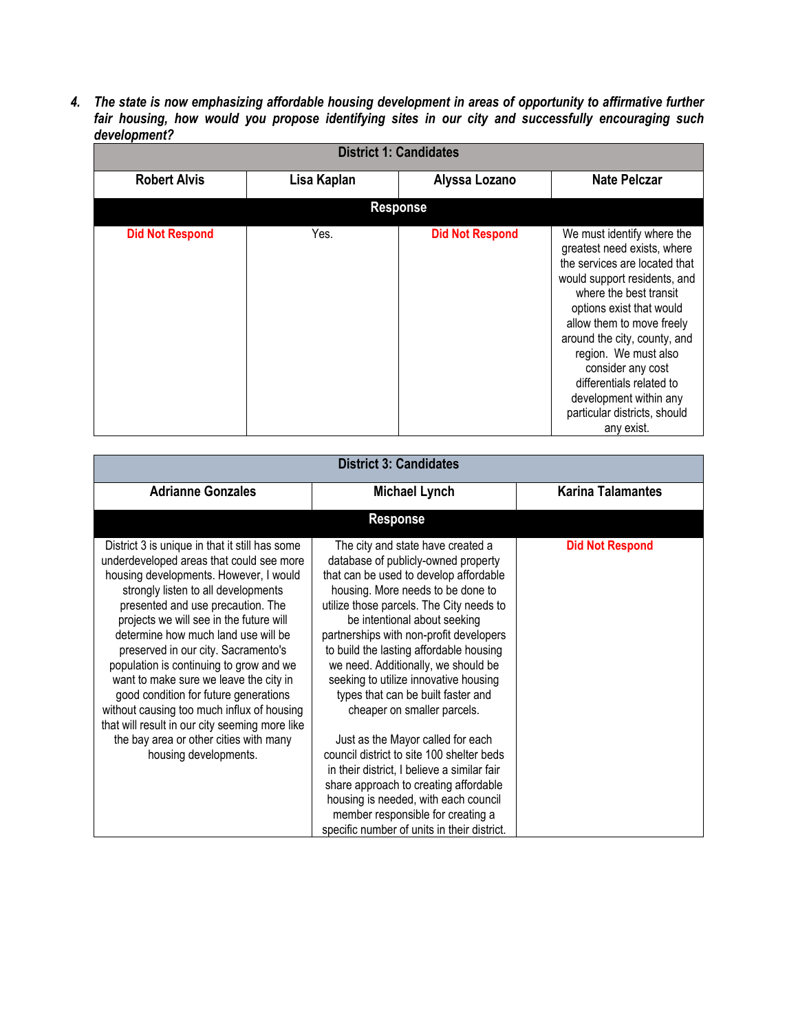***4. The state is now emphasizing affordable housing development in areas of opportunity to affirmative further fair housing, how would you propose identifying sites in our city and successfully encouraging such development?***

| District 1: Candidates | | | |
|---|---|---|---|
| **Robert Alvis** | **Lisa Kaplan** | **Alyssa Lozano** | **Nate Pelczar** |
| **Response** | | | |
| **Did Not Respond** | Yes. | **Did Not Respond** | We must identify where the greatest need exists, where the services are located that would support residents, and where the best transit options exist that would allow them to move freely around the city, county, and region. We must also consider any cost differentials related to development within any particular districts, should any exist. |

| District 3: Candidates | | |
|---|---|---|
| **Adrianne Gonzales** | **Michael Lynch** | **Karina Talamantes** |
| **Response** | | |
| District 3 is unique in that it still has some underdeveloped areas that could see more housing developments. However, I would strongly listen to all developments presented and use precaution. The projects we will see in the future will determine how much land use will be preserved in our city. Sacramento's population is continuing to grow and we want to make sure we leave the city in good condition for future generations without causing too much influx of housing that will result in our city seeming more like the bay area or other cities with many housing developments. | The city and state have created a database of publicly-owned property that can be used to develop affordable housing. More needs to be done to utilize those parcels. The City needs to be intentional about seeking partnerships with non-profit developers to build the lasting affordable housing we need. Additionally, we should be seeking to utilize innovative housing types that can be built faster and cheaper on smaller parcels.<br><br>Just as the Mayor called for each council district to site 100 shelter beds in their district, I believe a similar fair share approach to creating affordable housing is needed, with each council member responsible for creating a specific number of units in their district. | **Did Not Respond** |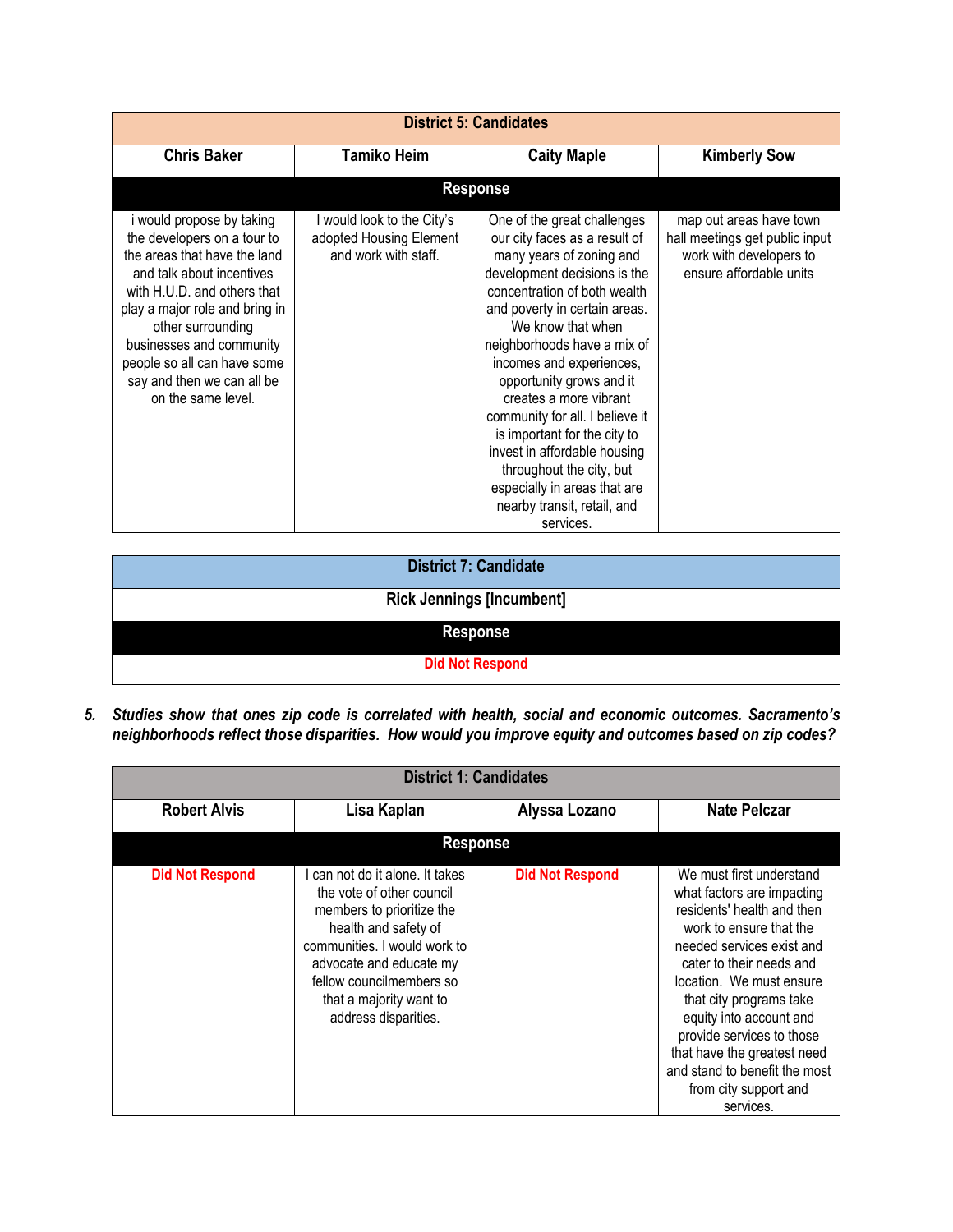| District 5: Candidates | | | |
|---|---|---|---|
| **Chris Baker** | **Tamiko Heim** | **Caity Maple** | **Kimberly Sow** |
| **Response** | | | |
| i would propose by taking the developers on a tour to the areas that have the land and talk about incentives with H.U.D. and others that play a major role and bring in other surrounding businesses and community people so all can have some say and then we can all be on the same level. | I would look to the City's adopted Housing Element and work with staff. | One of the great challenges our city faces as a result of many years of zoning and development decisions is the concentration of both wealth and poverty in certain areas. We know that when neighborhoods have a mix of incomes and experiences, opportunity grows and it creates a more vibrant community for all. I believe it is important for the city to invest in affordable housing throughout the city, but especially in areas that are nearby transit, retail, and services. | map out areas have town hall meetings get public input work with developers to ensure affordable units |

| District 7: Candidate |
|---|
| **Rick Jennings [Incumbent]** |
| **Response** |
| Did Not Respond |

5. ***Studies show that ones zip code is correlated with health, social and economic outcomes. Sacramento's neighborhoods reflect those disparities. How would you improve equity and outcomes based on zip codes?***

| District 1: Candidates | | | |
|---|---|---|---|
| **Robert Alvis** | **Lisa Kaplan** | **Alyssa Lozano** | **Nate Pelczar** |
| **Response** | | | |
| Did Not Respond | I can not do it alone. It takes the vote of other council members to prioritize the health and safety of communities. I would work to advocate and educate my fellow councilmembers so that a majority want to address disparities. | Did Not Respond | We must first understand what factors are impacting residents' health and then work to ensure that the needed services exist and cater to their needs and location. We must ensure that city programs take equity into account and provide services to those that have the greatest need and stand to benefit the most from city support and services. |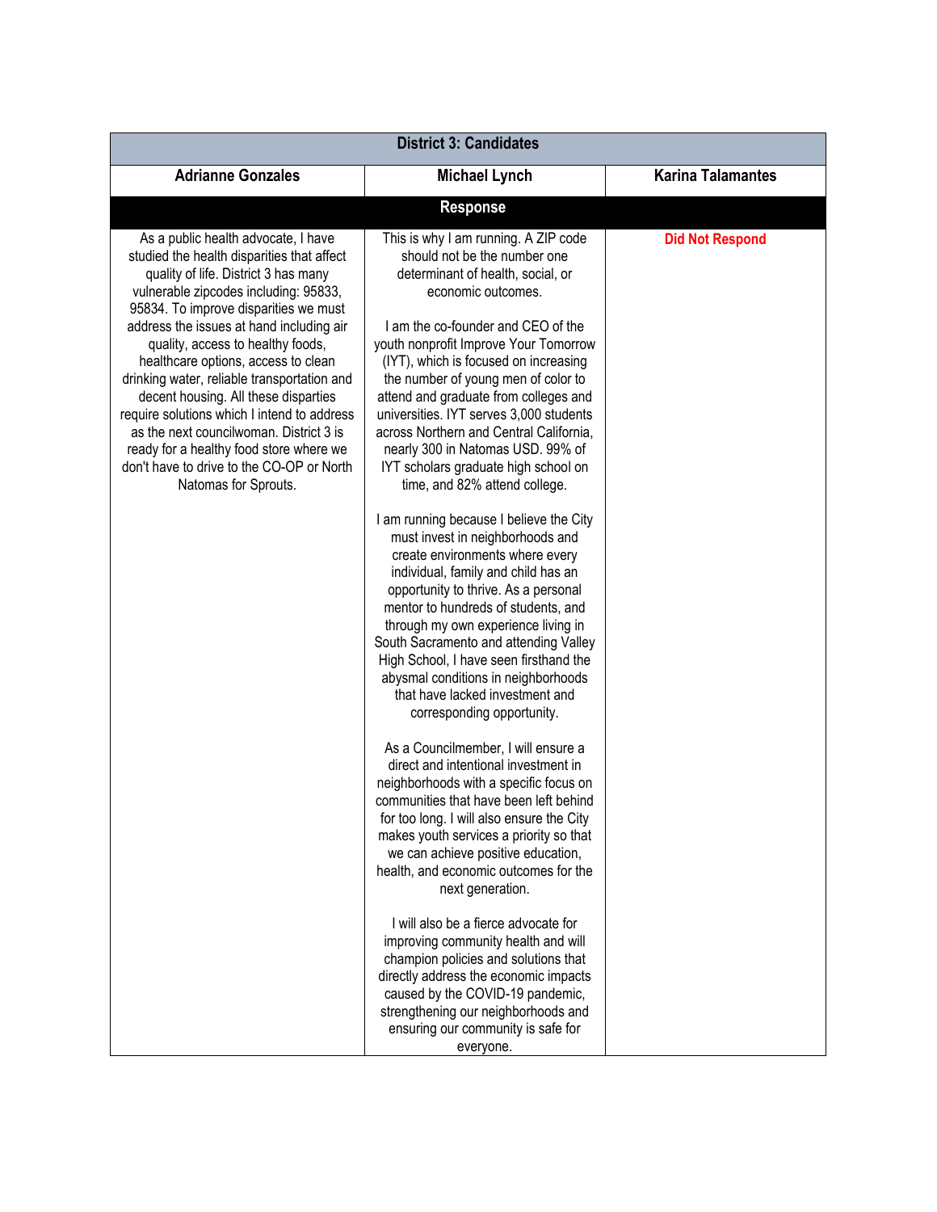| District 3: Candidates | | |
|---|---|---|
| **Adrianne Gonzales** | **Michael Lynch** | **Karina Talamantes** |
| **Response** | | |
| As a public health advocate, I have studied the health disparities that affect quality of life. District 3 has many vulnerable zipcodes including: 95833, 95834. To improve disparities we must address the issues at hand including air quality, access to healthy foods, healthcare options, access to clean drinking water, reliable transportation and decent housing. All these disparities require solutions which I intend to address as the next councilwoman. District 3 is ready for a healthy food store where we don't have to drive to the CO-OP or North Natomas for Sprouts. | This is why I am running. A ZIP code should not be the number one determinant of health, social, or economic outcomes.<br><br>I am the co-founder and CEO of the youth nonprofit Improve Your Tomorrow (IYT), which is focused on increasing the number of young men of color to attend and graduate from colleges and universities. IYT serves 3,000 students across Northern and Central California, nearly 300 in Natomas USD. 99% of IYT scholars graduate high school on time, and 82% attend college.<br><br>I am running because I believe the City must invest in neighborhoods and create environments where every individual, family and child has an opportunity to thrive. As a personal mentor to hundreds of students, and through my own experience living in South Sacramento and attending Valley High School, I have seen firsthand the abysmal conditions in neighborhoods that have lacked investment and corresponding opportunity.<br><br>As a Councilmember, I will ensure a direct and intentional investment in neighborhoods with a specific focus on communities that have been left behind for too long. I will also ensure the City makes youth services a priority so that we can achieve positive education, health, and economic outcomes for the next generation.<br><br>I will also be a fierce advocate for improving community health and will champion policies and solutions that directly address the economic impacts caused by the COVID-19 pandemic, strengthening our neighborhoods and ensuring our community is safe for everyone. | **Did Not Respond** |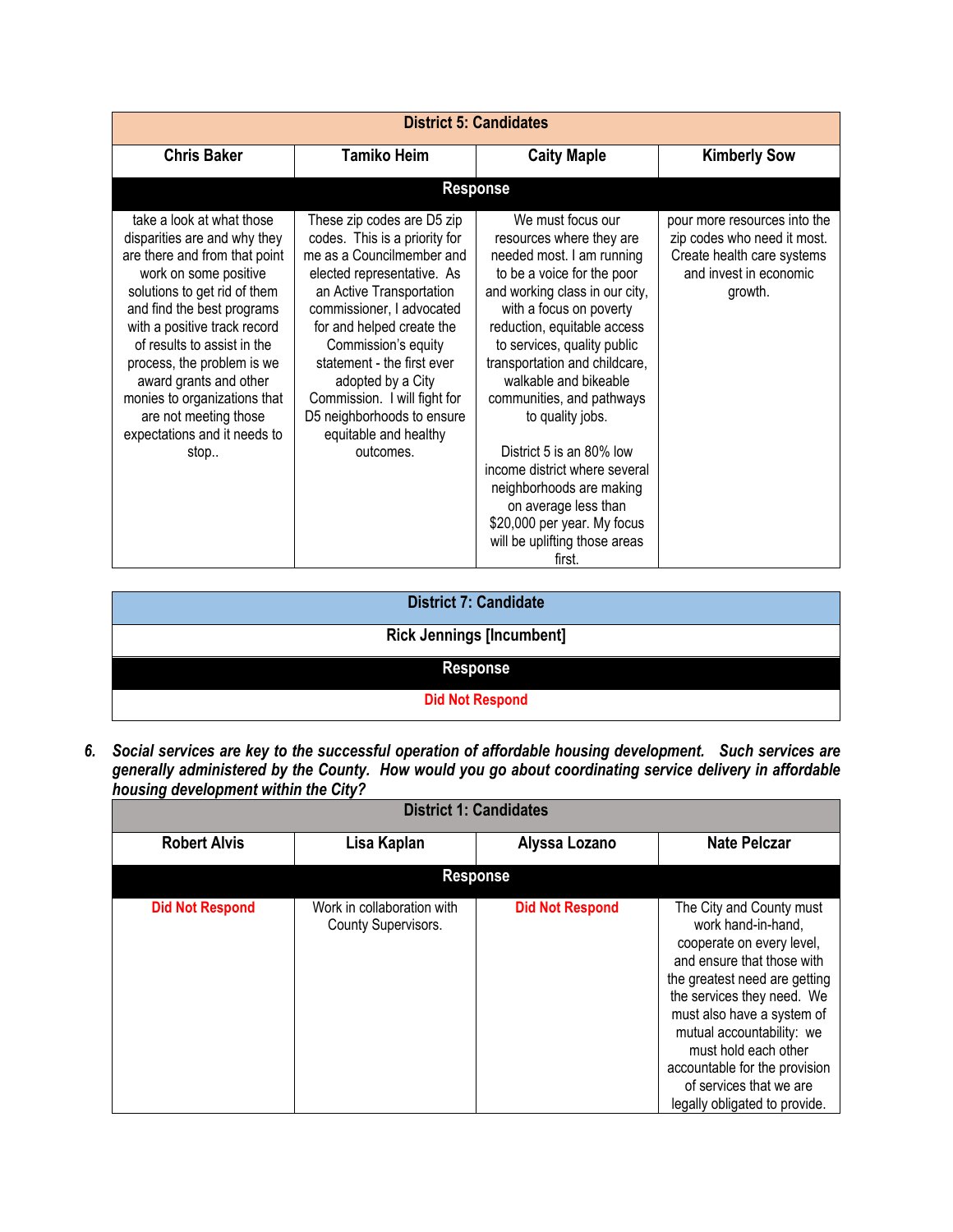| District 5: Candidates | | | |
|---|---|---|---|
| **Chris Baker** | **Tamiko Heim** | **Caity Maple** | **Kimberly Sow** |
| **Response** | | | |
| take a look at what those disparities are and why they are there and from that point work on some positive solutions to get rid of them and find the best programs with a positive track record of results to assist in the process, the problem is we award grants and other monies to organizations that are not meeting those expectations and it needs to stop.. | These zip codes are D5 zip codes. This is a priority for me as a Councilmember and elected representative. As an Active Transportation commissioner, I advocated for and helped create the Commission's equity statement - the first ever adopted by a City Commission. I will fight for D5 neighborhoods to ensure equitable and healthy outcomes. | We must focus our resources where they are needed most. I am running to be a voice for the poor and working class in our city, with a focus on poverty reduction, equitable access to services, quality public transportation and childcare, walkable and bikeable communities, and pathways to quality jobs.<br><br>District 5 is an 80% low income district where several neighborhoods are making on average less than $20,000 per year. My focus will be uplifting those areas first. | pour more resources into the zip codes who need it most. Create health care systems and invest in economic growth. |

| District 7: Candidate |
|---|
| **Rick Jennings [Incumbent]** |
| **Response** |
| Did Not Respond |

6. ***Social services are key to the successful operation of affordable housing development. Such services are generally administered by the County. How would you go about coordinating service delivery in affordable housing development within the City?***

| District 1: Candidates | | | |
|---|---|---|---|
| **Robert Alvis** | **Lisa Kaplan** | **Alyssa Lozano** | **Nate Pelczar** |
| **Response** | | | |
| Did Not Respond | Work in collaboration with County Supervisors. | Did Not Respond | The City and County must work hand-in-hand, cooperate on every level, and ensure that those with the greatest need are getting the services they need. We must also have a system of mutual accountability: we must hold each other accountable for the provision of services that we are legally obligated to provide. |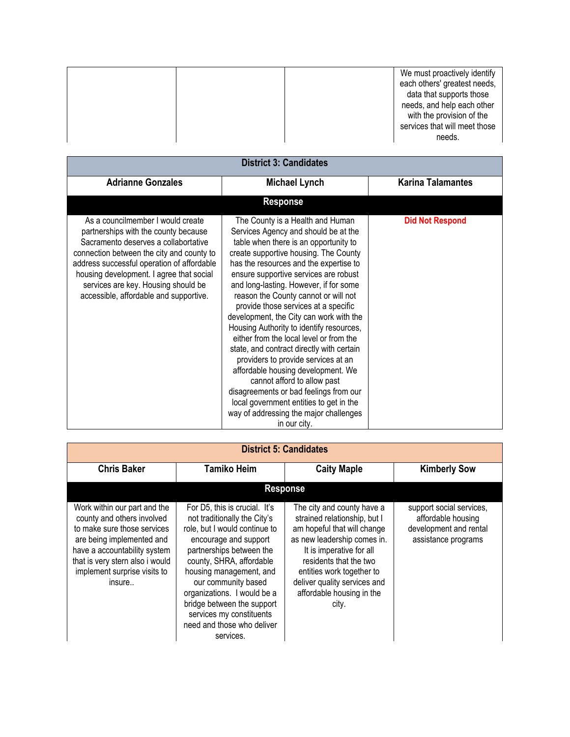| | | | |
|---|---|---|---|
| | | | We must proactively identify each others' greatest needs, data that supports those needs, and help each other with the provision of the services that will meet those needs. |

| District 3: Candidates | | |
|---|---|---|
| **Adrianne Gonzales** | **Michael Lynch** | **Karina Talamantes** |
| **Response** | | |
| As a councilmember I would create partnerships with the county because Sacramento deserves a collabortative connection between the city and county to address successful operation of affordable housing development. I agree that social services are key. Housing should be accessible, affordable and supportive. | The County is a Health and Human Services Agency and should be at the table when there is an opportunity to create supportive housing. The County has the resources and the expertise to ensure supportive services are robust and long-lasting. However, if for some reason the County cannot or will not provide those services at a specific development, the City can work with the Housing Authority to identify resources, either from the local level or from the state, and contract directly with certain providers to provide services at an affordable housing development. We cannot afford to allow past disagreements or bad feelings from our local government entities to get in the way of addressing the major challenges in our city. | **Did Not Respond** |

| District 5: Candidates | | | |
|---|---|---|---|
| **Chris Baker** | **Tamiko Heim** | **Caity Maple** | **Kimberly Sow** |
| **Response** | | | |
| Work within our part and the county and others involved to make sure those services are being implemented and have a accountability system that is very stern also i would implement surprise visits to insure.. | For D5, this is crucial. It's not traditionally the City's role, but I would continue to encourage and support partnerships between the county, SHRA, affordable housing management, and our community based organizations. I would be a bridge between the support services my constituents need and those who deliver services. | The city and county have a strained relationship, but I am hopeful that will change as new leadership comes in. It is imperative for all residents that the two entities work together to deliver quality services and affordable housing in the city. | support social services, affordable housing development and rental assistance programs |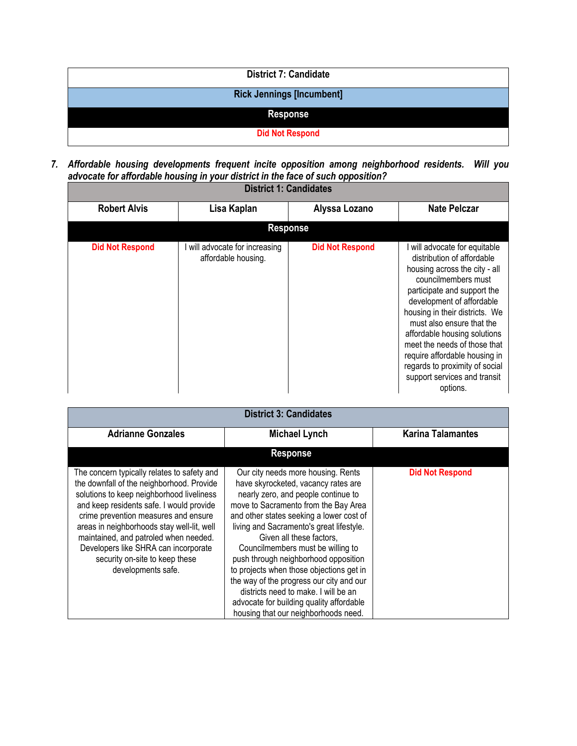| District 7: Candidate |
|---|
| **Rick Jennings [Incumbent]** |
| **Response** |
| **Did Not Respond** |

***7. Affordable housing developments frequent incite opposition among neighborhood residents. Will you advocate for affordable housing in your district in the face of such opposition?***

| District 1: Candidates | | | |
|---|---|---|---|
| **Robert Alvis** | **Lisa Kaplan** | **Alyssa Lozano** | **Nate Pelczar** |
| **Response** | | | |
| **Did Not Respond** | I will advocate for increasing affordable housing. | **Did Not Respond** | I will advocate for equitable distribution of affordable housing across the city - all councilmembers must participate and support the development of affordable housing in their districts. We must also ensure that the affordable housing solutions meet the needs of those that require affordable housing in regards to proximity of social support services and transit options. |

| District 3: Candidates | | |
|---|---|---|
| **Adrianne Gonzales** | **Michael Lynch** | **Karina Talamantes** |
| **Response** | | |
| The concern typically relates to safety and the downfall of the neighborhood. Provide solutions to keep neighborhood liveliness and keep residents safe. I would provide crime prevention measures and ensure areas in neighborhoods stay well-lit, well maintained, and patroled when needed. Developers like SHRA can incorporate security on-site to keep these developments safe. | Our city needs more housing. Rents have skyrocketed, vacancy rates are nearly zero, and people continue to move to Sacramento from the Bay Area and other states seeking a lower cost of living and Sacramento's great lifestyle. Given all these factors, Councilmembers must be willing to push through neighborhood opposition to projects when those objections get in the way of the progress our city and our districts need to make. I will be an advocate for building quality affordable housing that our neighborhoods need. | **Did Not Respond** |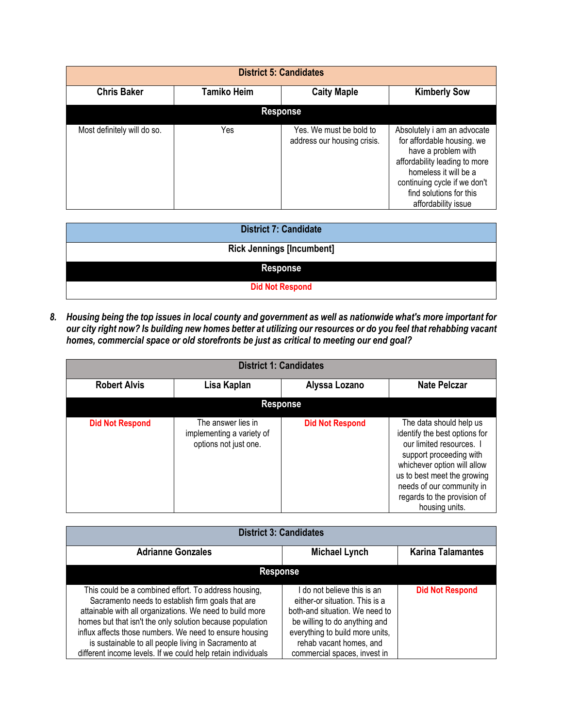| District 5: Candidates | | | |
|---|---|---|---|
| **Chris Baker** | **Tamiko Heim** | **Caity Maple** | **Kimberly Sow** |
| **Response** | | | |
| Most definitely will do so. | Yes | Yes. We must be bold to address our housing crisis. | Absolutely i am an advocate for affordable housing. we have a problem with affordability leading to more homeless it will be a continuing cycle if we don't find solutions for this affordability issue |

| District 7: Candidate |
|---|
| **Rick Jennings [Incumbent]** |
| **Response** |
| Did Not Respond |

8. ***Housing being the top issues in local county and government as well as nationwide what's more important for our city right now? Is building new homes better at utilizing our resources or do you feel that rehabbing vacant homes, commercial space or old storefronts be just as critical to meeting our end goal?***

| District 1: Candidates | | | |
|---|---|---|---|
| **Robert Alvis** | **Lisa Kaplan** | **Alyssa Lozano** | **Nate Pelczar** |
| **Response** | | | |
| Did Not Respond | The answer lies in implementing a variety of options not just one. | Did Not Respond | The data should help us identify the best options for our limited resources. I support proceeding with whichever option will allow us to best meet the growing needs of our community in regards to the provision of housing units. |

| District 3: Candidates | | |
|---|---|---|
| **Adrianne Gonzales** | **Michael Lynch** | **Karina Talamantes** |
| **Response** | | |
| This could be a combined effort. To address housing, Sacramento needs to establish firm goals that are attainable with all organizations. We need to build more homes but that isn't the only solution because population influx affects those numbers. We need to ensure housing is sustainable to all people living in Sacramento at different income levels. If we could help retain individuals | I do not believe this is an either-or situation. This is a both-and situation. We need to be willing to do anything and everything to build more units, rehab vacant homes, and commercial spaces, invest in | Did Not Respond |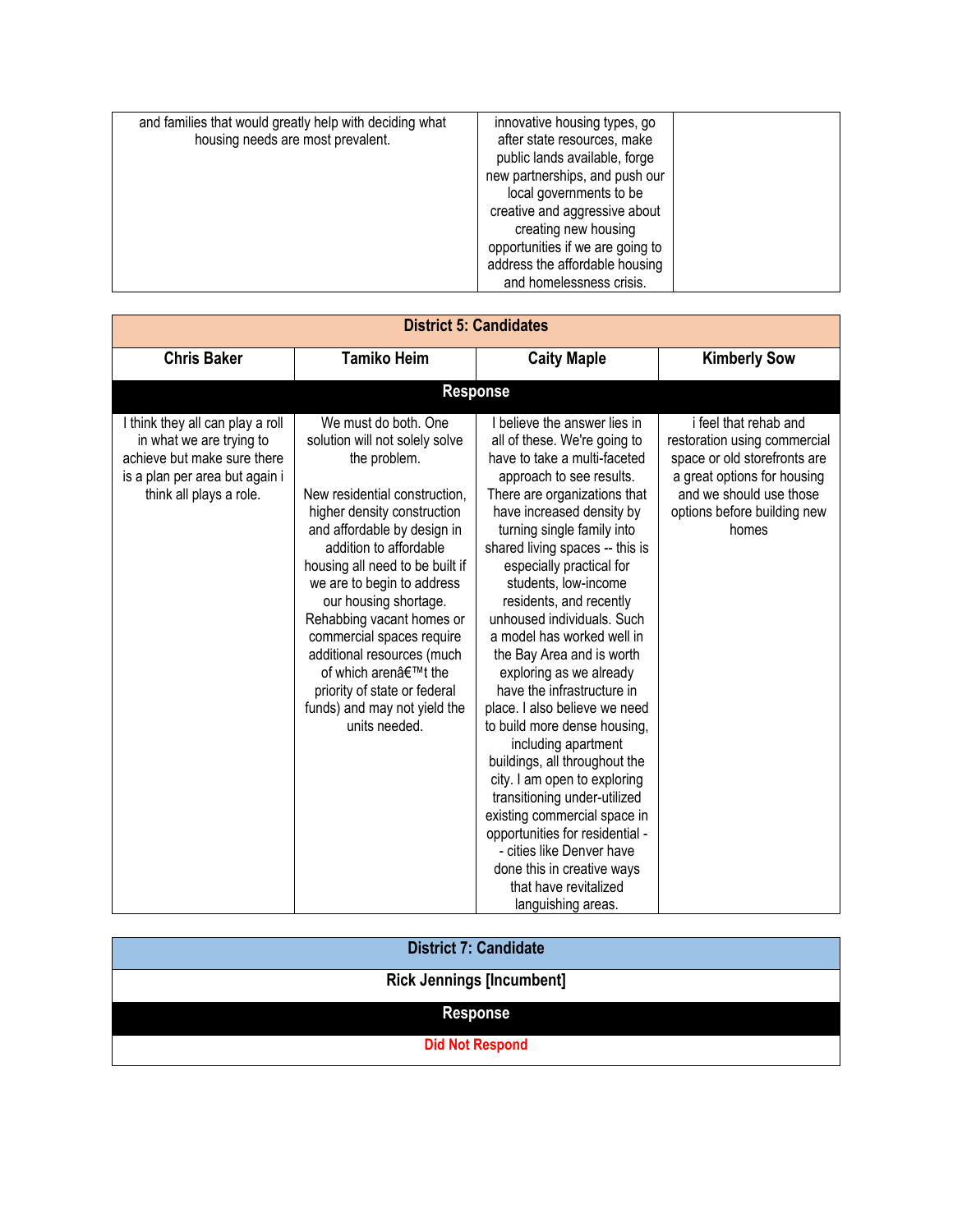| and families that would greatly help with deciding what housing needs are most prevalent. | innovative housing types, go after state resources, make public lands available, forge new partnerships, and push our local governments to be creative and aggressive about creating new housing opportunities if we are going to address the affordable housing and homelessness crisis. | |
|---|---|---|

| District 5: Candidates | | | |
|---|---|---|---|
| **Chris Baker** | **Tamiko Heim** | **Caity Maple** | **Kimberly Sow** |
| **Response** | | | |
| I think they all can play a roll in what we are trying to achieve but make sure there is a plan per area but again i think all plays a role. | We must do both. One solution will not solely solve the problem.<br><br>New residential construction, higher density construction and affordable by design in addition to affordable housing all need to be built if we are to begin to address our housing shortage. Rehabbing vacant homes or commercial spaces require additional resources (much of which arenâ€™t the priority of state or federal funds) and may not yield the units needed. | I believe the answer lies in all of these. We're going to have to take a multi-faceted approach to see results. There are organizations that have increased density by turning single family into shared living spaces -- this is especially practical for students, low-income residents, and recently unhoused individuals. Such a model has worked well in the Bay Area and is worth exploring as we already have the infrastructure in place. I also believe we need to build more dense housing, including apartment buildings, all throughout the city. I am open to exploring transitioning under-utilized existing commercial space in opportunities for residential -- cities like Denver have done this in creative ways that have revitalized languishing areas. | i feel that rehab and restoration using commercial space or old storefronts are a great options for housing and we should use those options before building new homes |

| District 7: Candidate |
|---|
| **Rick Jennings [Incumbent]** |
| **Response** |
| **Did Not Respond** |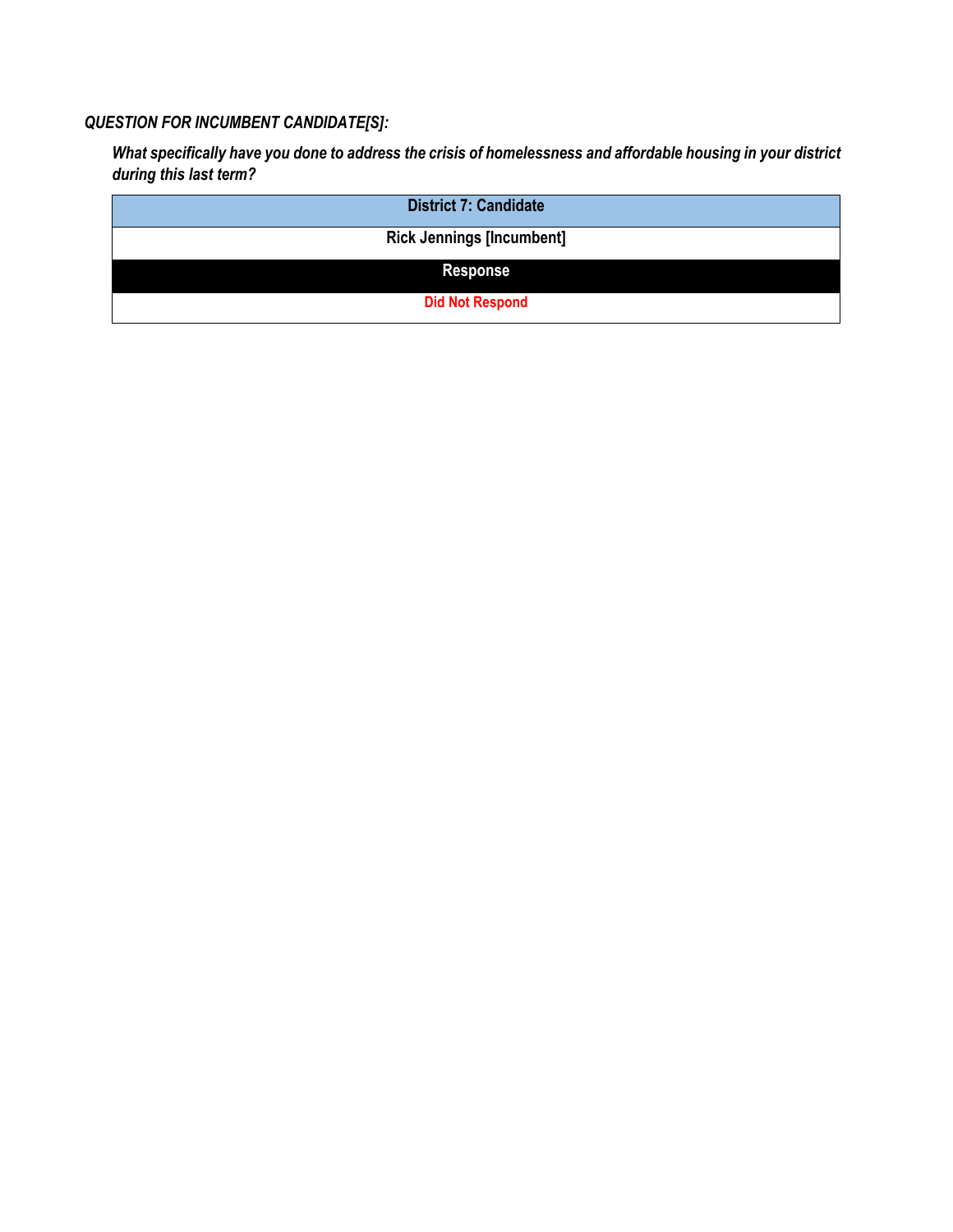***QUESTION FOR INCUMBENT CANDIDATE[S]:***

***What specifically have you done to address the crisis of homelessness and affordable housing in your district during this last term?***

| District 7: Candidate |
| --- |
| **Rick Jennings [Incumbent]** |
| **Response** |
| **Did Not Respond** |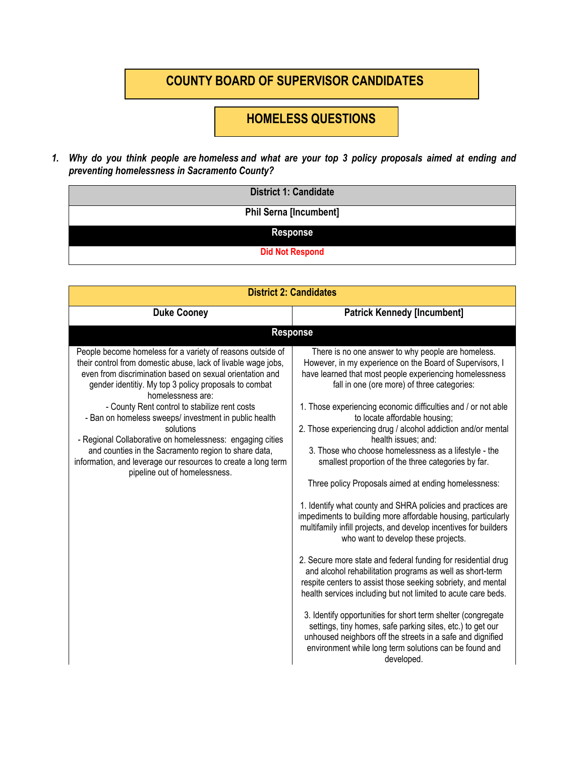# COUNTY BOARD OF SUPERVISOR CANDIDATES

## HOMELESS QUESTIONS

1. ***Why do you think people are homeless and what are your top 3 policy proposals aimed at ending and preventing homelessness in Sacramento County?***

| District 1: Candidate |
|---|
| **Phil Serna [Incumbent]** |
| **Response** |
| Did Not Respond |

| District 2: Candidates | |
|---|---|
| **Duke Cooney** | **Patrick Kennedy [Incumbent]** |
| **Response** | |
| People become homeless for a variety of reasons outside of their control from domestic abuse, lack of livable wage jobs, even from discrimination based on sexual orientation and gender identitiy. My top 3 policy proposals to combat homelessness are:<br>- County Rent control to stabilize rent costs<br>- Ban on homeless sweeps/ investment in public health solutions<br>- Regional Collaborative on homelessness: engaging cities and counties in the Sacramento region to share data, information, and leverage our resources to create a long term pipeline out of homelessness. | There is no one answer to why people are homeless. However, in my experience on the Board of Supervisors, I have learned that most people experiencing homelessness fall in one (ore more) of three categories:<br><br>1. Those experiencing economic difficulties and / or not able to locate affordable housing;<br>2. Those experiencing drug / alcohol addiction and/or mental health issues; and:<br>3. Those who choose homelessness as a lifestyle - the smallest proportion of the three categories by far.<br><br>Three policy Proposals aimed at ending homelessness:<br><br>1. Identify what county and SHRA policies and practices are impediments to building more affordable housing, particularly multifamily infill projects, and develop incentives for builders who want to develop these projects.<br><br>2. Secure more state and federal funding for residential drug and alcohol rehabilitation programs as well as short-term respite centers to assist those seeking sobriety, and mental health services including but not limited to acute care beds.<br><br>3. Identify opportunities for short term shelter (congregate settings, tiny homes, safe parking sites, etc.) to get our unhoused neighbors off the streets in a safe and dignified environment while long term solutions can be found and developed. |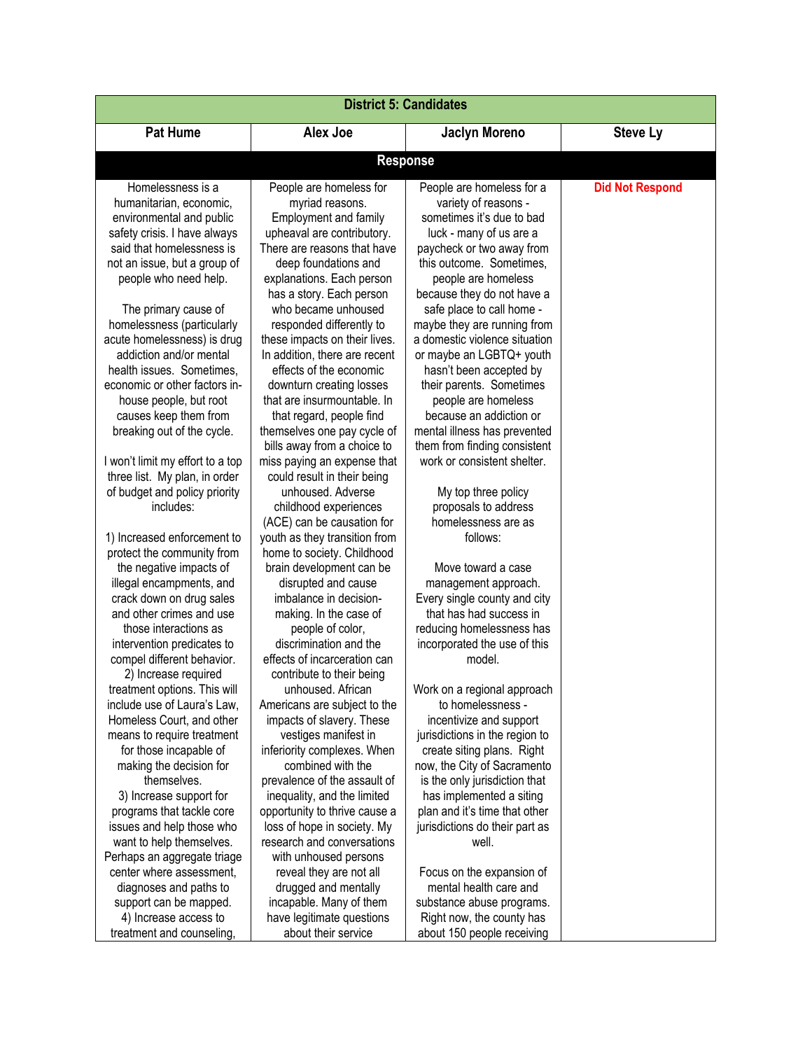| District 5: Candidates | | | |
|---|---|---|---|
| **Pat Hume** | **Alex Joe** | **Jaclyn Moreno** | **Steve Ly** |
| **Response** | | | |
| Homelessness is a humanitarian, economic, environmental and public safety crisis. I have always said that homelessness is not an issue, but a group of people who need help.<br><br>The primary cause of homelessness (particularly acute homelessness) is drug addiction and/or mental health issues. Sometimes, economic or other factors in-house people, but root causes keep them from breaking out of the cycle.<br><br>I won't limit my effort to a top three list. My plan, in order of budget and policy priority includes:<br><br>1) Increased enforcement to protect the community from the negative impacts of illegal encampments, and crack down on drug sales and other crimes and use those interactions as intervention predicates to compel different behavior.<br>2) Increase required treatment options. This will include use of Laura's Law, Homeless Court, and other means to require treatment for those incapable of making the decision for themselves.<br>3) Increase support for programs that tackle core issues and help those who want to help themselves. Perhaps an aggregate triage center where assessment, diagnoses and paths to support can be mapped.<br>4) Increase access to treatment and counseling, | People are homeless for myriad reasons. Employment and family upheaval are contributory. There are reasons that have deep foundations and explanations. Each person has a story. Each person who became unhoused responded differently to these impacts on their lives. In addition, there are recent effects of the economic downturn creating losses that are insurmountable. In that regard, people find themselves one pay cycle of bills away from a choice to miss paying an expense that could result in their being unhoused. Adverse childhood experiences (ACE) can be causation for youth as they transition from home to society. Childhood brain development can be disrupted and cause imbalance in decision-making. In the case of people of color, discrimination and the effects of incarceration can contribute to their being unhoused. African Americans are subject to the impacts of slavery. These vestiges manifest in inferiority complexes. When combined with the prevalence of the assault of inequality, and the limited opportunity to thrive cause a loss of hope in society. My research and conversations with unhoused persons reveal they are not all drugged and mentally incapable. Many of them have legitimate questions about their service | People are homeless for a variety of reasons - sometimes it's due to bad luck - many of us are a paycheck or two away from this outcome. Sometimes, people are homeless because they do not have a safe place to call home - maybe they are running from a domestic violence situation or maybe an LGBTQ+ youth hasn't been accepted by their parents. Sometimes people are homeless because an addiction or mental illness has prevented them from finding consistent work or consistent shelter.<br><br>My top three policy proposals to address homelessness are as follows:<br><br>Move toward a case management approach. Every single county and city that has had success in reducing homelessness has incorporated the use of this model.<br><br>Work on a regional approach to homelessness - incentivize and support jurisdictions in the region to create siting plans. Right now, the City of Sacramento is the only jurisdiction that has implemented a siting plan and it's time that other jurisdictions do their part as well.<br><br>Focus on the expansion of mental health care and substance abuse programs. Right now, the county has about 150 people receiving | **Did Not Respond** |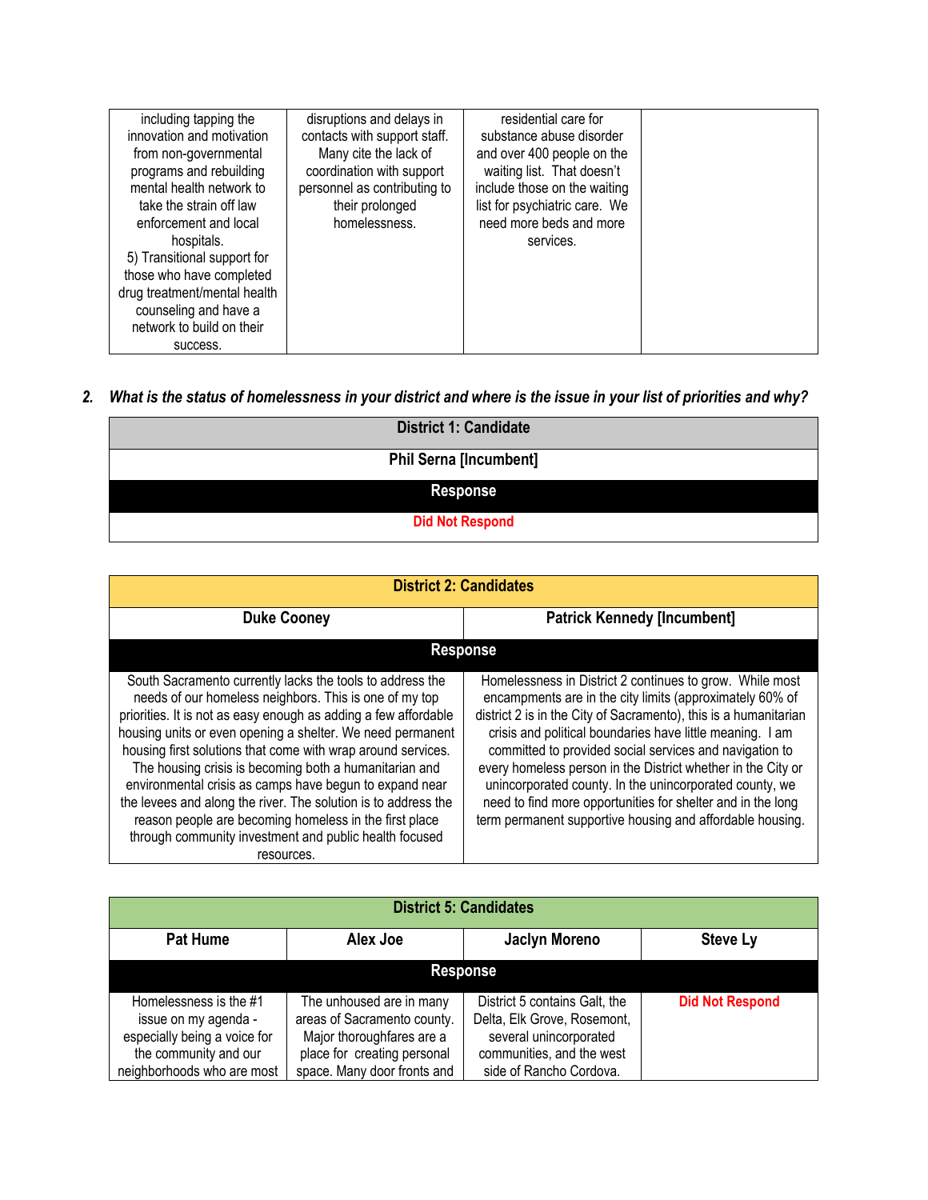| | | | |
|---|---|---|---|
| including tapping the innovation and motivation from non-governmental programs and rebuilding mental health network to take the strain off law enforcement and local hospitals.<br>5) Transitional support for those who have completed drug treatment/mental health counseling and have a network to build on their success. | disruptions and delays in contacts with support staff. Many cite the lack of coordination with support personnel as contributing to their prolonged homelessness. | residential care for substance abuse disorder and over 400 people on the waiting list. That doesn't include those on the waiting list for psychiatric care. We need more beds and more services. | |

**2. *What is the status of homelessness in your district and where is the issue in your list of priorities and why?***

| District 1: Candidate |
|---|
| **Phil Serna [Incumbent]** |
| **Response** |
| **Did Not Respond** |

| District 2: Candidates | |
|---|---|
| **Duke Cooney** | **Patrick Kennedy [Incumbent]** |
| **Response** | |
| South Sacramento currently lacks the tools to address the needs of our homeless neighbors. This is one of my top priorities. It is not as easy enough as adding a few affordable housing units or even opening a shelter. We need permanent housing first solutions that come with wrap around services. The housing crisis is becoming both a humanitarian and environmental crisis as camps have begun to expand near the levees and along the river. The solution is to address the reason people are becoming homeless in the first place through community investment and public health focused resources. | Homelessness in District 2 continues to grow. While most encampments are in the city limits (approximately 60% of district 2 is in the City of Sacramento), this is a humanitarian crisis and political boundaries have little meaning. I am committed to provided social services and navigation to every homeless person in the District whether in the City or unincorporated county. In the unincorporated county, we need to find more opportunities for shelter and in the long term permanent supportive housing and affordable housing. |

| District 5: Candidates | | | |
|---|---|---|---|
| **Pat Hume** | **Alex Joe** | **Jaclyn Moreno** | **Steve Ly** |
| **Response** | | | |
| Homelessness is the #1 issue on my agenda - especially being a voice for the community and our neighborhoods who are most | The unhoused are in many areas of Sacramento county. Major thoroughfares are a place for creating personal space. Many door fronts and | District 5 contains Galt, the Delta, Elk Grove, Rosemont, several unincorporated communities, and the west side of Rancho Cordova. | **Did Not Respond** |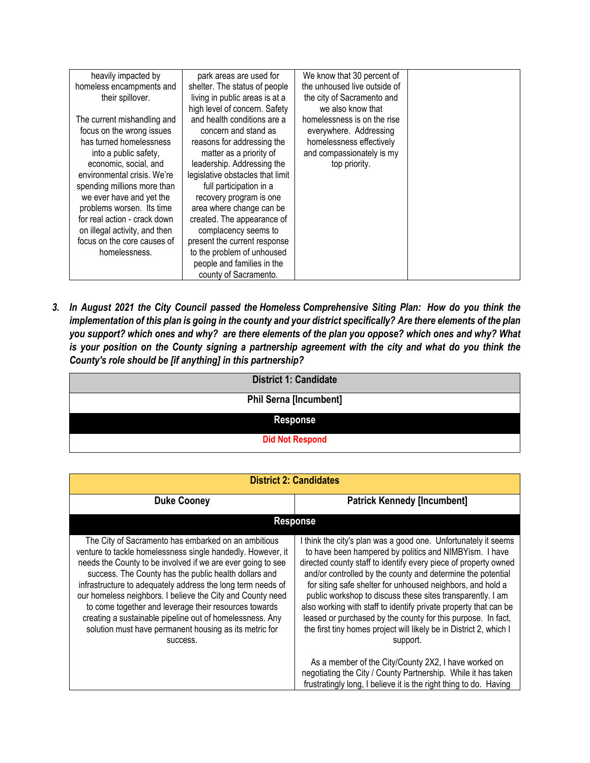| heavily impacted by homeless encampments and their spillover.<br><br>The current mishandling and focus on the wrong issues has turned homelessness into a public safety, economic, social, and environmental crisis. We're spending millions more than we ever have and yet the problems worsen. Its time for real action - crack down on illegal activity, and then focus on the core causes of homelessness. | park areas are used for shelter. The status of people living in public areas is at a high level of concern. Safety and health conditions are a concern and stand as reasons for addressing the matter as a priority of leadership. Addressing the legislative obstacles that limit full participation in a recovery program is one area where change can be created. The appearance of complacency seems to present the current response to the problem of unhoused people and families in the county of Sacramento. | We know that 30 percent of the unhoused live outside of the city of Sacramento and we also know that homelessness is on the rise everywhere. Addressing homelessness effectively and compassionately is my top priority. | |
|---|---|---|---|

***3. In August 2021 the City Council passed the Homeless Comprehensive Siting Plan: How do you think the implementation of this plan is going in the county and your district specifically? Are there elements of the plan you support? which ones and why? are there elements of the plan you oppose? which ones and why? What is your position on the County signing a partnership agreement with the city and what do you think the County's role should be [if anything] in this partnership?***

| District 1: Candidate |
|---|
| **Phil Serna [Incumbent]** |
| **Response** |
| Did Not Respond |

| District 2: Candidates | |
|---|---|
| **Duke Cooney** | **Patrick Kennedy [Incumbent]** |
| **Response** | |
| The City of Sacramento has embarked on an ambitious venture to tackle homelessness single handedly. However, it needs the County to be involved if we are ever going to see success. The County has the public health dollars and infrastructure to adequately address the long term needs of our homeless neighbors. I believe the City and County need to come together and leverage their resources towards creating a sustainable pipeline out of homelessness. Any solution must have permanent housing as its metric for success. | I think the city's plan was a good one. Unfortunately it seems to have been hampered by politics and NIMBYism. I have directed county staff to identify every piece of property owned and/or controlled by the county and determine the potential for siting safe shelter for unhoused neighbors, and hold a public workshop to discuss these sites transparently. I am also working with staff to identify private property that can be leased or purchased by the county for this purpose. In fact, the first tiny homes project will likely be in District 2, which I support.<br><br>As a member of the City/County 2X2, I have worked on negotiating the City / County Partnership. While it has taken frustratingly long, I believe it is the right thing to do. Having |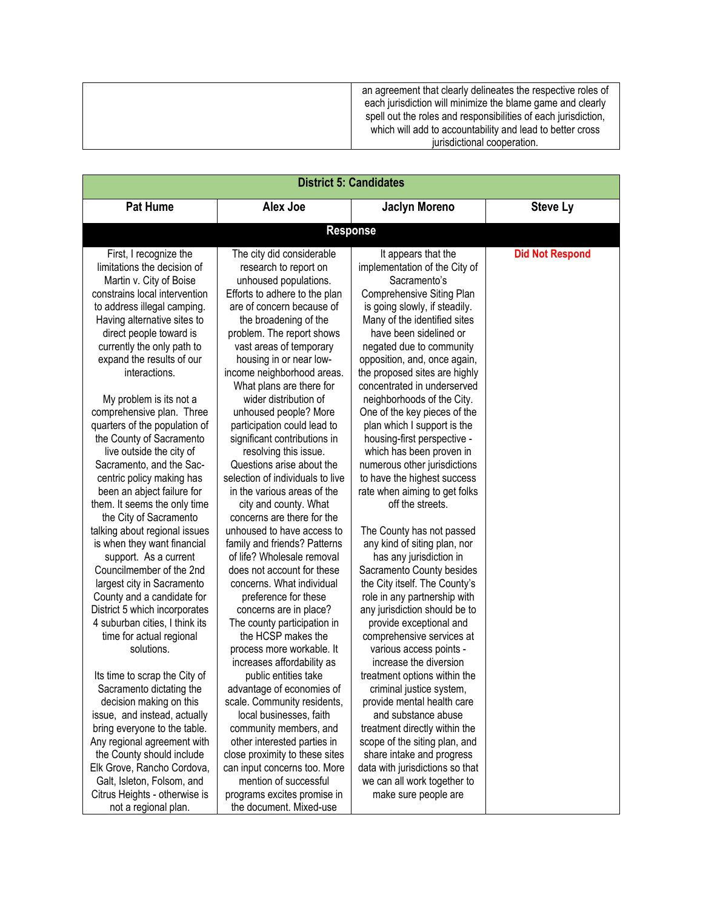| | |
|---|---|
| | an agreement that clearly delineates the respective roles of each jurisdiction will minimize the blame game and clearly spell out the roles and responsibilities of each jurisdiction, which will add to accountability and lead to better cross jurisdictional cooperation. |

| District 5: Candidates | | | |
|---|---|---|---|
| **Pat Hume** | **Alex Joe** | **Jaclyn Moreno** | **Steve Ly** |
| **Response** | | | |
| First, I recognize the limitations the decision of Martin v. City of Boise constrains local intervention to address illegal camping. Having alternative sites to direct people toward is currently the only path to expand the results of our interactions.<br><br>My problem is its not a comprehensive plan. Three quarters of the population of the County of Sacramento live outside the city of Sacramento, and the Sac-centric policy making has been an abject failure for them. It seems the only time the City of Sacramento talking about regional issues is when they want financial support. As a current Councilmember of the 2nd largest city in Sacramento County and a candidate for District 5 which incorporates 4 suburban cities, I think its time for actual regional solutions.<br><br>Its time to scrap the City of Sacramento dictating the decision making on this issue, and instead, actually bring everyone to the table. Any regional agreement with the County should include Elk Grove, Rancho Cordova, Galt, Isleton, Folsom, and Citrus Heights - otherwise is not a regional plan. | The city did considerable research to report on unhoused populations. Efforts to adhere to the plan are of concern because of the broadening of the problem. The report shows vast areas of temporary housing in or near low-income neighborhood areas. What plans are there for wider distribution of unhoused people? More participation could lead to significant contributions in resolving this issue. Questions arise about the selection of individuals to live in the various areas of the city and county. What concerns are there for the unhoused to have access to family and friends? Patterns of life? Wholesale removal does not account for these concerns. What individual preference for these concerns are in place? The county participation in the HCSP makes the process more workable. It increases affordability as public entities take advantage of economies of scale. Community residents, local businesses, faith community members, and other interested parties in close proximity to these sites can input concerns too. More mention of successful programs excites promise in the document. Mixed-use | It appears that the implementation of the City of Sacramento's Comprehensive Siting Plan is going slowly, if steadily. Many of the identified sites have been sidelined or negated due to community opposition, and, once again, the proposed sites are highly concentrated in underserved neighborhoods of the City. One of the key pieces of the plan which I support is the housing-first perspective - which has been proven in numerous other jurisdictions to have the highest success rate when aiming to get folks off the streets.<br><br>The County has not passed any kind of siting plan, nor has any jurisdiction in Sacramento County besides the City itself. The County's role in any partnership with any jurisdiction should be to provide exceptional and comprehensive services at various access points - increase the diversion treatment options within the criminal justice system, provide mental health care and substance abuse treatment directly within the scope of the siting plan, and share intake and progress data with jurisdictions so that we can all work together to make sure people are | **Did Not Respond** |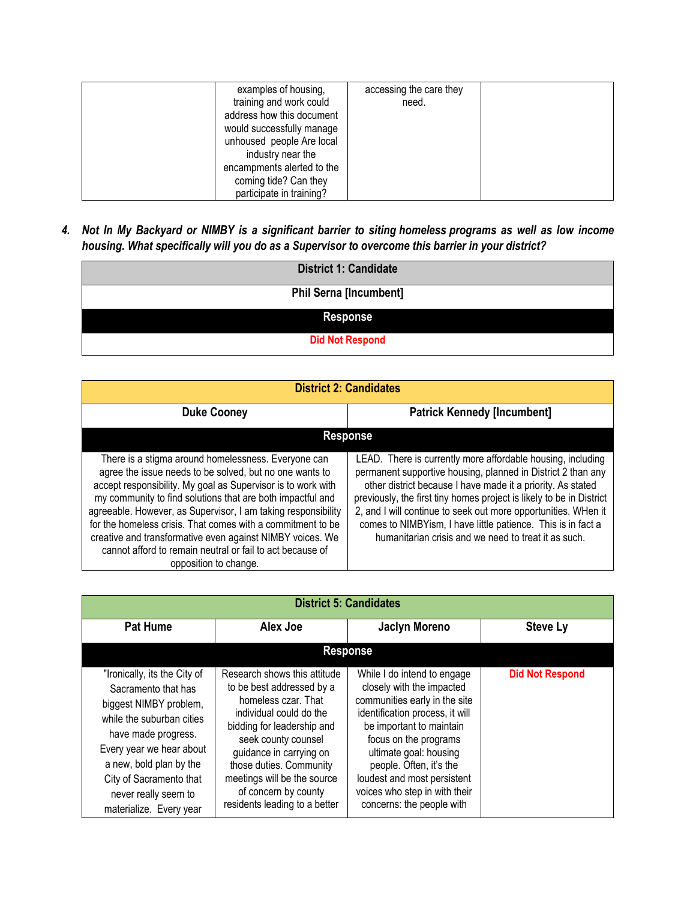| | examples of housing, training and work could address how this document would successfully manage unhoused people Are local industry near the encampments alerted to the coming tide? Can they participate in training? | accessing the care they need. | |
|---|---|---|---|

4. ***Not In My Backyard or NIMBY is a significant barrier to siting homeless programs as well as low income housing. What specifically will you do as a Supervisor to overcome this barrier in your district?***

| District 1: Candidate |
|---|
| **Phil Serna [Incumbent]** |
| **Response** |
| Did Not Respond |

| District 2: Candidates | |
|---|---|
| **Duke Cooney** | **Patrick Kennedy [Incumbent]** |
| **Response** | |
| There is a stigma around homelessness. Everyone can agree the issue needs to be solved, but no one wants to accept responsibility. My goal as Supervisor is to work with my community to find solutions that are both impactful and agreeable. However, as Supervisor, I am taking responsibility for the homeless crisis. That comes with a commitment to be creative and transformative even against NIMBY voices. We cannot afford to remain neutral or fail to act because of opposition to change. | LEAD. There is currently more affordable housing, including permanent supportive housing, planned in District 2 than any other district because I have made it a priority. As stated previously, the first tiny homes project is likely to be in District 2, and I will continue to seek out more opportunities. WHen it comes to NIMBYism, I have little patience. This is in fact a humanitarian crisis and we need to treat it as such. |

| District 5: Candidates | | | |
|---|---|---|---|
| **Pat Hume** | **Alex Joe** | **Jaclyn Moreno** | **Steve Ly** |
| **Response** | | | |
| "Ironically, its the City of Sacramento that has biggest NIMBY problem, while the suburban cities have made progress. Every year we hear about a new, bold plan by the City of Sacramento that never really seem to materialize. Every year | Research shows this attitude to be best addressed by a homeless czar. That individual could do the bidding for leadership and seek county counsel guidance in carrying on those duties. Community meetings will be the source of concern by county residents leading to a better | While I do intend to engage closely with the impacted communities early in the site identification process, it will be important to maintain focus on the programs ultimate goal: housing people. Often, it's the loudest and most persistent voices who step in with their concerns: the people with | Did Not Respond |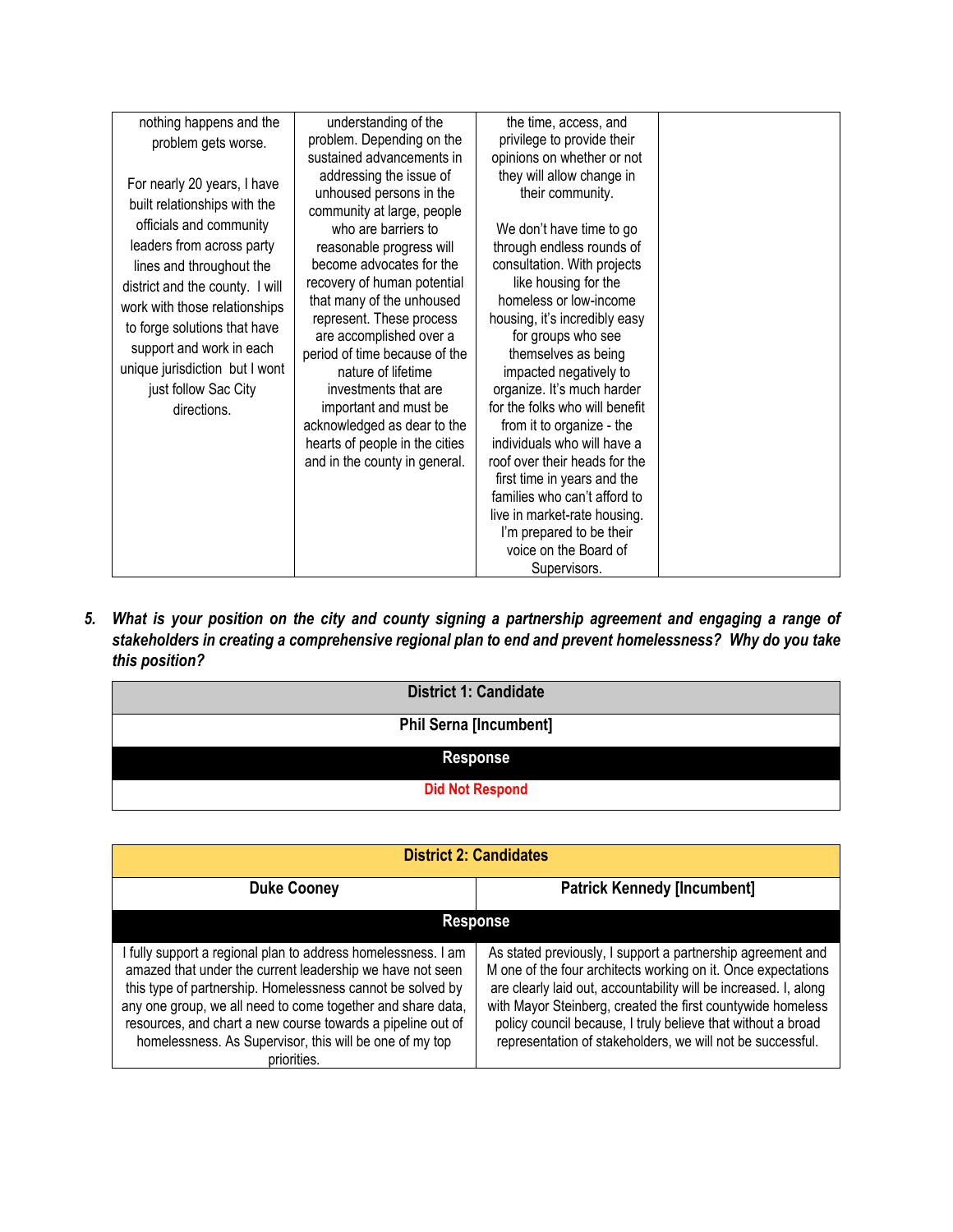| | | | |
|---|---|---|---|
| nothing happens and the problem gets worse.<br><br>For nearly 20 years, I have built relationships with the officials and community leaders from across party lines and throughout the district and the county. I will work with those relationships to forge solutions that have support and work in each unique jurisdiction but I wont just follow Sac City directions. | understanding of the problem. Depending on the sustained advancements in addressing the issue of unhoused persons in the community at large, people who are barriers to reasonable progress will become advocates for the recovery of human potential that many of the unhoused represent. These process are accomplished over a period of time because of the nature of lifetime investments that are important and must be acknowledged as dear to the hearts of people in the cities and in the county in general. | the time, access, and privilege to provide their opinions on whether or not they will allow change in their community.<br><br>We don't have time to go through endless rounds of consultation. With projects like housing for the homeless or low-income housing, it's incredibly easy for groups who see themselves as being impacted negatively to organize. It's much harder for the folks who will benefit from it to organize - the individuals who will have a roof over their heads for the first time in years and the families who can't afford to live in market-rate housing. I'm prepared to be their voice on the Board of Supervisors. | |

5. ***What is your position on the city and county signing a partnership agreement and engaging a range of stakeholders in creating a comprehensive regional plan to end and prevent homelessness? Why do you take this position?***

| District 1: Candidate |
|---|
| **Phil Serna [Incumbent]** |
| **Response** |
| Did Not Respond |

| District 2: Candidates | |
|---|---|
| **Duke Cooney** | **Patrick Kennedy [Incumbent]** |
| **Response** | |
| I fully support a regional plan to address homelessness. I am amazed that under the current leadership we have not seen this type of partnership. Homelessness cannot be solved by any one group, we all need to come together and share data, resources, and chart a new course towards a pipeline out of homelessness. As Supervisor, this will be one of my top priorities. | As stated previously, I support a partnership agreement and M one of the four architects working on it. Once expectations are clearly laid out, accountability will be increased. I, along with Mayor Steinberg, created the first countywide homeless policy council because, I truly believe that without a broad representation of stakeholders, we will not be successful. |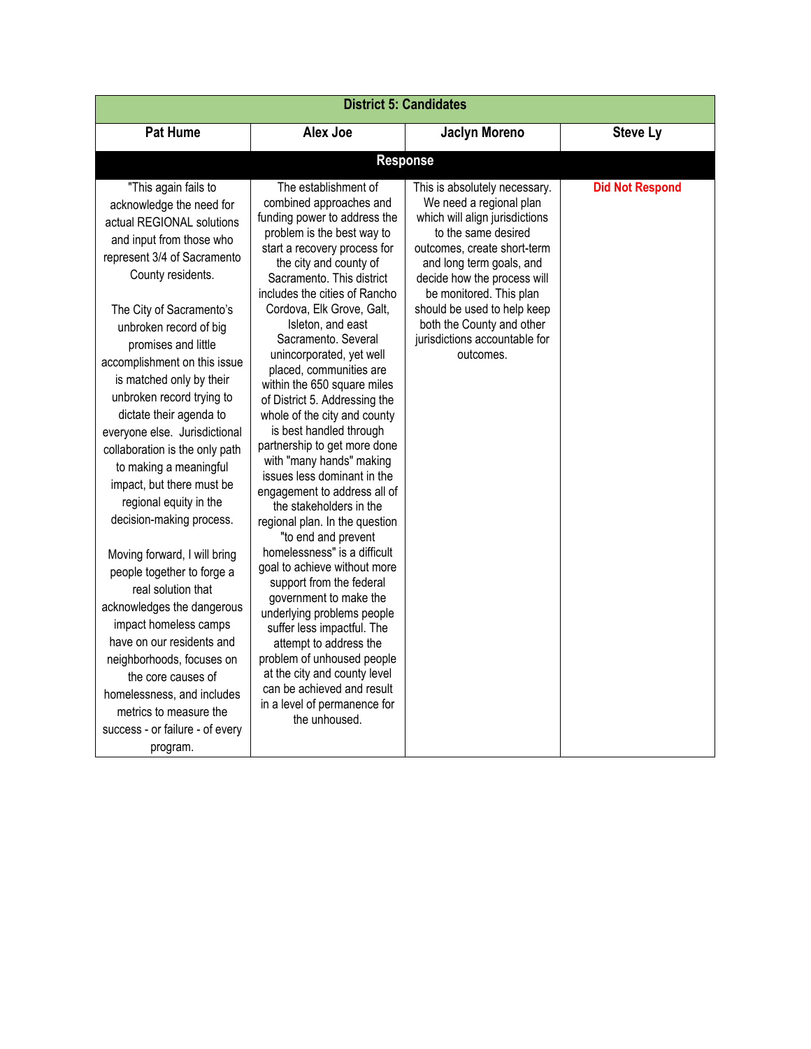| District 5: Candidates | | | |
|---|---|---|---|
| **Pat Hume** | **Alex Joe** | **Jaclyn Moreno** | **Steve Ly** |
| **Response** | | | |
| "This again fails to acknowledge the need for actual REGIONAL solutions and input from those who represent 3/4 of Sacramento County residents.<br><br>The City of Sacramento's unbroken record of big promises and little accomplishment on this issue is matched only by their unbroken record trying to dictate their agenda to everyone else. Jurisdictional collaboration is the only path to making a meaningful impact, but there must be regional equity in the decision-making process.<br><br>Moving forward, I will bring people together to forge a real solution that acknowledges the dangerous impact homeless camps have on our residents and neighborhoods, focuses on the core causes of homelessness, and includes metrics to measure the success - or failure - of every program. | The establishment of combined approaches and funding power to address the problem is the best way to start a recovery process for the city and county of Sacramento. This district includes the cities of Rancho Cordova, Elk Grove, Galt, Isleton, and east Sacramento. Several unincorporated, yet well placed, communities are within the 650 square miles of District 5. Addressing the whole of the city and county is best handled through partnership to get more done with "many hands" making issues less dominant in the engagement to address all of the stakeholders in the regional plan. In the question "to end and prevent homelessness" is a difficult goal to achieve without more support from the federal government to make the underlying problems people suffer less impactful. The attempt to address the problem of unhoused people at the city and county level can be achieved and result in a level of permanence for the unhoused. | This is absolutely necessary. We need a regional plan which will align jurisdictions to the same desired outcomes, create short-term and long term goals, and decide how the process will be monitored. This plan should be used to help keep both the County and other jurisdictions accountable for outcomes. | **Did Not Respond** |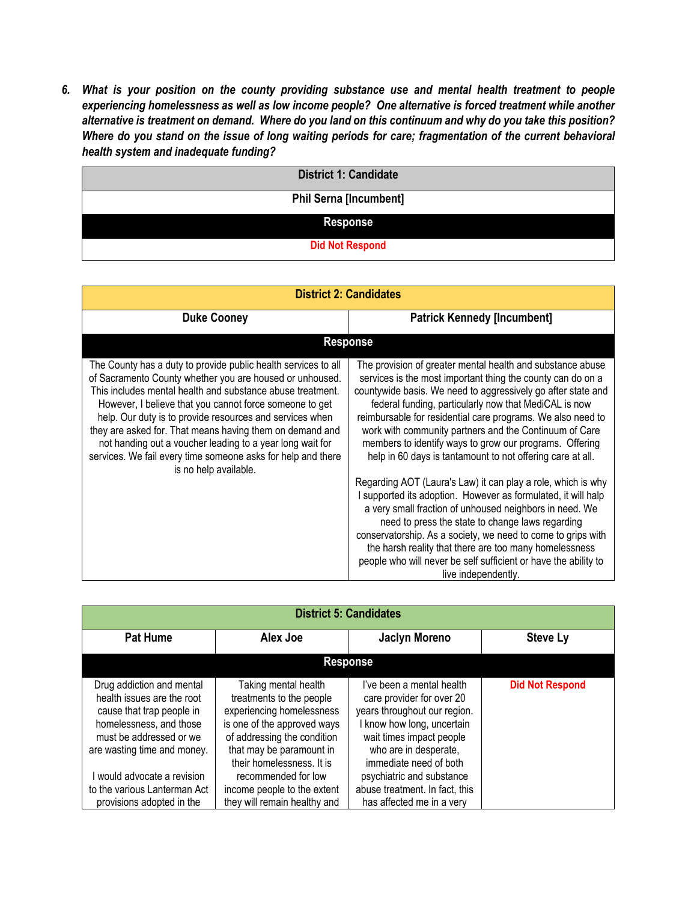***6. What is your position on the county providing substance use and mental health treatment to people experiencing homelessness as well as low income people? One alternative is forced treatment while another alternative is treatment on demand. Where do you land on this continuum and why do you take this position? Where do you stand on the issue of long waiting periods for care; fragmentation of the current behavioral health system and inadequate funding?***

| District 1: Candidate |
|---|
| **Phil Serna [Incumbent]** |
| **Response** |
| **Did Not Respond** |

| District 2: Candidates | |
|---|---|
| **Duke Cooney** | **Patrick Kennedy [Incumbent]** |
| **Response** | |
| The County has a duty to provide public health services to all of Sacramento County whether you are housed or unhoused. This includes mental health and substance abuse treatment. However, I believe that you cannot force someone to get help. Our duty is to provide resources and services when they are asked for. That means having them on demand and not handing out a voucher leading to a year long wait for services. We fail every time someone asks for help and there is no help available. | The provision of greater mental health and substance abuse services is the most important thing the county can do on a countywide basis. We need to aggressively go after state and federal funding, particularly now that MediCAL is now reimbursable for residential care programs. We also need to work with community partners and the Continuum of Care members to identify ways to grow our programs. Offering help in 60 days is tantamount to not offering care at all.<br><br>Regarding AOT (Laura's Law) it can play a role, which is why I supported its adoption. However as formulated, it will halp a very small fraction of unhoused neighbors in need. We need to press the state to change laws regarding conservatorship. As a society, we need to come to grips with the harsh reality that there are too many homelessness people who will never be self sufficient or have the ability to live independently. |

| District 5: Candidates | | | |
|---|---|---|---|
| **Pat Hume** | **Alex Joe** | **Jaclyn Moreno** | **Steve Ly** |
| **Response** | | | |
| Drug addiction and mental health issues are the root cause that trap people in homelessness, and those must be addressed or we are wasting time and money.<br><br>I would advocate a revision to the various Lanterman Act provisions adopted in the | Taking mental health treatments to the people experiencing homelessness is one of the approved ways of addressing the condition that may be paramount in their homelessness. It is recommended for low income people to the extent they will remain healthy and | I've been a mental health care provider for over 20 years throughout our region. I know how long, uncertain wait times impact people who are in desperate, immediate need of both psychiatric and substance abuse treatment. In fact, this has affected me in a very | **Did Not Respond** |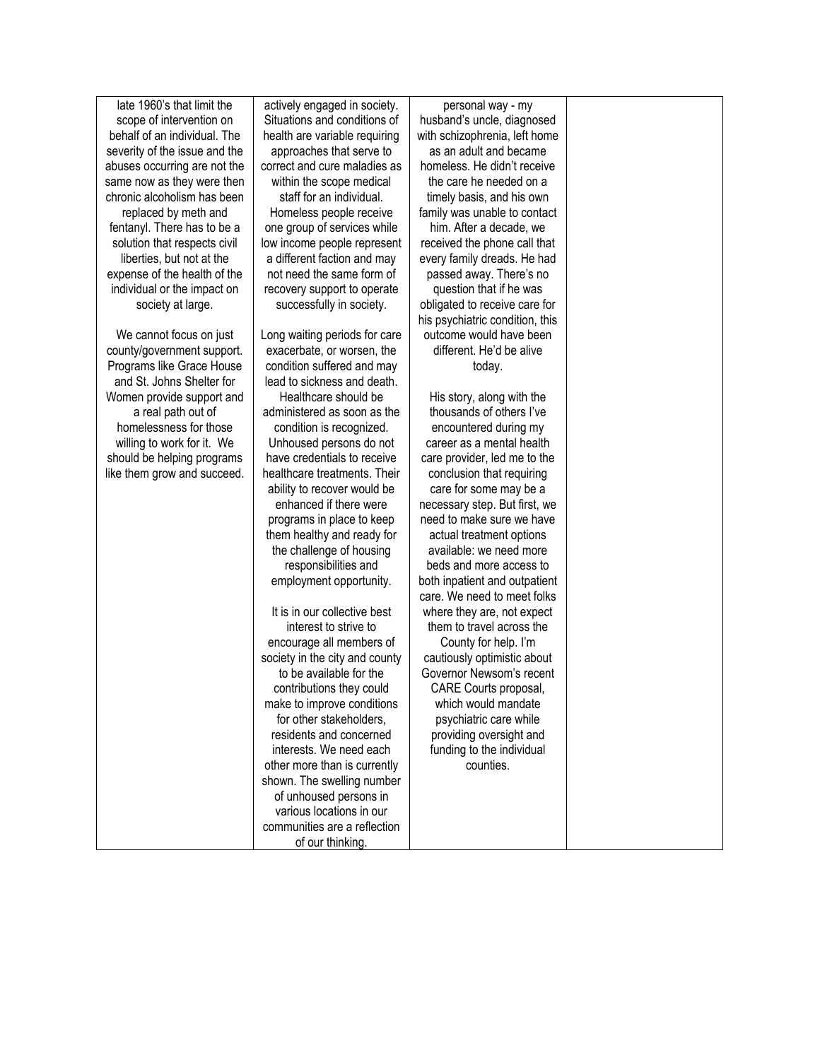| | | | |
|---|---|---|---|
| late 1960's that limit the scope of intervention on behalf of an individual. The severity of the issue and the abuses occurring are not the same now as they were then chronic alcoholism has been replaced by meth and fentanyl. There has to be a solution that respects civil liberties, but not at the expense of the health of the individual or the impact on society at large.<br><br>We cannot focus on just county/government support. Programs like Grace House and St. Johns Shelter for Women provide support and a real path out of homelessness for those willing to work for it. We should be helping programs like them grow and succeed. | actively engaged in society. Situations and conditions of health are variable requiring approaches that serve to correct and cure maladies as within the scope medical staff for an individual. Homeless people receive one group of services while low income people represent a different faction and may not need the same form of recovery support to operate successfully in society.<br><br>Long waiting periods for care exacerbate, or worsen, the condition suffered and may lead to sickness and death. Healthcare should be administered as soon as the condition is recognized. Unhoused persons do not have credentials to receive healthcare treatments. Their ability to recover would be enhanced if there were programs in place to keep them healthy and ready for the challenge of housing responsibilities and employment opportunity.<br><br>It is in our collective best interest to strive to encourage all members of society in the city and county to be available for the contributions they could make to improve conditions for other stakeholders, residents and concerned interests. We need each other more than is currently shown. The swelling number of unhoused persons in various locations in our communities are a reflection of our thinking. | personal way - my husband's uncle, diagnosed with schizophrenia, left home as an adult and became homeless. He didn't receive the care he needed on a timely basis, and his own family was unable to contact him. After a decade, we received the phone call that every family dreads. He had passed away. There's no question that if he was obligated to receive care for his psychiatric condition, this outcome would have been different. He'd be alive today.<br><br>His story, along with the thousands of others I've encountered during my career as a mental health care provider, led me to the conclusion that requiring care for some may be a necessary step. But first, we need to make sure we have actual treatment options available: we need more beds and more access to both inpatient and outpatient care. We need to meet folks where they are, not expect them to travel across the County for help. I'm cautiously optimistic about Governor Newsom's recent CARE Courts proposal, which would mandate psychiatric care while providing oversight and funding to the individual counties. | |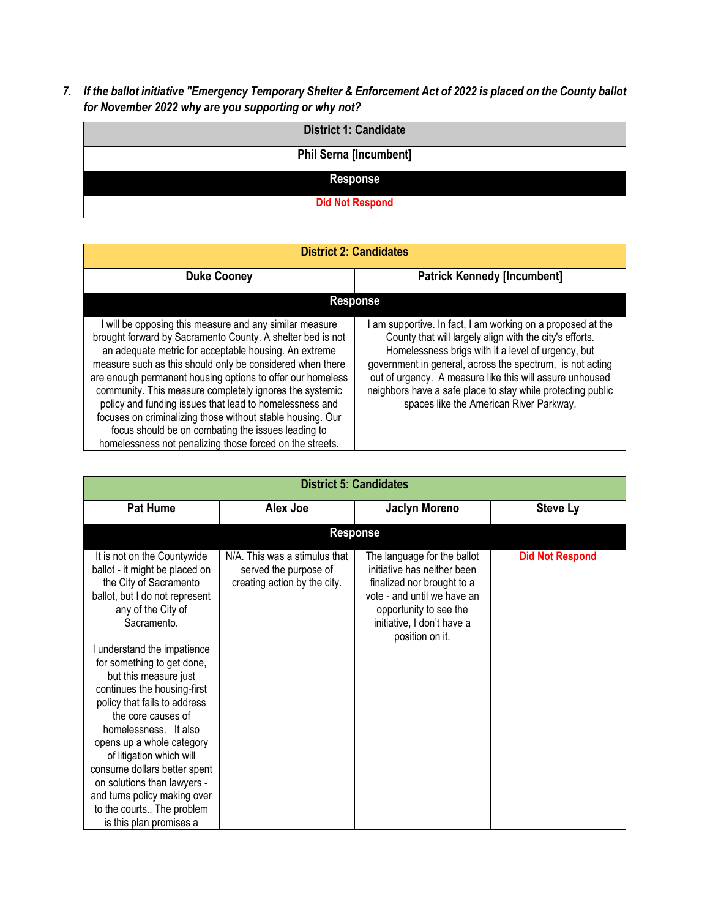***7. If the ballot initiative "Emergency Temporary Shelter & Enforcement Act of 2022 is placed on the County ballot for November 2022 why are you supporting or why not?***

| District 1: Candidate |
|---|
| **Phil Serna [Incumbent]** |
| **Response** |
| Did Not Respond |

| District 2: Candidates | |
|---|---|
| **Duke Cooney** | **Patrick Kennedy [Incumbent]** |
| **Response** | |
| I will be opposing this measure and any similar measure brought forward by Sacramento County. A shelter bed is not an adequate metric for acceptable housing. An extreme measure such as this should only be considered when there are enough permanent housing options to offer our homeless community. This measure completely ignores the systemic policy and funding issues that lead to homelessness and focuses on criminalizing those without stable housing. Our focus should be on combating the issues leading to homelessness not penalizing those forced on the streets. | I am supportive. In fact, I am working on a proposed at the County that will largely align with the city's efforts. Homelessness brigs with it a level of urgency, but government in general, across the spectrum, is not acting out of urgency. A measure like this will assure unhoused neighbors have a safe place to stay while protecting public spaces like the American River Parkway. |

| District 5: Candidates | | | |
|---|---|---|---|
| **Pat Hume** | **Alex Joe** | **Jaclyn Moreno** | **Steve Ly** |
| **Response** | | | |
| It is not on the Countywide ballot - it might be placed on the City of Sacramento ballot, but I do not represent any of the City of Sacramento.<br><br>I understand the impatience for something to get done, but this measure just continues the housing-first policy that fails to address the core causes of homelessness. It also opens up a whole category of litigation which will consume dollars better spent on solutions than lawyers - and turns policy making over to the courts.. The problem is this plan promises a | N/A. This was a stimulus that served the purpose of creating action by the city. | The language for the ballot initiative has neither been finalized nor brought to a vote - and until we have an opportunity to see the initiative, I don't have a position on it. | Did Not Respond |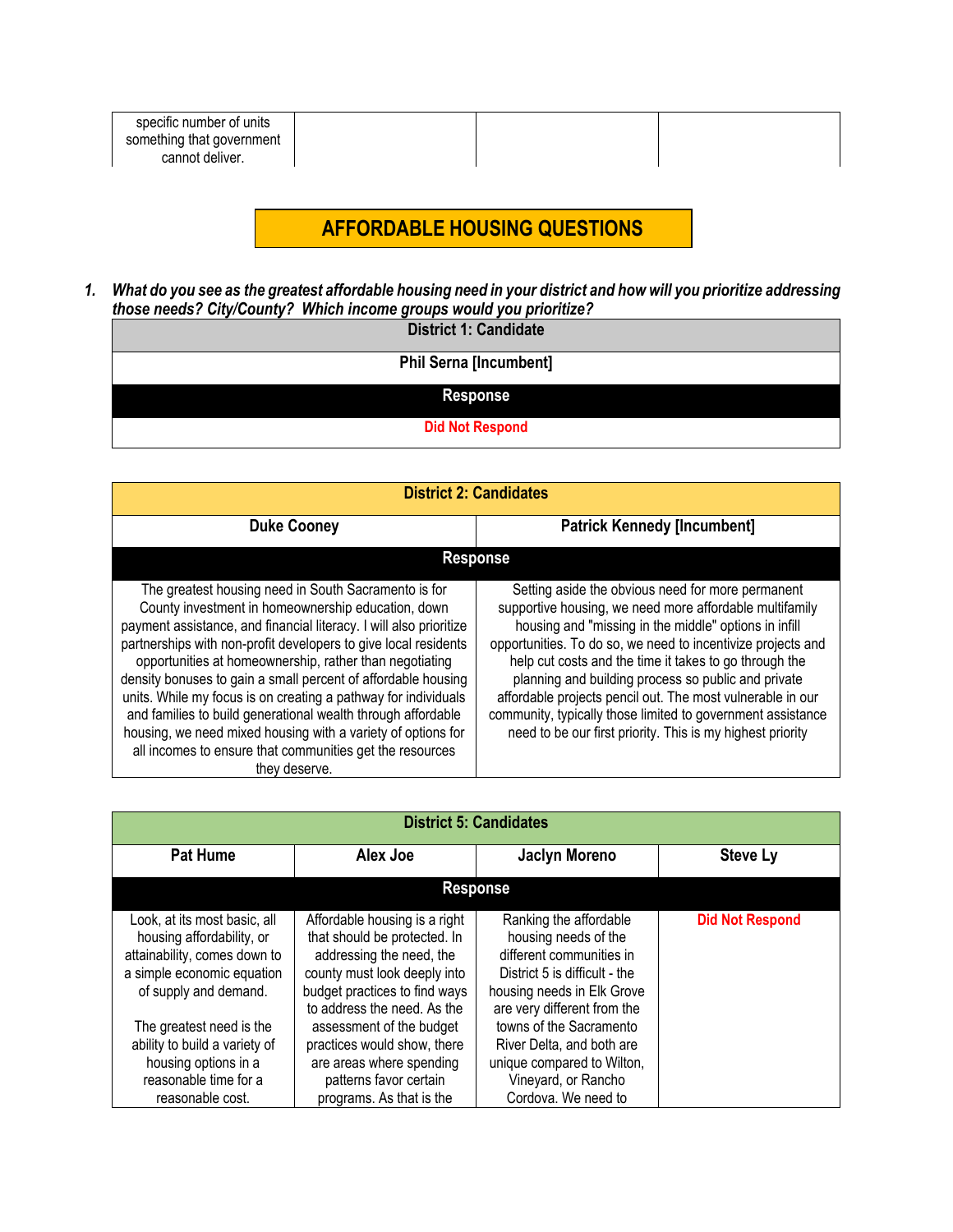| specific number of units something that government cannot deliver. | | | |
|---|---|---|---|

## AFFORDABLE HOUSING QUESTIONS

1. ***What do you see as the greatest affordable housing need in your district and how will you prioritize addressing those needs? City/County? Which income groups would you prioritize?***

| District 1: Candidate |
|---|
| **Phil Serna [Incumbent]** |
| **Response** |
| Did Not Respond |

| District 2: Candidates | |
|---|---|
| **Duke Cooney** | **Patrick Kennedy [Incumbent]** |
| **Response** | |
| The greatest housing need in South Sacramento is for County investment in homeownership education, down payment assistance, and financial literacy. I will also prioritize partnerships with non-profit developers to give local residents opportunities at homeownership, rather than negotiating density bonuses to gain a small percent of affordable housing units. While my focus is on creating a pathway for individuals and families to build generational wealth through affordable housing, we need mixed housing with a variety of options for all incomes to ensure that communities get the resources they deserve. | Setting aside the obvious need for more permanent supportive housing, we need more affordable multifamily housing and "missing in the middle" options in infill opportunities. To do so, we need to incentivize projects and help cut costs and the time it takes to go through the planning and building process so public and private affordable projects pencil out. The most vulnerable in our community, typically those limited to government assistance need to be our first priority. This is my highest priority |

| District 5: Candidates | | | |
|---|---|---|---|
| **Pat Hume** | **Alex Joe** | **Jaclyn Moreno** | **Steve Ly** |
| **Response** | | | |
| Look, at its most basic, all housing affordability, or attainability, comes down to a simple economic equation of supply and demand.<br><br>The greatest need is the ability to build a variety of housing options in a reasonable time for a reasonable cost. | Affordable housing is a right that should be protected. In addressing the need, the county must look deeply into budget practices to find ways to address the need. As the assessment of the budget practices would show, there are areas where spending patterns favor certain programs. As that is the | Ranking the affordable housing needs of the different communities in District 5 is difficult - the housing needs in Elk Grove are very different from the towns of the Sacramento River Delta, and both are unique compared to Wilton, Vineyard, or Rancho Cordova. We need to | Did Not Respond |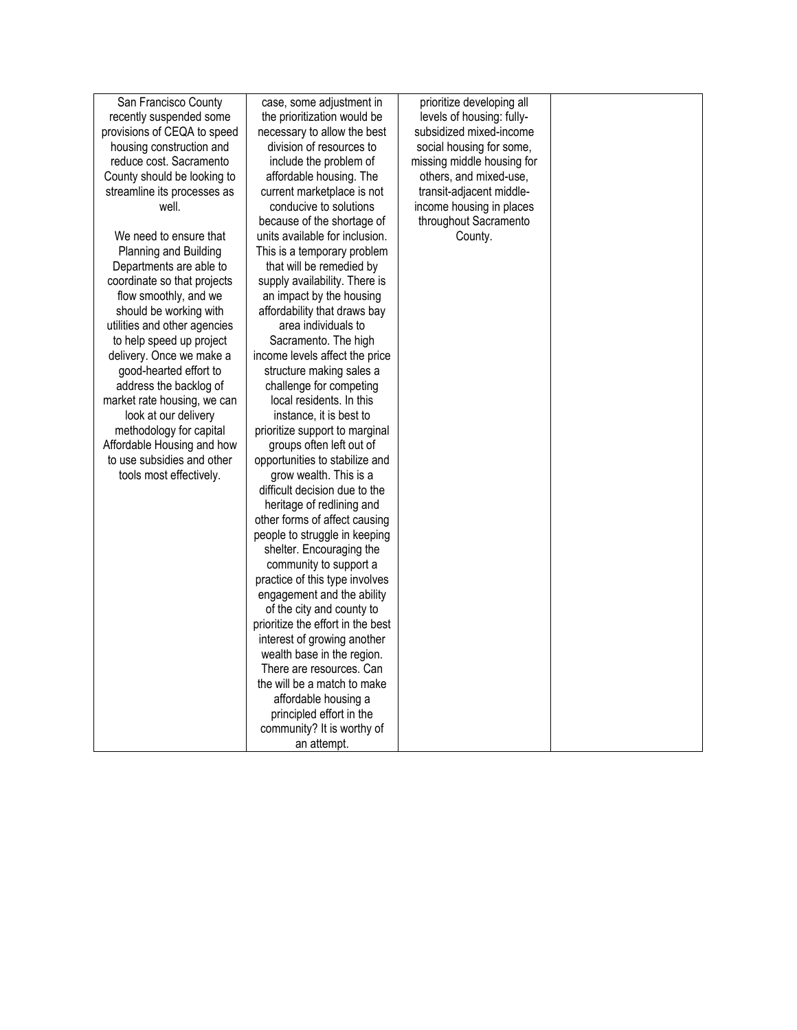| | | | |
|---|---|---|---|
| San Francisco County recently suspended some provisions of CEQA to speed housing construction and reduce cost. Sacramento County should be looking to streamline its processes as well.<br><br>We need to ensure that Planning and Building Departments are able to coordinate so that projects flow smoothly, and we should be working with utilities and other agencies to help speed up project delivery. Once we make a good-hearted effort to address the backlog of market rate housing, we can look at our delivery methodology for capital Affordable Housing and how to use subsidies and other tools most effectively. | case, some adjustment in the prioritization would be necessary to allow the best division of resources to include the problem of affordable housing. The current marketplace is not conducive to solutions because of the shortage of units available for inclusion. This is a temporary problem that will be remedied by supply availability. There is an impact by the housing affordability that draws bay area individuals to Sacramento. The high income levels affect the price structure making sales a challenge for competing local residents. In this instance, it is best to prioritize support to marginal groups often left out of opportunities to stabilize and grow wealth. This is a difficult decision due to the heritage of redlining and other forms of affect causing people to struggle in keeping shelter. Encouraging the community to support a practice of this type involves engagement and the ability of the city and county to prioritize the effort in the best interest of growing another wealth base in the region. There are resources. Can the will be a match to make affordable housing a principled effort in the community? It is worthy of an attempt. | prioritize developing all levels of housing: fully-subsidized mixed-income social housing for some, missing middle housing for others, and mixed-use, transit-adjacent middle-income housing in places throughout Sacramento County. | |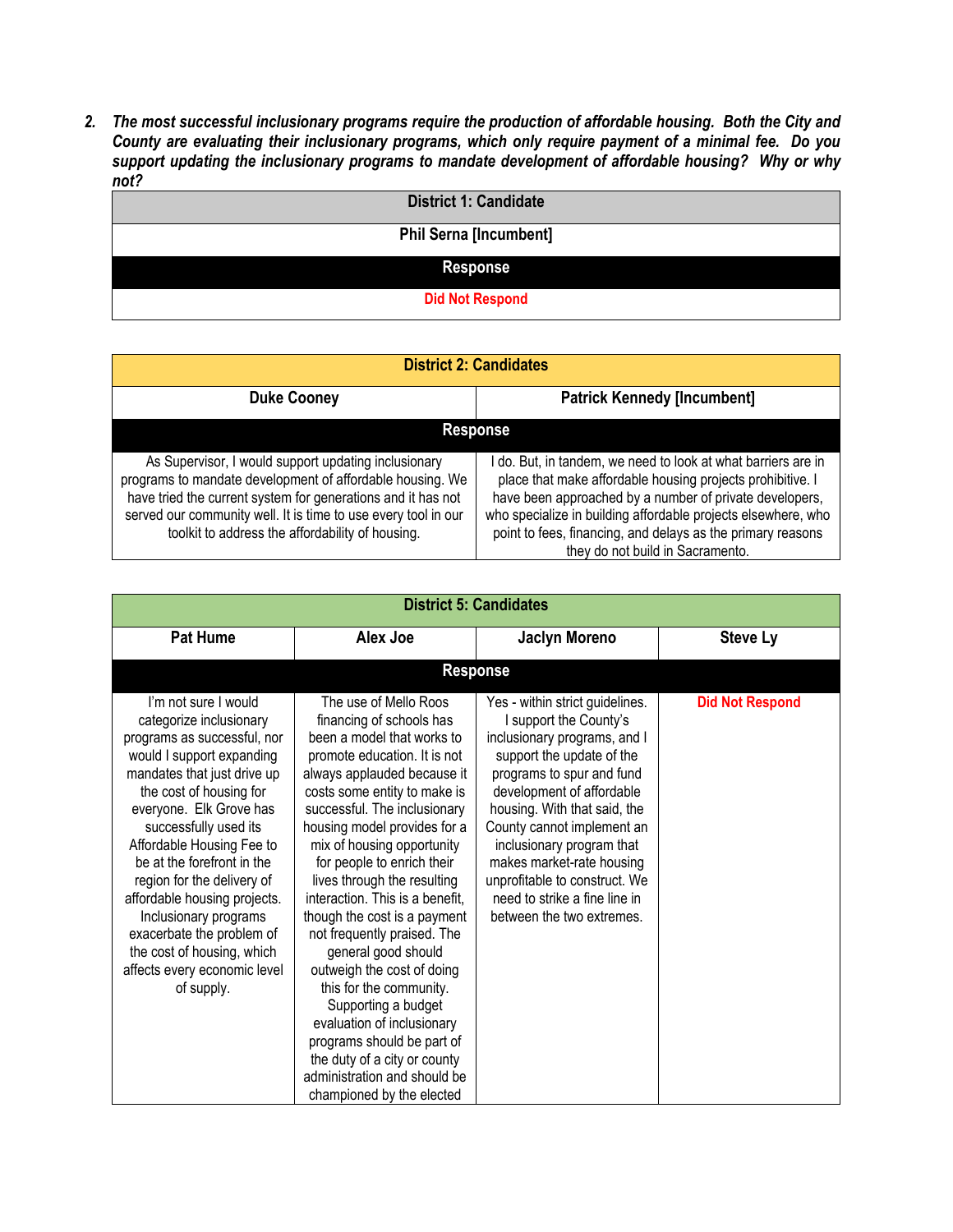***2. The most successful inclusionary programs require the production of affordable housing. Both the City and County are evaluating their inclusionary programs, which only require payment of a minimal fee. Do you support updating the inclusionary programs to mandate development of affordable housing? Why or why not?***

| District 1: Candidate |
| --- |
| **Phil Serna [Incumbent]** |
| **Response** |
| Did Not Respond |

| District 2: Candidates | |
| --- | --- |
| **Duke Cooney** | **Patrick Kennedy [Incumbent]** |
| **Response** | |
| As Supervisor, I would support updating inclusionary programs to mandate development of affordable housing. We have tried the current system for generations and it has not served our community well. It is time to use every tool in our toolkit to address the affordability of housing. | I do. But, in tandem, we need to look at what barriers are in place that make affordable housing projects prohibitive. I have been approached by a number of private developers, who specialize in building affordable projects elsewhere, who point to fees, financing, and delays as the primary reasons they do not build in Sacramento. |

| District 5: Candidates | | | |
| --- | --- | --- | --- |
| **Pat Hume** | **Alex Joe** | **Jaclyn Moreno** | **Steve Ly** |
| **Response** | | | |
| I'm not sure I would categorize inclusionary programs as successful, nor would I support expanding mandates that just drive up the cost of housing for everyone. Elk Grove has successfully used its Affordable Housing Fee to be at the forefront in the region for the delivery of affordable housing projects. Inclusionary programs exacerbate the problem of the cost of housing, which affects every economic level of supply. | The use of Mello Roos financing of schools has been a model that works to promote education. It is not always applauded because it costs some entity to make is successful. The inclusionary housing model provides for a mix of housing opportunity for people to enrich their lives through the resulting interaction. This is a benefit, though the cost is a payment not frequently praised. The general good should outweigh the cost of doing this for the community. Supporting a budget evaluation of inclusionary programs should be part of the duty of a city or county administration and should be championed by the elected | Yes - within strict guidelines. I support the County's inclusionary programs, and I support the update of the programs to spur and fund development of affordable housing. With that said, the County cannot implement an inclusionary program that makes market-rate housing unprofitable to construct. We need to strike a fine line in between the two extremes. | Did Not Respond |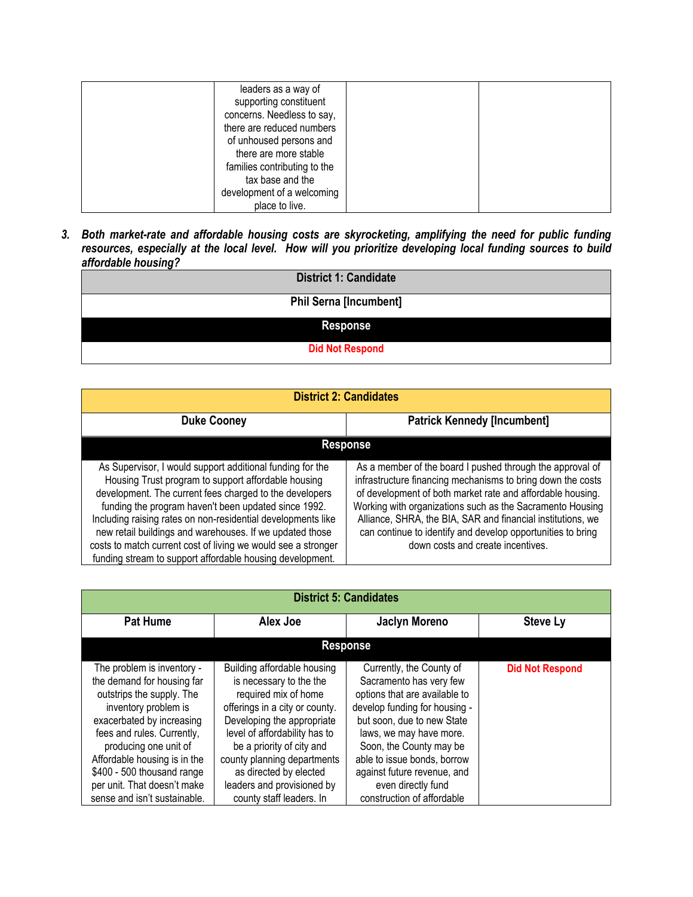| | leaders as a way of supporting constituent concerns. Needless to say, there are reduced numbers of unhoused persons and there are more stable families contributing to the tax base and the development of a welcoming place to live. | | |
|---|---|---|---|

3. ***Both market-rate and affordable housing costs are skyrocketing, amplifying the need for public funding resources, especially at the local level. How will you prioritize developing local funding sources to build affordable housing?***

| District 1: Candidate |
|---|
| **Phil Serna [Incumbent]** |
| **Response** |
| Did Not Respond |

| District 2: Candidates | |
|---|---|
| **Duke Cooney** | **Patrick Kennedy [Incumbent]** |
| **Response** | |
| As Supervisor, I would support additional funding for the Housing Trust program to support affordable housing development. The current fees charged to the developers funding the program haven't been updated since 1992. Including raising rates on non-residential developments like new retail buildings and warehouses. If we updated those costs to match current cost of living we would see a stronger funding stream to support affordable housing development. | As a member of the board I pushed through the approval of infrastructure financing mechanisms to bring down the costs of development of both market rate and affordable housing. Working with organizations such as the Sacramento Housing Alliance, SHRA, the BIA, SAR and financial institutions, we can continue to identify and develop opportunities to bring down costs and create incentives. |

| District 5: Candidates | | | |
|---|---|---|---|
| **Pat Hume** | **Alex Joe** | **Jaclyn Moreno** | **Steve Ly** |
| **Response** | | | |
| The problem is inventory - the demand for housing far outstrips the supply. The inventory problem is exacerbated by increasing fees and rules. Currently, producing one unit of Affordable housing is in the $400 - 500 thousand range per unit. That doesn't make sense and isn't sustainable. | Building affordable housing is necessary to the the required mix of home offerings in a city or county. Developing the appropriate level of affordability has to be a priority of city and county planning departments as directed by elected leaders and provisioned by county staff leaders. In | Currently, the County of Sacramento has very few options that are available to develop funding for housing - but soon, due to new State laws, we may have more. Soon, the County may be able to issue bonds, borrow against future revenue, and even directly fund construction of affordable | Did Not Respond |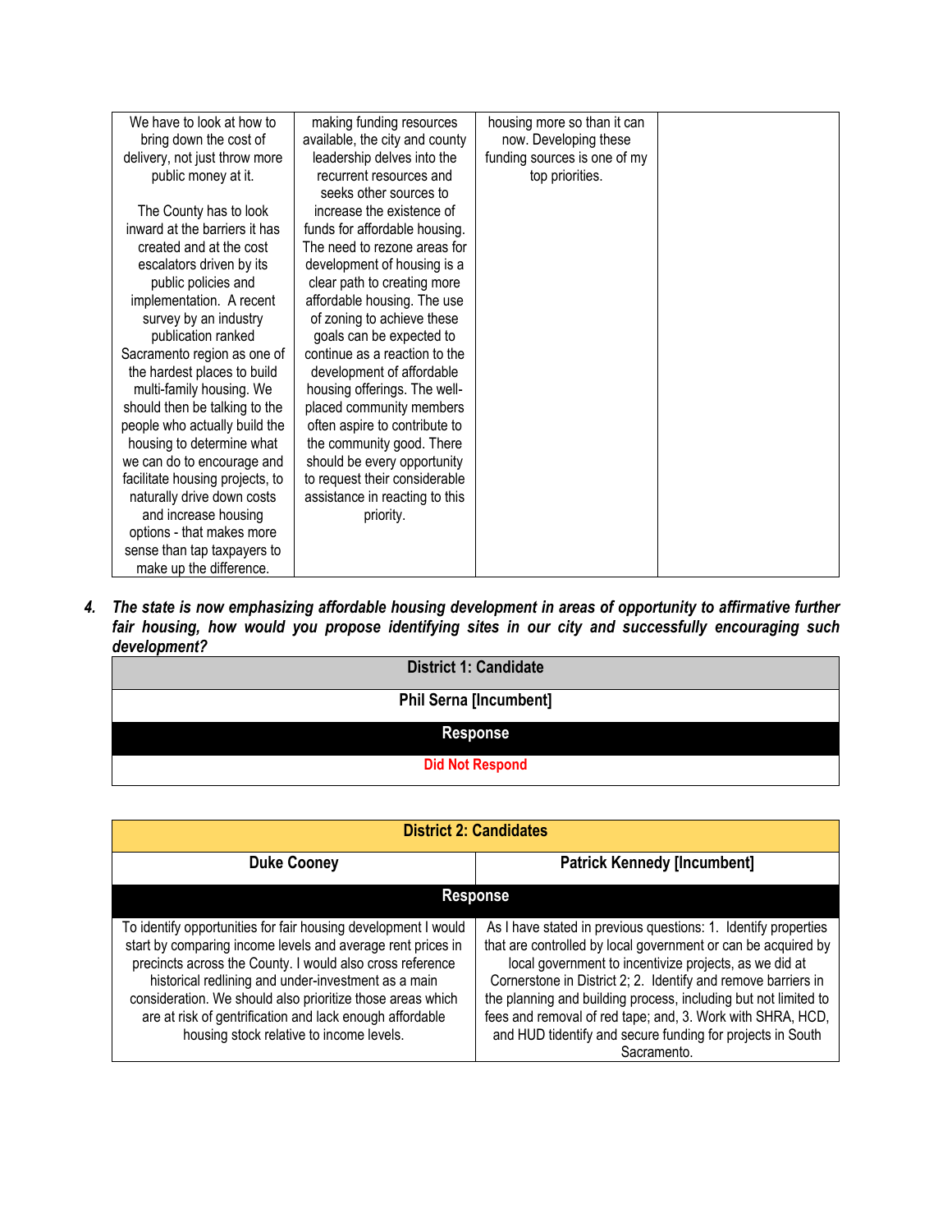| We have to look at how to bring down the cost of delivery, not just throw more public money at it.<br><br>The County has to look inward at the barriers it has created and at the cost escalators driven by its public policies and implementation. A recent survey by an industry publication ranked Sacramento region as one of the hardest places to build multi-family housing. We should then be talking to the people who actually build the housing to determine what we can do to encourage and facilitate housing projects, to naturally drive down costs and increase housing options - that makes more sense than tap taxpayers to make up the difference. | making funding resources available, the city and county leadership delves into the recurrent resources and seeks other sources to increase the existence of funds for affordable housing. The need to rezone areas for development of housing is a clear path to creating more affordable housing. The use of zoning to achieve these goals can be expected to continue as a reaction to the development of affordable housing offerings. The well-placed community members often aspire to contribute to the community good. There should be every opportunity to request their considerable assistance in reacting to this priority. | housing more so than it can now. Developing these funding sources is one of my top priorities. | |
|---|---|---|---|

***4. The state is now emphasizing affordable housing development in areas of opportunity to affirmative further fair housing, how would you propose identifying sites in our city and successfully encouraging such development?***

| District 1: Candidate |
|---|
| **Phil Serna [Incumbent]** |
| **Response** |
| Did Not Respond |

| District 2: Candidates | |
|---|---|
| **Duke Cooney** | **Patrick Kennedy [Incumbent]** |
| **Response** | |
| To identify opportunities for fair housing development I would start by comparing income levels and average rent prices in precincts across the County. I would also cross reference historical redlining and under-investment as a main consideration. We should also prioritize those areas which are at risk of gentrification and lack enough affordable housing stock relative to income levels. | As I have stated in previous questions: 1. Identify properties that are controlled by local government or can be acquired by local government to incentivize projects, as we did at Cornerstone in District 2; 2. Identify and remove barriers in the planning and building process, including but not limited to fees and removal of red tape; and, 3. Work with SHRA, HCD, and HUD tidentify and secure funding for projects in South Sacramento. |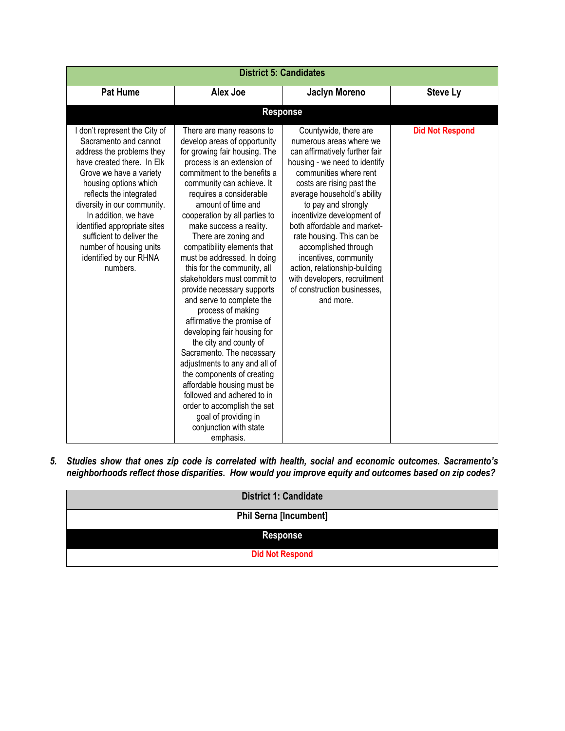| District 5: Candidates | | | |
|---|---|---|---|
| **Pat Hume** | **Alex Joe** | **Jaclyn Moreno** | **Steve Ly** |
| **Response** | | | |
| I don't represent the City of Sacramento and cannot address the problems they have created there. In Elk Grove we have a variety housing options which reflects the integrated diversity in our community. In addition, we have identified appropriate sites sufficient to deliver the number of housing units identified by our RHNA numbers. | There are many reasons to develop areas of opportunity for growing fair housing. The process is an extension of commitment to the benefits a community can achieve. It requires a considerable amount of time and cooperation by all parties to make success a reality. There are zoning and compatibility elements that must be addressed. In doing this for the community, all stakeholders must commit to provide necessary supports and serve to complete the process of making affirmative the promise of developing fair housing for the city and county of Sacramento. The necessary adjustments to any and all of the components of creating affordable housing must be followed and adhered to in order to accomplish the set goal of providing in conjunction with state emphasis. | Countywide, there are numerous areas where we can affirmatively further fair housing - we need to identify communities where rent costs are rising past the average household's ability to pay and strongly incentivize development of both affordable and market-rate housing. This can be accomplished through incentives, community action, relationship-building with developers, recruitment of construction businesses, and more. | **Did Not Respond** |

5. ***Studies show that ones zip code is correlated with health, social and economic outcomes. Sacramento's neighborhoods reflect those disparities. How would you improve equity and outcomes based on zip codes?***

| District 1: Candidate |
|---|
| **Phil Serna [Incumbent]** |
| **Response** |
| **Did Not Respond** |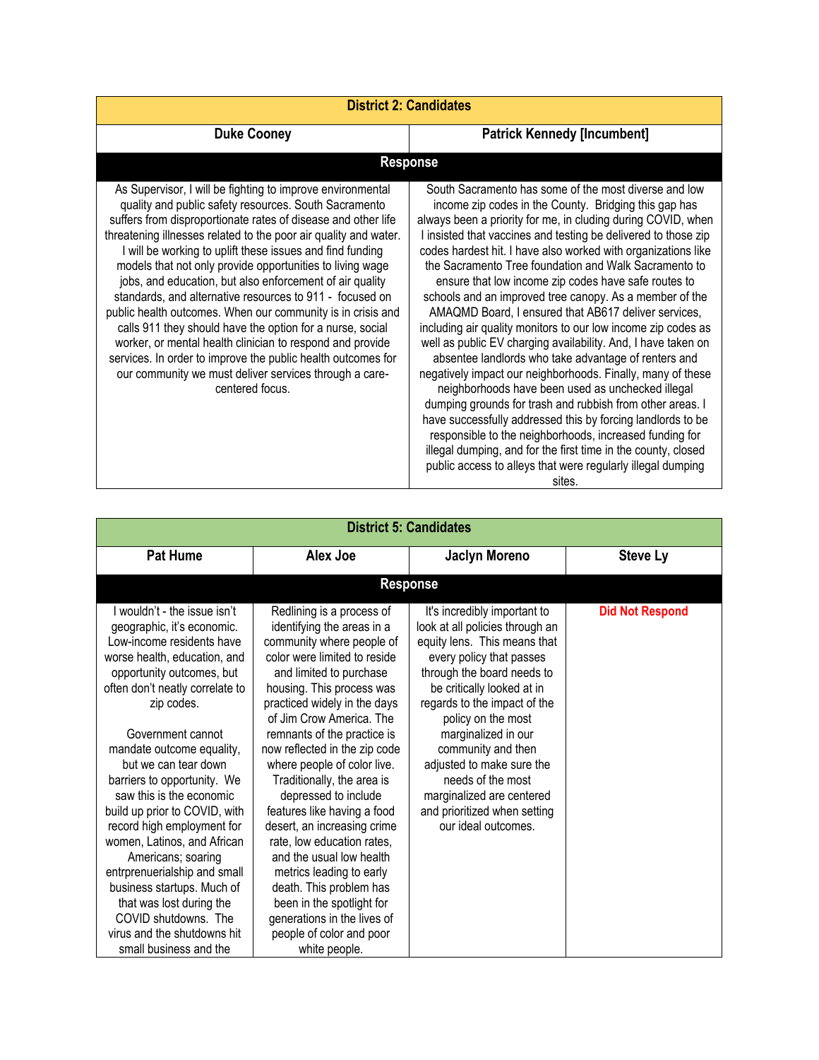| District 2: Candidates | |
|---|---|
| **Duke Cooney** | **Patrick Kennedy [Incumbent]** |
| **Response** | |
| As Supervisor, I will be fighting to improve environmental quality and public safety resources. South Sacramento suffers from disproportionate rates of disease and other life threatening illnesses related to the poor air quality and water. I will be working to uplift these issues and find funding models that not only provide opportunities to living wage jobs, and education, but also enforcement of air quality standards, and alternative resources to 911 - focused on public health outcomes. When our community is in crisis and calls 911 they should have the option for a nurse, social worker, or mental health clinician to respond and provide services. In order to improve the public health outcomes for our community we must deliver services through a care-centered focus. | South Sacramento has some of the most diverse and low income zip codes in the County. Bridging this gap has always been a priority for me, in cluding during COVID, when I insisted that vaccines and testing be delivered to those zip codes hardest hit. I have also worked with organizations like the Sacramento Tree foundation and Walk Sacramento to ensure that low income zip codes have safe routes to schools and an improved tree canopy. As a member of the AMAQMD Board, I ensured that AB617 deliver services, including air quality monitors to our low income zip codes as well as public EV charging availability. And, I have taken on absentee landlords who take advantage of renters and negatively impact our neighborhoods. Finally, many of these neighborhoods have been used as unchecked illegal dumping grounds for trash and rubbish from other areas. I have successfully addressed this by forcing landlords to be responsible to the neighborhoods, increased funding for illegal dumping, and for the first time in the county, closed public access to alleys that were regularly illegal dumping sites. |

| District 5: Candidates | | | |
|---|---|---|---|
| **Pat Hume** | **Alex Joe** | **Jaclyn Moreno** | **Steve Ly** |
| **Response** | | | |
| I wouldn't - the issue isn't geographic, it's economic. Low-income residents have worse health, education, and opportunity outcomes, but often don't neatly correlate to zip codes.<br><br>Government cannot mandate outcome equality, but we can tear down barriers to opportunity. We saw this is the economic build up prior to COVID, with record high employment for women, Latinos, and African Americans; soaring entrpreneurialship and small business startups. Much of that was lost during the COVID shutdowns. The virus and the shutdowns hit small business and the | Redlining is a process of identifying the areas in a community where people of color were limited to reside and limited to purchase housing. This process was practiced widely in the days of Jim Crow America. The remnants of the practice is now reflected in the zip code where people of color live. Traditionally, the area is depressed to include features like having a food desert, an increasing crime rate, low education rates, and the usual low health metrics leading to early death. This problem has been in the spotlight for generations in the lives of people of color and poor white people. | It's incredibly important to look at all policies through an equity lens. This means that every policy that passes through the board needs to be critically looked at in regards to the impact of the policy on the most marginalized in our community and then adjusted to make sure the needs of the most marginalized are centered and prioritized when setting our ideal outcomes. | **Did Not Respond** |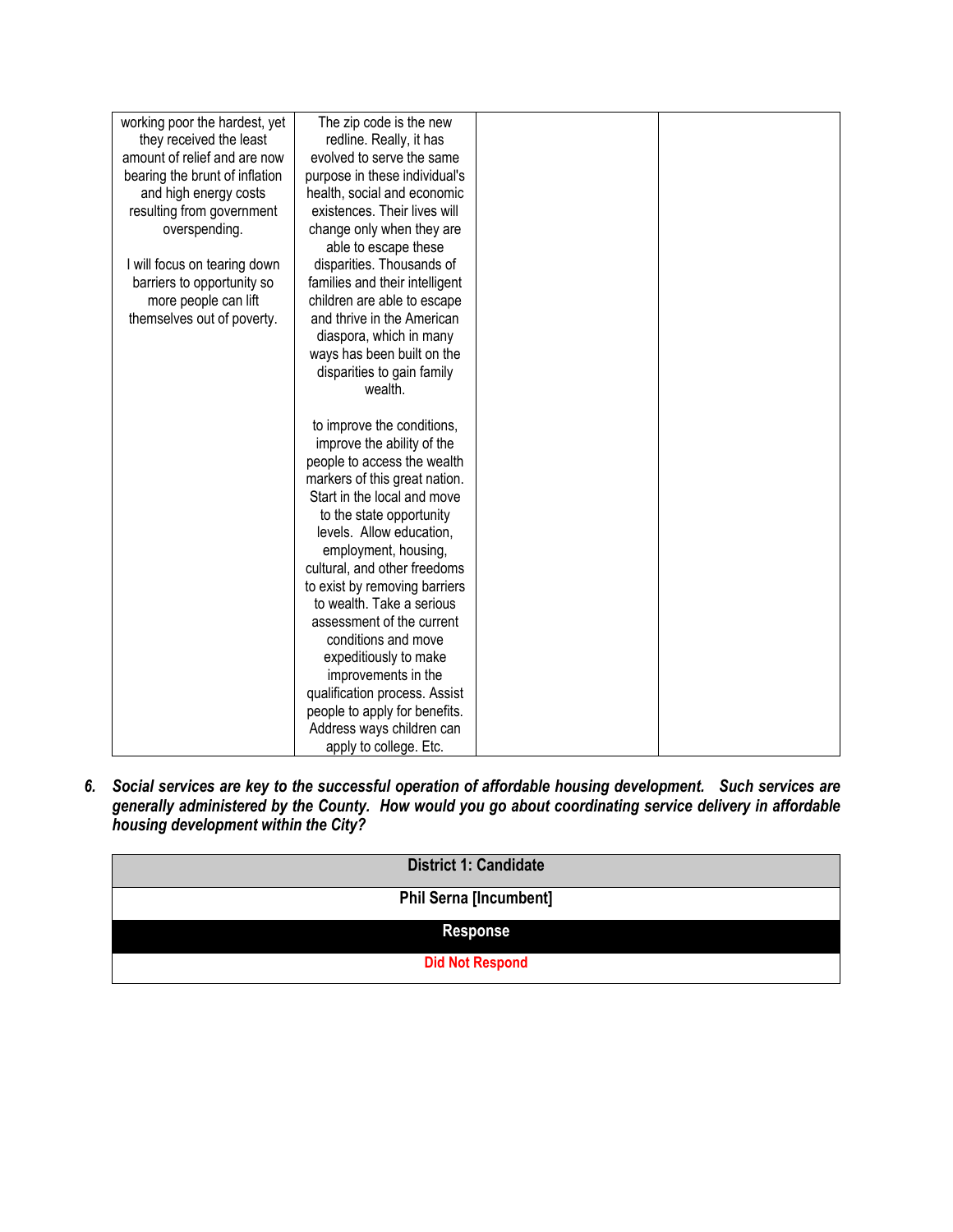| | | | |
|---|---|---|---|
| working poor the hardest, yet they received the least amount of relief and are now bearing the brunt of inflation and high energy costs resulting from government overspending.<br><br>I will focus on tearing down barriers to opportunity so more people can lift themselves out of poverty. | The zip code is the new redline. Really, it has evolved to serve the same purpose in these individual's health, social and economic existences. Their lives will change only when they are able to escape these disparities. Thousands of families and their intelligent children are able to escape and thrive in the American diaspora, which in many ways has been built on the disparities to gain family wealth.<br><br>to improve the conditions, improve the ability of the people to access the wealth markers of this great nation. Start in the local and move to the state opportunity levels. Allow education, employment, housing, cultural, and other freedoms to exist by removing barriers to wealth. Take a serious assessment of the current conditions and move expeditiously to make improvements in the qualification process. Assist people to apply for benefits. Address ways children can apply to college. Etc. | | |

***6. Social services are key to the successful operation of affordable housing development. Such services are generally administered by the County. How would you go about coordinating service delivery in affordable housing development within the City?***

| District 1: Candidate |
|---|
| **Phil Serna [Incumbent]** |
| **Response** |
| **Did Not Respond** |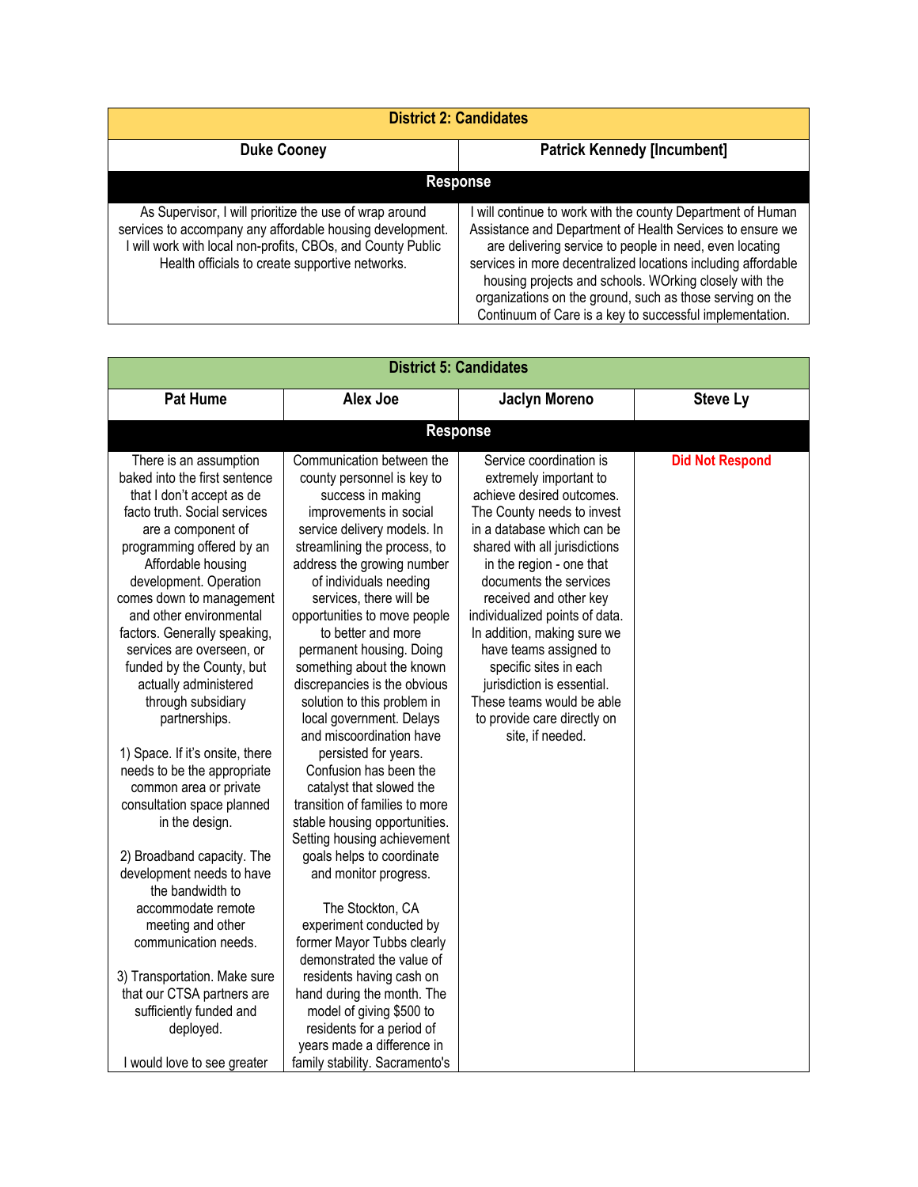| District 2: Candidates | |
|---|---|
| **Duke Cooney** | **Patrick Kennedy [Incumbent]** |
| **Response** | |
| As Supervisor, I will prioritize the use of wrap around services to accompany any affordable housing development. I will work with local non-profits, CBOs, and County Public Health officials to create supportive networks. | I will continue to work with the county Department of Human Assistance and Department of Health Services to ensure we are delivering service to people in need, even locating services in more decentralized locations including affordable housing projects and schools. WOrking closely with the organizations on the ground, such as those serving on the Continuum of Care is a key to successful implementation. |

| District 5: Candidates | | | |
|---|---|---|---|
| **Pat Hume** | **Alex Joe** | **Jaclyn Moreno** | **Steve Ly** |
| **Response** | | | |
| There is an assumption baked into the first sentence that I don't accept as de facto truth. Social services are a component of programming offered by an Affordable housing development. Operation comes down to management and other environmental factors. Generally speaking, services are overseen, or funded by the County, but actually administered through subsidiary partnerships.<br><br>1) Space. If it's onsite, there needs to be the appropriate common area or private consultation space planned in the design.<br><br>2) Broadband capacity. The development needs to have the bandwidth to accommodate remote meeting and other communication needs.<br><br>3) Transportation. Make sure that our CTSA partners are sufficiently funded and deployed.<br><br>I would love to see greater | Communication between the county personnel is key to success in making improvements in social service delivery models. In streamlining the process, to address the growing number of individuals needing services, there will be opportunities to move people to better and more permanent housing. Doing something about the known discrepancies is the obvious solution to this problem in local government. Delays and miscoordination have persisted for years. Confusion has been the catalyst that slowed the transition of families to more stable housing opportunities. Setting housing achievement goals helps to coordinate and monitor progress.<br><br>The Stockton, CA experiment conducted by former Mayor Tubbs clearly demonstrated the value of residents having cash on hand during the month. The model of giving $500 to residents for a period of years made a difference in family stability. Sacramento's | Service coordination is extremely important to achieve desired outcomes. The County needs to invest in a database which can be shared with all jurisdictions in the region - one that documents the services received and other key individualized points of data. In addition, making sure we have teams assigned to specific sites in each jurisdiction is essential. These teams would be able to provide care directly on site, if needed. | Did Not Respond |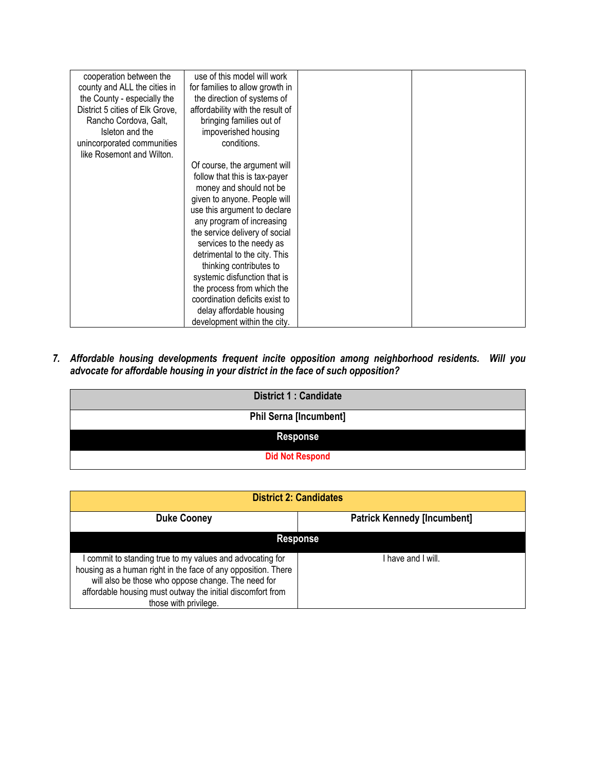| | | | |
|---|---|---|---|
| cooperation between the county and ALL the cities in the County - especially the District 5 cities of Elk Grove, Rancho Cordova, Galt, Isleton and the unincorporated communities like Rosemont and Wilton. | use of this model will work for families to allow growth in the direction of systems of affordability with the result of bringing families out of impoverished housing conditions.<br><br>Of course, the argument will follow that this is tax-payer money and should not be given to anyone. People will use this argument to declare any program of increasing the service delivery of social services to the needy as detrimental to the city. This thinking contributes to systemic disfunction that is the process from which the coordination deficits exist to delay affordable housing development within the city. | | |

7. ***Affordable housing developments frequent incite opposition among neighborhood residents. Will you advocate for affordable housing in your district in the face of such opposition?***

| District 1 : Candidate |
|---|
| **Phil Serna [Incumbent]** |
| **Response** |
| Did Not Respond |

| District 2: Candidates | |
|---|---|
| **Duke Cooney** | **Patrick Kennedy [Incumbent]** |
| **Response** | |
| I commit to standing true to my values and advocating for housing as a human right in the face of any opposition. There will also be those who oppose change. The need for affordable housing must outway the initial discomfort from those with privilege. | I have and I will. |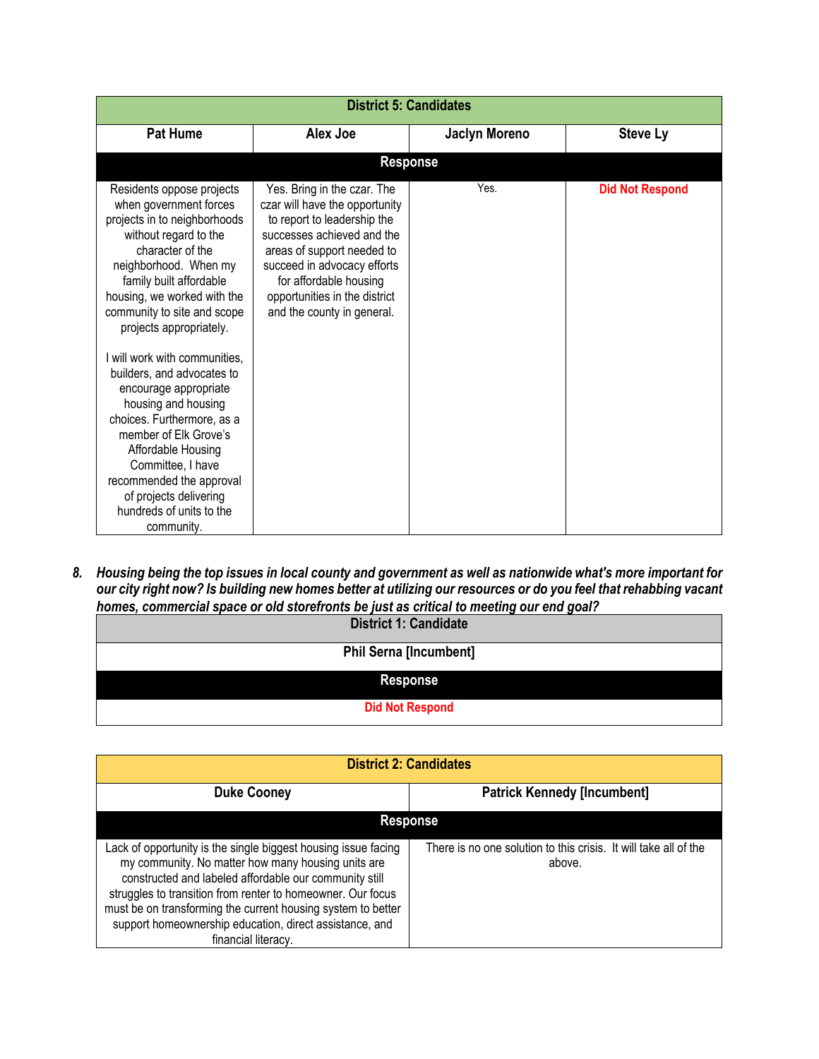| District 5: Candidates | | | |
|---|---|---|---|
| **Pat Hume** | **Alex Joe** | **Jaclyn Moreno** | **Steve Ly** |
| **Response** | | | |
| Residents oppose projects when government forces projects in to neighborhoods without regard to the character of the neighborhood. When my family built affordable housing, we worked with the community to site and scope projects appropriately.<br><br>I will work with communities, builders, and advocates to encourage appropriate housing and housing choices. Furthermore, as a member of Elk Grove's Affordable Housing Committee, I have recommended the approval of projects delivering hundreds of units to the community. | Yes. Bring in the czar. The czar will have the opportunity to report to leadership the successes achieved and the areas of support needed to succeed in advocacy efforts for affordable housing opportunities in the district and the county in general. | Yes. | **Did Not Respond** |

8. ***Housing being the top issues in local county and government as well as nationwide what's more important for our city right now? Is building new homes better at utilizing our resources or do you feel that rehabbing vacant homes, commercial space or old storefronts be just as critical to meeting our end goal?***

| District 1: Candidate |
|---|
| **Phil Serna [Incumbent]** |
| **Response** |
| **Did Not Respond** |

| District 2: Candidates | |
|---|---|
| **Duke Cooney** | **Patrick Kennedy [Incumbent]** |
| **Response** | |
| Lack of opportunity is the single biggest housing issue facing my community. No matter how many housing units are constructed and labeled affordable our community still struggles to transition from renter to homeowner. Our focus must be on transforming the current housing system to better support homeownership education, direct assistance, and financial literacy. | There is no one solution to this crisis. It will take all of the above. |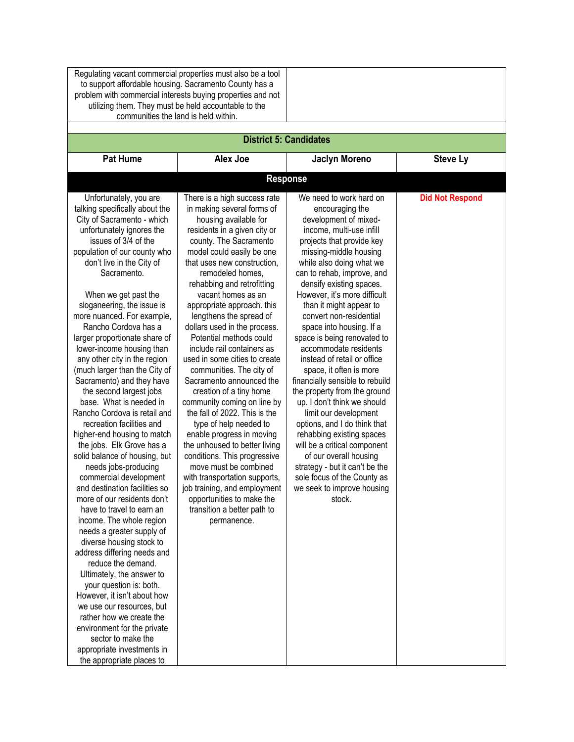| Regulating vacant commercial properties must also be a tool to support affordable housing. Sacramento County has a problem with commercial interests buying properties and not utilizing them. They must be held accountable to the communities the land is held within. | |
|---|---|

| District 5: Candidates | | | |
|---|---|---|---|
| **Pat Hume** | **Alex Joe** | **Jaclyn Moreno** | **Steve Ly** |
| **Response** | | | |
| Unfortunately, you are talking specifically about the City of Sacramento - which unfortunately ignores the issues of 3/4 of the population of our county who don't live in the City of Sacramento.<br><br>When we get past the sloganeering, the issue is more nuanced. For example, Rancho Cordova has a larger proportionate share of lower-income housing than any other city in the region (much larger than the City of Sacramento) and they have the second largest jobs base. What is needed in Rancho Cordova is retail and recreation facilities and higher-end housing to match the jobs. Elk Grove has a solid balance of housing, but needs jobs-producing commercial development and destination facilities so more of our residents don't have to travel to earn an income. The whole region needs a greater supply of diverse housing stock to address differing needs and reduce the demand. Ultimately, the answer to your question is: both. However, it isn't about how we use our resources, but rather how we create the environment for the private sector to make the appropriate investments in the appropriate places to | There is a high success rate in making several forms of housing available for residents in a given city or county. The Sacramento model could easily be one that uses new construction, remodeled homes, rehabbing and retrofitting vacant homes as an appropriate approach. this lengthens the spread of dollars used in the process. Potential methods could include rail containers as used in some cities to create communities. The city of Sacramento announced the creation of a tiny home community coming on line by the fall of 2022. This is the type of help needed to enable progress in moving the unhoused to better living conditions. This progressive move must be combined with transportation supports, job training, and employment opportunities to make the transition a better path to permanence. | We need to work hard on encouraging the development of mixed-income, multi-use infill projects that provide key missing-middle housing while also doing what we can to rehab, improve, and densify existing spaces. However, it's more difficult than it might appear to convert non-residential space into housing. If a space is being renovated to accommodate residents instead of retail or office space, it often is more financially sensible to rebuild the property from the ground up. I don't think we should limit our development options, and I do think that rehabbing existing spaces will be a critical component of our overall housing strategy - but it can't be the sole focus of the County as we seek to improve housing stock. | **Did Not Respond** |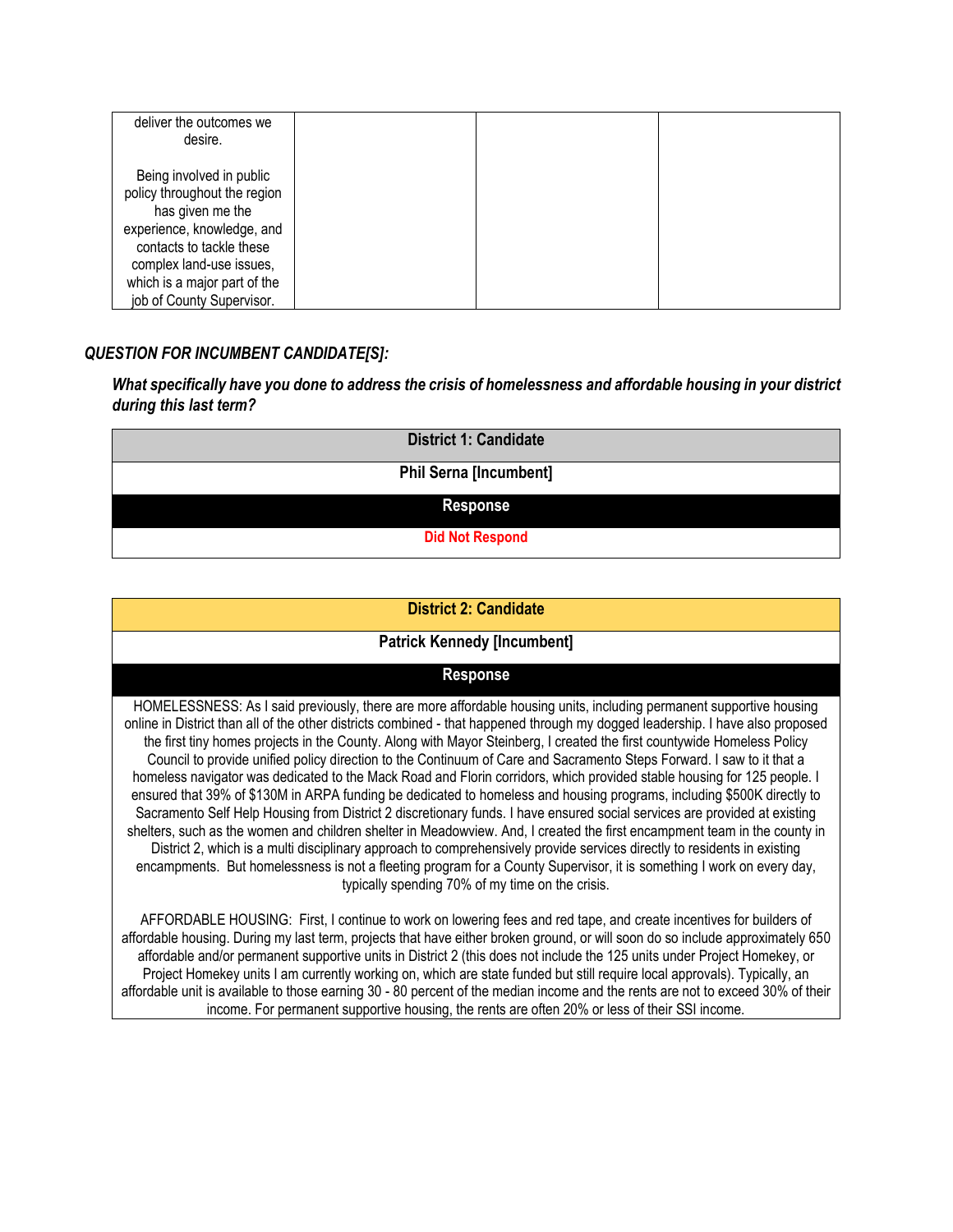| | | | |
|---|---|---|---|
| deliver the outcomes we desire.<br><br>Being involved in public policy throughout the region has given me the experience, knowledge, and contacts to tackle these complex land-use issues, which is a major part of the job of County Supervisor. | | | |

***QUESTION FOR INCUMBENT CANDIDATE[S]:***

***What specifically have you done to address the crisis of homelessness and affordable housing in your district during this last term?***

| District 1: Candidate |
|---|
| **Phil Serna [Incumbent]** |
| **Response** |
| **Did Not Respond** |

| District 2: Candidate |
|---|
| **Patrick Kennedy [Incumbent]** |
| **Response** |
| HOMELESSNESS: As I said previously, there are more affordable housing units, including permanent supportive housing online in District than all of the other districts combined - that happened through my dogged leadership. I have also proposed the first tiny homes projects in the County. Along with Mayor Steinberg, I created the first countywide Homeless Policy Council to provide unified policy direction to the Continuum of Care and Sacramento Steps Forward. I saw to it that a homeless navigator was dedicated to the Mack Road and Florin corridors, which provided stable housing for 125 people. I ensured that 39% of $130M in ARPA funding be dedicated to homeless and housing programs, including $500K directly to Sacramento Self Help Housing from District 2 discretionary funds. I have ensured social services are provided at existing shelters, such as the women and children shelter in Meadowview. And, I created the first encampment team in the county in District 2, which is a multi disciplinary approach to comprehensively provide services directly to residents in existing encampments. But homelessness is not a fleeting program for a County Supervisor, it is something I work on every day, typically spending 70% of my time on the crisis.<br><br>AFFORDABLE HOUSING: First, I continue to work on lowering fees and red tape, and create incentives for builders of affordable housing. During my last term, projects that have either broken ground, or will soon do so include approximately 650 affordable and/or permanent supportive units in District 2 (this does not include the 125 units under Project Homekey, or Project Homekey units I am currently working on, which are state funded but still require local approvals). Typically, an affordable unit is available to those earning 30 - 80 percent of the median income and the rents are not to exceed 30% of their income. For permanent supportive housing, the rents are often 20% or less of their SSI income. |